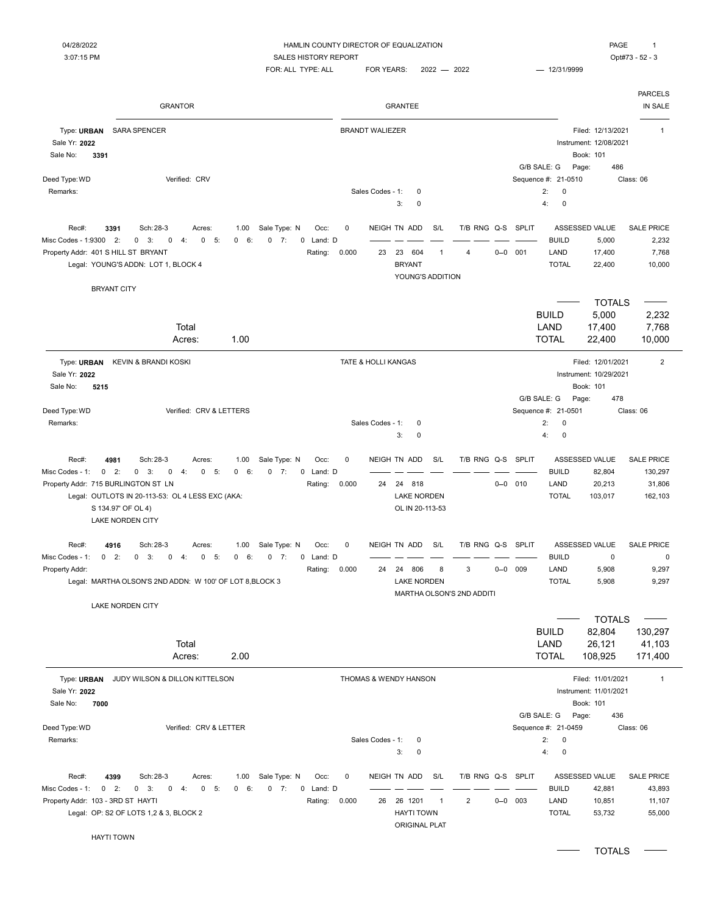# HAMLIN COUNTY DIRECTOR OF EQUALIZATION

04/28/2022
3:07:15 PM

SALES HISTORY REPORT
FOR: ALL TYPE: ALL FOR YEARS: 2022 — 2022 — 12/31/9999

Opt#73 - 52 - 3

| GRANTOR | GRANTEE | PARCELS IN SALE |
|---|---|---|

---

**Type: URBAN** SARA SPENCER — BRANDT WALIEZER — Parcels in sale: 1

Sale Yr: **2022**
Sale No: **3391**

Filed: 12/13/2021
Instrument: 12/08/2021
Book: 101
G/B SALE: G Page: 486
Deed Type: WD Verified: CRV
Sequence #: 21-0510 Class: 06
Remarks:
Sales Codes - 1: 0 2: 0 3: 0 4: 0

| Rec# | Sch | Acres | Sale Type | Occ | NEIGH | TN | ADD | S/L | T/B | RNG | Q-S | SPLIT | | ASSESSED VALUE | SALE PRICE |
|---|---|---|---|---|---|---|---|---|---|---|---|---|---|---|---|
| 3391 | 28-3 | 1.00 | N | 0 | 23 | 23 | 604 | 1 | 4 | | 0--0 | 001 | BUILD | 5,000 | 2,232 |
| | | | | | | | | | | | | | LAND | 17,400 | 7,768 |
| | | | | | | | | | | | | | TOTAL | 22,400 | 10,000 |

Misc Codes - 1:9300 2: 0 3: 0 4: 0 5: 0 6: 0 7: 0 Land: D
Rating: 0.000
Property Addr: 401 S HILL ST BRYANT
Legal: YOUNG'S ADDN: LOT 1, BLOCK 4
BRYANT — YOUNG'S ADDITION
BRYANT CITY

| Total Acres: 1.00 | TOTALS | |
|---|---|---|
| BUILD | 5,000 | 2,232 |
| LAND | 17,400 | 7,768 |
| TOTAL | 22,400 | 10,000 |

---

**Type: URBAN** KEVIN & BRANDI KOSKI — TATE & HOLLI KANGAS — Parcels in sale: 2

Sale Yr: **2022**
Sale No: **5215**

Filed: 12/01/2021
Instrument: 10/29/2021
Book: 101
G/B SALE: G Page: 478
Deed Type: WD Verified: CRV & LETTERS
Sequence #: 21-0501 Class: 06
Remarks:
Sales Codes - 1: 0 2: 0 3: 0 4: 0

| Rec# | Sch | Acres | Sale Type | Occ | NEIGH | TN | ADD | S/L | T/B | RNG | Q-S | SPLIT | | ASSESSED VALUE | SALE PRICE |
|---|---|---|---|---|---|---|---|---|---|---|---|---|---|---|---|
| 4981 | 28-3 | 1.00 | N | 0 | 24 | 24 | 818 | | | | 0--0 | 010 | BUILD | 82,804 | 130,297 |
| | | | | | | | | | | | | | LAND | 20,213 | 31,806 |
| | | | | | | | | | | | | | TOTAL | 103,017 | 162,103 |

Misc Codes - 1: 0 2: 0 3: 0 4: 0 5: 0 6: 0 7: 0 Land: D
Rating: 0.000
Property Addr: 715 BURLINGTON ST LN
Legal: OUTLOTS IN 20-113-53: OL 4 LESS EXC (AKA: S 134.97' OF OL 4)
LAKE NORDEN — OL IN 20-113-53
LAKE NORDEN CITY

| Rec# | Sch | Acres | Sale Type | Occ | NEIGH | TN | ADD | S/L | T/B | RNG | Q-S | SPLIT | | ASSESSED VALUE | SALE PRICE |
|---|---|---|---|---|---|---|---|---|---|---|---|---|---|---|---|
| 4916 | 28-3 | 1.00 | N | 0 | 24 | 24 | 806 | 8 | 3 | | 0--0 | 009 | BUILD | 0 | 0 |
| | | | | | | | | | | | | | LAND | 5,908 | 9,297 |
| | | | | | | | | | | | | | TOTAL | 5,908 | 9,297 |

Misc Codes - 1: 0 2: 0 3: 0 4: 0 5: 0 6: 0 7: 0 Land: D
Rating: 0.000
Property Addr:
Legal: MARTHA OLSON'S 2ND ADDN: W 100' OF LOT 8,BLOCK 3
LAKE NORDEN — MARTHA OLSON'S 2ND ADDITI
LAKE NORDEN CITY

| Total Acres: 2.00 | TOTALS | |
|---|---|---|
| BUILD | 82,804 | 130,297 |
| LAND | 26,121 | 41,103 |
| TOTAL | 108,925 | 171,400 |

---

**Type: URBAN** JUDY WILSON & DILLON KITTELSON — THOMAS & WENDY HANSON — Parcels in sale: 1

Sale Yr: **2022**
Sale No: **7000**

Filed: 11/01/2021
Instrument: 11/01/2021
Book: 101
G/B SALE: G Page: 436
Deed Type: WD Verified: CRV & LETTER
Sequence #: 21-0459 Class: 06
Remarks:
Sales Codes - 1: 0 2: 0 3: 0 4: 0

| Rec# | Sch | Acres | Sale Type | Occ | NEIGH | TN | ADD | S/L | T/B | RNG | Q-S | SPLIT | | ASSESSED VALUE | SALE PRICE |
|---|---|---|---|---|---|---|---|---|---|---|---|---|---|---|---|
| 4399 | 28-3 | 1.00 | N | 0 | 26 | 26 | 1201 | 1 | 2 | | 0--0 | 003 | BUILD | 42,881 | 43,893 |
| | | | | | | | | | | | | | LAND | 10,851 | 11,107 |
| | | | | | | | | | | | | | TOTAL | 53,732 | 55,000 |

Misc Codes - 1: 0 2: 0 3: 0 4: 0 5: 0 6: 0 7: 0 Land: D
Rating: 0.000
Property Addr: 103 - 3RD ST HAYTI
Legal: OP: S2 OF LOTS 1,2 & 3, BLOCK 2
HAYTI TOWN — ORIGINAL PLAT
HAYTI TOWN

TOTALS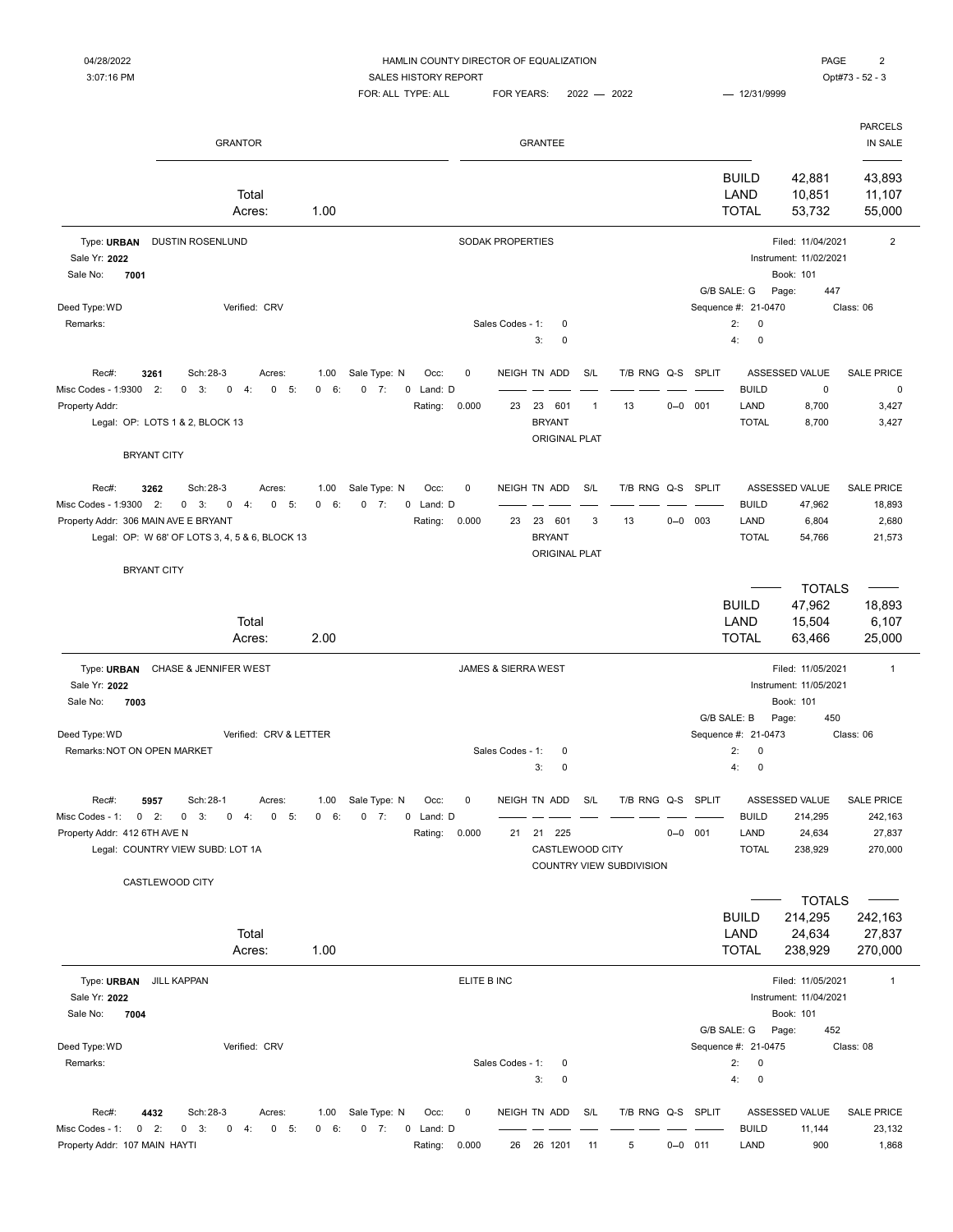HAMLIN COUNTY DIRECTOR OF EQUALIZATION
SALES HISTORY REPORT
FOR: ALL TYPE: ALL   FOR YEARS: 2022 — 2022   — 12/31/9999

| GRANTOR | GRANTEE | | | PARCELS IN SALE |
|---|---|---|---|---|

| | BUILD | 42,881 | 43,893 |
|---|---|---|---|
| Total | LAND | 10,851 | 11,107 |
| Acres: 1.00 | TOTAL | 53,732 | 55,000 |

---

Type: **URBAN**   DUSTIN ROSENLUND   SODAK PROPERTIES   Filed: 11/04/2021   2
Sale Yr: **2022**   Instrument: 11/02/2021
Sale No: **7001**   Book: 101
G/B SALE: G   Page: 447
Deed Type: WD   Verified: CRV   Sequence #: 21-0470   Class: 06
Remarks:   Sales Codes - 1: 0   2: 0   3: 0   4: 0

Rec#: **3261**   Sch: 28-3   Acres: 1.00   Sale Type: N   Occ: 0
Misc Codes - 1: 9300 2: 0 3: 0 4: 0 5: 0 6: 0 7: 0   Land: D
Property Addr:   Rating: 0.000
Legal: OP: LOTS 1 & 2, BLOCK 13
BRYANT CITY

| NEIGH | TN | ADD | S/L | T/B | RNG | Q-S | SPLIT | | ASSESSED VALUE | SALE PRICE |
|---|---|---|---|---|---|---|---|---|---|---|
| 23 | 23 | 601 | 1 | 13 | | 0—0 | 001 | BUILD | 0 | 0 |
| | BRYANT ORIGINAL PLAT | | | | | | | LAND | 8,700 | 3,427 |
| | | | | | | | | TOTAL | 8,700 | 3,427 |

Rec#: **3262**   Sch: 28-3   Acres: 1.00   Sale Type: N   Occ: 0
Misc Codes - 1: 9300 2: 0 3: 0 4: 0 5: 0 6: 0 7: 0   Land: D
Property Addr: 306 MAIN AVE E BRYANT   Rating: 0.000
Legal: OP: W 68' OF LOTS 3, 4, 5 & 6, BLOCK 13
BRYANT CITY

| NEIGH | TN | ADD | S/L | T/B | RNG | Q-S | SPLIT | | ASSESSED VALUE | SALE PRICE |
|---|---|---|---|---|---|---|---|---|---|---|
| 23 | 23 | 601 | 3 | 13 | | 0—0 | 003 | BUILD | 47,962 | 18,893 |
| | BRYANT ORIGINAL PLAT | | | | | | | LAND | 6,804 | 2,680 |
| | | | | | | | | TOTAL | 54,766 | 21,573 |

| | | TOTALS | |
|---|---|---|---|
| | BUILD | 47,962 | 18,893 |
| Total | LAND | 15,504 | 6,107 |
| Acres: 2.00 | TOTAL | 63,466 | 25,000 |

---

Type: **URBAN**   CHASE & JENNIFER WEST   JAMES & SIERRA WEST   Filed: 11/05/2021   1
Sale Yr: **2022**   Instrument: 11/05/2021
Sale No: **7003**   Book: 101
G/B SALE: B   Page: 450
Deed Type: WD   Verified: CRV & LETTER   Sequence #: 21-0473   Class: 06
Remarks: NOT ON OPEN MARKET   Sales Codes - 1: 0   2: 0   3: 0   4: 0

Rec#: **5957**   Sch: 28-1   Acres: 1.00   Sale Type: N   Occ: 0
Misc Codes - 1: 0 2: 0 3: 0 4: 0 5: 0 6: 0 7: 0   Land: D
Property Addr: 412 6TH AVE N   Rating: 0.000
Legal: COUNTRY VIEW SUBD: LOT 1A
CASTLEWOOD CITY

| NEIGH | TN | ADD | S/L | T/B | RNG | Q-S | SPLIT | | ASSESSED VALUE | SALE PRICE |
|---|---|---|---|---|---|---|---|---|---|---|
| 21 | 21 | 225 | | | | 0—0 | 001 | BUILD | 214,295 | 242,163 |
| | CASTLEWOOD CITY COUNTRY VIEW SUBDIVISION | | | | | | | LAND | 24,634 | 27,837 |
| | | | | | | | | TOTAL | 238,929 | 270,000 |

| | | TOTALS | |
|---|---|---|---|
| | BUILD | 214,295 | 242,163 |
| Total | LAND | 24,634 | 27,837 |
| Acres: 1.00 | TOTAL | 238,929 | 270,000 |

---

Type: **URBAN**   JILL KAPPAN   ELITE B INC   Filed: 11/05/2021   1
Sale Yr: **2022**   Instrument: 11/04/2021
Sale No: **7004**   Book: 101
G/B SALE: G   Page: 452
Deed Type: WD   Verified: CRV   Sequence #: 21-0475   Class: 08
Remarks:   Sales Codes - 1: 0   2: 0   3: 0   4: 0

Rec#: **4432**   Sch: 28-3   Acres: 1.00   Sale Type: N   Occ: 0
Misc Codes - 1: 0 2: 0 3: 0 4: 0 5: 0 6: 0 7: 0   Land: D
Property Addr: 107 MAIN HAYTI   Rating: 0.000

| NEIGH | TN | ADD | S/L | T/B | RNG | Q-S | SPLIT | | ASSESSED VALUE | SALE PRICE |
|---|---|---|---|---|---|---|---|---|---|---|
| 26 | 26 | 1201 | 11 | 5 | | 0—0 | 011 | BUILD | 11,144 | 23,132 |
| | | | | | | | | LAND | 900 | 1,868 |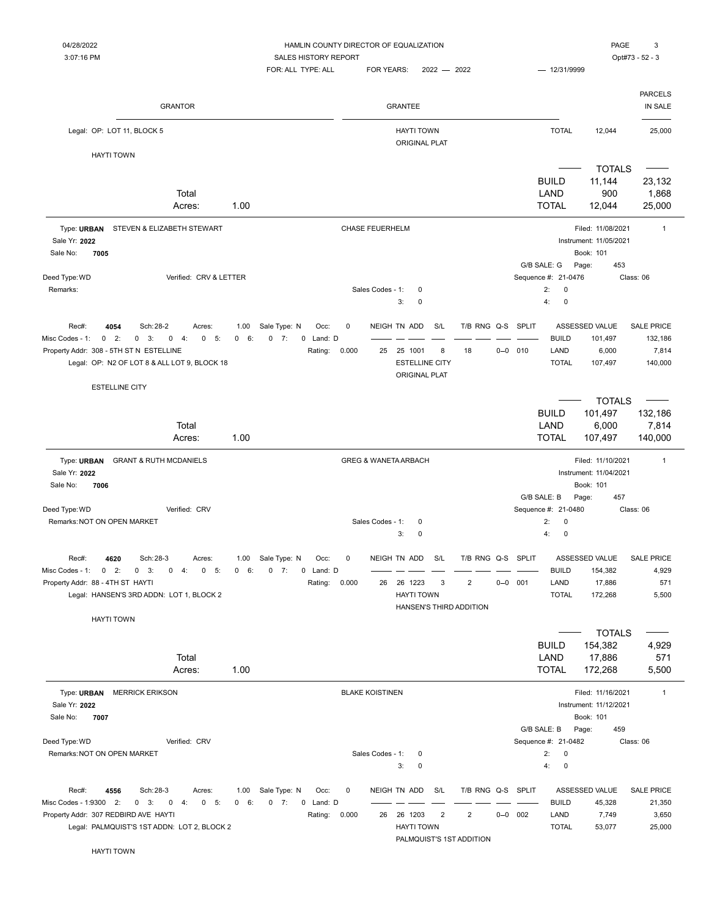HAMLIN COUNTY DIRECTOR OF EQUALIZATION
SALES HISTORY REPORT
FOR: ALL TYPE: ALL  FOR YEARS: 2022 — 2022  — 12/31/9999

04/28/2022 3:07:16 PM  Opt#73 - 52 - 3

| GRANTOR | GRANTEE | PARCELS IN SALE |
|---|---|---|

Legal: OP: LOT 11, BLOCK 5 — HAYTI TOWN ORIGINAL PLAT — TOTAL 12,044 / 25,000

HAYTI TOWN

Total Acres: 1.00

| | TOTALS | |
|---|---|---|
| BUILD | 11,144 | 23,132 |
| LAND | 900 | 1,868 |
| TOTAL | 12,044 | 25,000 |

---

**Type: URBAN** STEVEN & ELIZABETH STEWART → CHASE FEUERHELM — Parcels: 1

Sale Yr: **2022**
Sale No: **7005**
Filed: 11/08/2021 Instrument: 11/05/2021 Book: 101 Page: 453
G/B SALE: G
Deed Type: WD  Verified: CRV & LETTER  Sequence #: 21-0476  Class: 06
Remarks:
Sales Codes - 1: 0  2: 0  3: 0  4: 0

Rec#: **4054**  Sch: 28-2  Acres: 1.00  Sale Type: N  Occ: 0
Misc Codes - 1: 0 2: 0 3: 0 4: 0 5: 0 6: 0 7: 0 Land: D
Rating: 0.000
Property Addr: 308 - 5TH ST N ESTELLINE
Legal: OP: N2 OF LOT 8 & ALL LOT 9, BLOCK 18
ESTELLINE CITY ORIGINAL PLAT

| NEIGH | TN | ADD | S/L | T/B | RNG | Q-S | SPLIT |
|---|---|---|---|---|---|---|---|
| 25 | 25 | 1001 | 8 | 18 | | 0--0 | 010 |

| | ASSESSED VALUE | SALE PRICE |
|---|---|---|
| BUILD | 101,497 | 132,186 |
| LAND | 6,000 | 7,814 |
| TOTAL | 107,497 | 140,000 |

ESTELLINE CITY

Total Acres: 1.00

| | TOTALS | |
|---|---|---|
| BUILD | 101,497 | 132,186 |
| LAND | 6,000 | 7,814 |
| TOTAL | 107,497 | 140,000 |

---

**Type: URBAN** GRANT & RUTH MCDANIELS → GREG & WANETA ARBACH — Parcels: 1

Sale Yr: **2022**
Sale No: **7006**
Filed: 11/10/2021 Instrument: 11/04/2021 Book: 101 Page: 457
G/B SALE: B
Deed Type: WD  Verified: CRV  Sequence #: 21-0480  Class: 06
Remarks: NOT ON OPEN MARKET
Sales Codes - 1: 0  2: 0  3: 0  4: 0

Rec#: **4620**  Sch: 28-3  Acres: 1.00  Sale Type: N  Occ: 0
Misc Codes - 1: 0 2: 0 3: 0 4: 0 5: 0 6: 0 7: 0 Land: D
Rating: 0.000
Property Addr: 88 - 4TH ST HAYTI
Legal: HANSEN'S 3RD ADDN: LOT 1, BLOCK 2
HAYTI TOWN HANSEN'S THIRD ADDITION

| NEIGH | TN | ADD | S/L | T/B | RNG | Q-S | SPLIT |
|---|---|---|---|---|---|---|---|
| 26 | 26 | 1223 | 3 | 2 | | 0--0 | 001 |

| | ASSESSED VALUE | SALE PRICE |
|---|---|---|
| BUILD | 154,382 | 4,929 |
| LAND | 17,886 | 571 |
| TOTAL | 172,268 | 5,500 |

HAYTI TOWN

Total Acres: 1.00

| | TOTALS | |
|---|---|---|
| BUILD | 154,382 | 4,929 |
| LAND | 17,886 | 571 |
| TOTAL | 172,268 | 5,500 |

---

**Type: URBAN** MERRICK ERIKSON → BLAKE KOISTINEN — Parcels: 1

Sale Yr: **2022**
Sale No: **7007**
Filed: 11/16/2021 Instrument: 11/12/2021 Book: 101 Page: 459
G/B SALE: B
Deed Type: WD  Verified: CRV  Sequence #: 21-0482  Class: 06
Remarks: NOT ON OPEN MARKET
Sales Codes - 1: 0  2: 0  3: 0  4: 0

Rec#: **4556**  Sch: 28-3  Acres: 1.00  Sale Type: N  Occ: 0
Misc Codes - 1: 9300 2: 0 3: 0 4: 0 5: 0 6: 0 7: 0 Land: D
Rating: 0.000
Property Addr: 307 REDBIRD AVE HAYTI
Legal: PALMQUIST'S 1ST ADDN: LOT 2, BLOCK 2
HAYTI TOWN PALMQUIST'S 1ST ADDITION

| NEIGH | TN | ADD | S/L | T/B | RNG | Q-S | SPLIT |
|---|---|---|---|---|---|---|---|
| 26 | 26 | 1203 | 2 | 2 | | 0--0 | 002 |

| | ASSESSED VALUE | SALE PRICE |
|---|---|---|
| BUILD | 45,328 | 21,350 |
| LAND | 7,749 | 3,650 |
| TOTAL | 53,077 | 25,000 |

HAYTI TOWN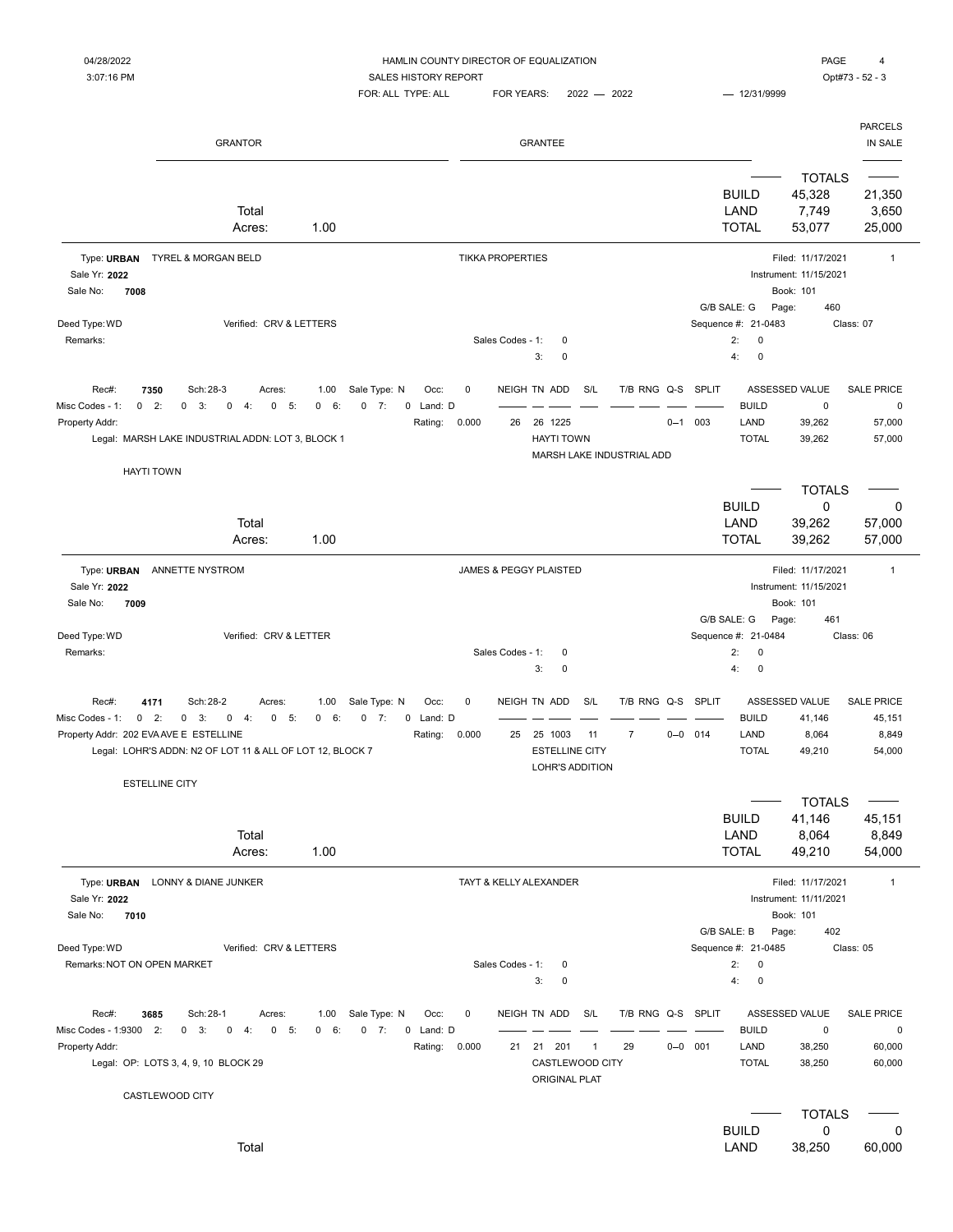GRANTOR | GRANTEE | PARCELS IN SALE

| | | TOTALS | |
|---|---|---|---|
| | BUILD | 45,328 | 21,350 |
| Total | LAND | 7,749 | 3,650 |
| Acres: 1.00 | TOTAL | 53,077 | 25,000 |

---

Type: **URBAN** TYREL & MORGAN BELD — TIKKA PROPERTIES — Filed: 11/17/2021 — 1

Sale Yr: **2022** — Instrument: 11/15/2021

Sale No: **7008** — Book: 101

G/B SALE: G Page: 460

Deed Type: WD Verified: CRV & LETTERS — Sequence #: 21-0483 Class: 07

Remarks: — Sales Codes - 1: 0  2: 0  3: 0  4: 0

| Rec#: | Sch: | Acres: | Sale Type: | Occ: | NEIGH | TN | ADD | S/L | T/B | RNG | Q-S | SPLIT | | ASSESSED VALUE | SALE PRICE |
|---|---|---|---|---|---|---|---|---|---|---|---|---|---|---|---|
| 7350 | 28-3 | 1.00 | N | 0 | 26 | 26 | 1225 | | | | 0--1 | 003 | BUILD | 0 | 0 |
| | | | | | | | | | | | | | LAND | 39,262 | 57,000 |
| | | | | | | | | | | | | | TOTAL | 39,262 | 57,000 |

Misc Codes - 1: 0 2: 0 3: 0 4: 0 5: 0 6: 0 7: 0 Land: D

Property Addr: — Rating: 0.000

Legal: MARSH LAKE INDUSTRIAL ADDN: LOT 3, BLOCK 1 — HAYTI TOWN — MARSH LAKE INDUSTRIAL ADD

HAYTI TOWN

| | | TOTALS | |
|---|---|---|---|
| | BUILD | 0 | 0 |
| Total | LAND | 39,262 | 57,000 |
| Acres: 1.00 | TOTAL | 39,262 | 57,000 |

---

Type: **URBAN** ANNETTE NYSTROM — JAMES & PEGGY PLAISTED — Filed: 11/17/2021 — 1

Sale Yr: **2022** — Instrument: 11/15/2021

Sale No: **7009** — Book: 101

G/B SALE: G Page: 461

Deed Type: WD Verified: CRV & LETTER — Sequence #: 21-0484 Class: 06

Remarks: — Sales Codes - 1: 0  2: 0  3: 0  4: 0

| Rec#: | Sch: | Acres: | Sale Type: | Occ: | NEIGH | TN | ADD | S/L | T/B | RNG | Q-S | SPLIT | | ASSESSED VALUE | SALE PRICE |
|---|---|---|---|---|---|---|---|---|---|---|---|---|---|---|---|
| 4171 | 28-2 | 1.00 | N | 0 | 25 | 25 | 1003 | 11 | 7 | | 0--0 | 014 | BUILD | 41,146 | 45,151 |
| | | | | | | | | | | | | | LAND | 8,064 | 8,849 |
| | | | | | | | | | | | | | TOTAL | 49,210 | 54,000 |

Misc Codes - 1: 0 2: 0 3: 0 4: 0 5: 0 6: 0 7: 0 Land: D

Property Addr: 202 EVA AVE E ESTELLINE — Rating: 0.000

Legal: LOHR'S ADDN: N2 OF LOT 11 & ALL OF LOT 12, BLOCK 7 — ESTELLINE CITY — LOHR'S ADDITION

ESTELLINE CITY

| | | TOTALS | |
|---|---|---|---|
| | BUILD | 41,146 | 45,151 |
| Total | LAND | 8,064 | 8,849 |
| Acres: 1.00 | TOTAL | 49,210 | 54,000 |

---

Type: **URBAN** LONNY & DIANE JUNKER — TAYT & KELLY ALEXANDER — Filed: 11/17/2021 — 1

Sale Yr: **2022** — Instrument: 11/11/2021

Sale No: **7010** — Book: 101

G/B SALE: B Page: 402

Deed Type: WD Verified: CRV & LETTERS — Sequence #: 21-0485 Class: 05

Remarks: NOT ON OPEN MARKET — Sales Codes - 1: 0  2: 0  3: 0  4: 0

| Rec#: | Sch: | Acres: | Sale Type: | Occ: | NEIGH | TN | ADD | S/L | T/B | RNG | Q-S | SPLIT | | ASSESSED VALUE | SALE PRICE |
|---|---|---|---|---|---|---|---|---|---|---|---|---|---|---|---|
| 3685 | 28-1 | 1.00 | N | 0 | 21 | 21 | 201 | 1 | 29 | | 0--0 | 001 | BUILD | 0 | 0 |
| | | | | | | | | | | | | | LAND | 38,250 | 60,000 |
| | | | | | | | | | | | | | TOTAL | 38,250 | 60,000 |

Misc Codes - 1: 9300 2: 0 3: 0 4: 0 5: 0 6: 0 7: 0 Land: D

Property Addr: — Rating: 0.000

Legal: OP: LOTS 3, 4, 9, 10 BLOCK 29 — CASTLEWOOD CITY — ORIGINAL PLAT

CASTLEWOOD CITY

| | | TOTALS | |
|---|---|---|---|
| | BUILD | 0 | 0 |
| Total | LAND | 38,250 | 60,000 |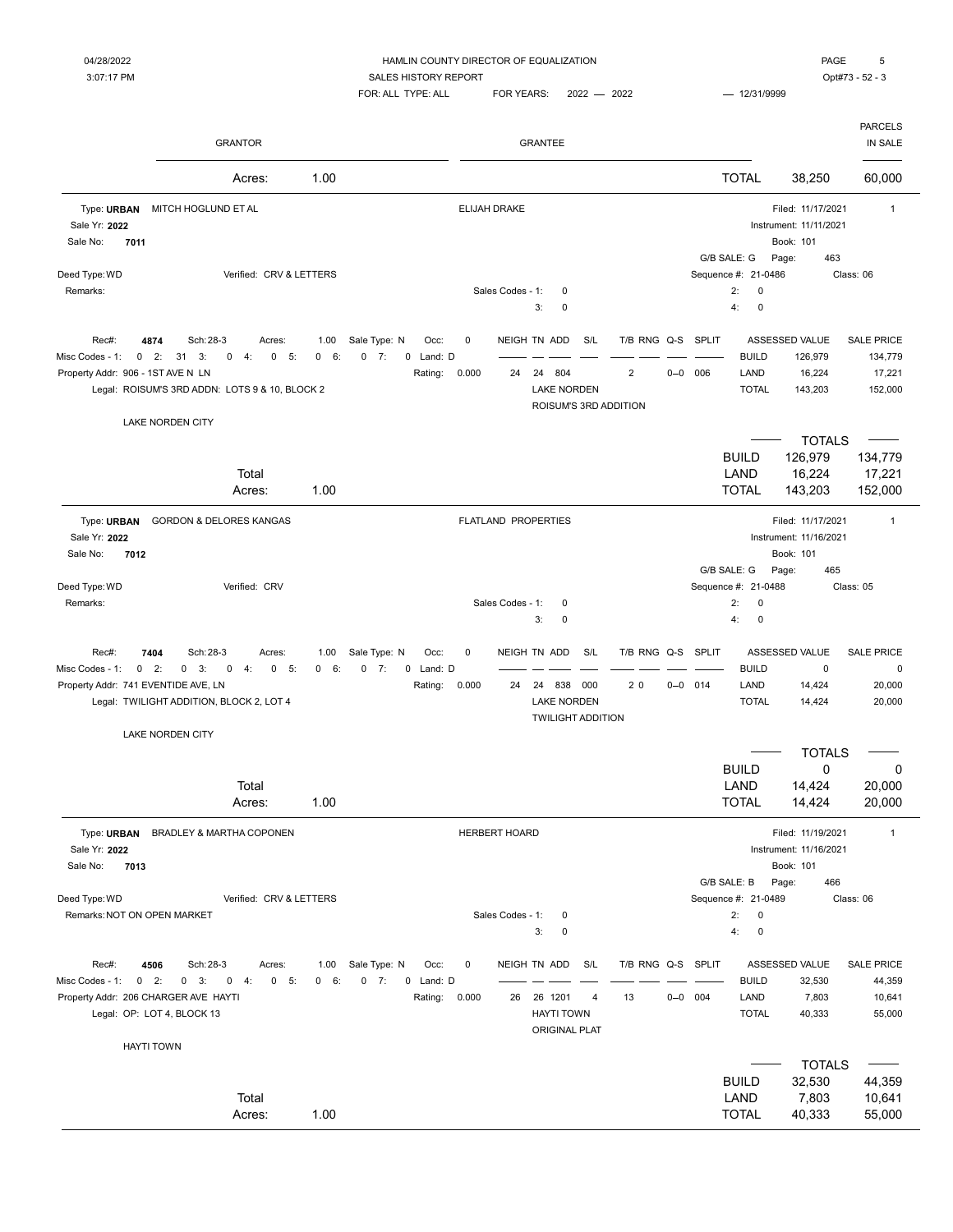HAMLIN COUNTY DIRECTOR OF EQUALIZATION

SALES HISTORY REPORT

FOR: ALL TYPE: ALL    FOR YEARS: 2022 — 2022    — 12/31/9999

| GRANTOR | GRANTEE | | | PARCELS IN SALE |
|---|---|---|---|---|
| Acres: 1.00 | | TOTAL | 38,250 | 60,000 |

---

**Type: URBAN** MITCH HOGLUND ET AL — ELIJAH DRAKE — Filed: 11/17/2021 — 1

Sale Yr: **2022** — Instrument: 11/11/2021

Sale No: **7011** — Book: 101

G/B SALE: G — Page: 463

Deed Type: WD — Verified: CRV & LETTERS — Sequence #: 21-0486 — Class: 06

Remarks:

Sales Codes - 1: 0 — 2: 0 — 3: 0 — 4: 0

| Rec#: | Sch: | Acres: | Sale Type: | Occ: | NEIGH | TN | ADD | S/L | T/B | RNG | Q-S | SPLIT | ASSESSED VALUE | | SALE PRICE |
|---|---|---|---|---|---|---|---|---|---|---|---|---|---|---|---|
| 4874 | 28-3 | 1.00 | N | 0 | 24 | 24 | 804 | | 2 | | 0--0 | 006 | BUILD | 126,979 | 134,779 |
| | | | | | | | | | | | | | LAND | 16,224 | 17,221 |
| | | | | | | | | | | | | | TOTAL | 143,203 | 152,000 |

Misc Codes - 1: 0 2: 31 3: 0 4: 0 5: 0 6: 0 7: 0 Land: D — Rating: 0.000

Property Addr: 906 - 1ST AVE N LN

Legal: ROISUM'S 3RD ADDN: LOTS 9 & 10, BLOCK 2 — LAKE NORDEN — ROISUM'S 3RD ADDITION

LAKE NORDEN CITY

| Total | TOTALS | | |
|---|---|---|---|
| | BUILD | 126,979 | 134,779 |
| | LAND | 16,224 | 17,221 |
| Acres: 1.00 | TOTAL | 143,203 | 152,000 |

---

**Type: URBAN** GORDON & DELORES KANGAS — FLATLAND PROPERTIES — Filed: 11/17/2021 — 1

Sale Yr: **2022** — Instrument: 11/16/2021

Sale No: **7012** — Book: 101

G/B SALE: G — Page: 465

Deed Type: WD — Verified: CRV — Sequence #: 21-0488 — Class: 05

Remarks:

Sales Codes - 1: 0 — 2: 0 — 3: 0 — 4: 0

| Rec#: | Sch: | Acres: | Sale Type: | Occ: | NEIGH | TN | ADD | S/L | T/B | RNG | Q-S | SPLIT | ASSESSED VALUE | | SALE PRICE |
|---|---|---|---|---|---|---|---|---|---|---|---|---|---|---|---|
| 7404 | 28-3 | 1.00 | N | 0 | 24 | 24 | 838 | 000 | 2 0 | | 0--0 | 014 | BUILD | 0 | 0 |
| | | | | | | | | | | | | | LAND | 14,424 | 20,000 |
| | | | | | | | | | | | | | TOTAL | 14,424 | 20,000 |

Misc Codes - 1: 0 2: 0 3: 0 4: 0 5: 0 6: 0 7: 0 Land: D — Rating: 0.000

Property Addr: 741 EVENTIDE AVE, LN

Legal: TWILIGHT ADDITION, BLOCK 2, LOT 4 — LAKE NORDEN — TWILIGHT ADDITION

LAKE NORDEN CITY

| Total | TOTALS | | |
|---|---|---|---|
| | BUILD | 0 | 0 |
| | LAND | 14,424 | 20,000 |
| Acres: 1.00 | TOTAL | 14,424 | 20,000 |

---

**Type: URBAN** BRADLEY & MARTHA COPONEN — HERBERT HOARD — Filed: 11/19/2021 — 1

Sale Yr: **2022** — Instrument: 11/16/2021

Sale No: **7013** — Book: 101

G/B SALE: B — Page: 466

Deed Type: WD — Verified: CRV & LETTERS — Sequence #: 21-0489 — Class: 06

Remarks: NOT ON OPEN MARKET

Sales Codes - 1: 0 — 2: 0 — 3: 0 — 4: 0

| Rec#: | Sch: | Acres: | Sale Type: | Occ: | NEIGH | TN | ADD | S/L | T/B | RNG | Q-S | SPLIT | ASSESSED VALUE | | SALE PRICE |
|---|---|---|---|---|---|---|---|---|---|---|---|---|---|---|---|
| 4506 | 28-3 | 1.00 | N | 0 | 26 | 26 | 1201 | 4 | 13 | | 0--0 | 004 | BUILD | 32,530 | 44,359 |
| | | | | | | | | | | | | | LAND | 7,803 | 10,641 |
| | | | | | | | | | | | | | TOTAL | 40,333 | 55,000 |

Misc Codes - 1: 0 2: 0 3: 0 4: 0 5: 0 6: 0 7: 0 Land: D — Rating: 0.000

Property Addr: 206 CHARGER AVE HAYTI

Legal: OP: LOT 4, BLOCK 13 — HAYTI TOWN — ORIGINAL PLAT

HAYTI TOWN

| Total | TOTALS | | |
|---|---|---|---|
| | BUILD | 32,530 | 44,359 |
| | LAND | 7,803 | 10,641 |
| Acres: 1.00 | TOTAL | 40,333 | 55,000 |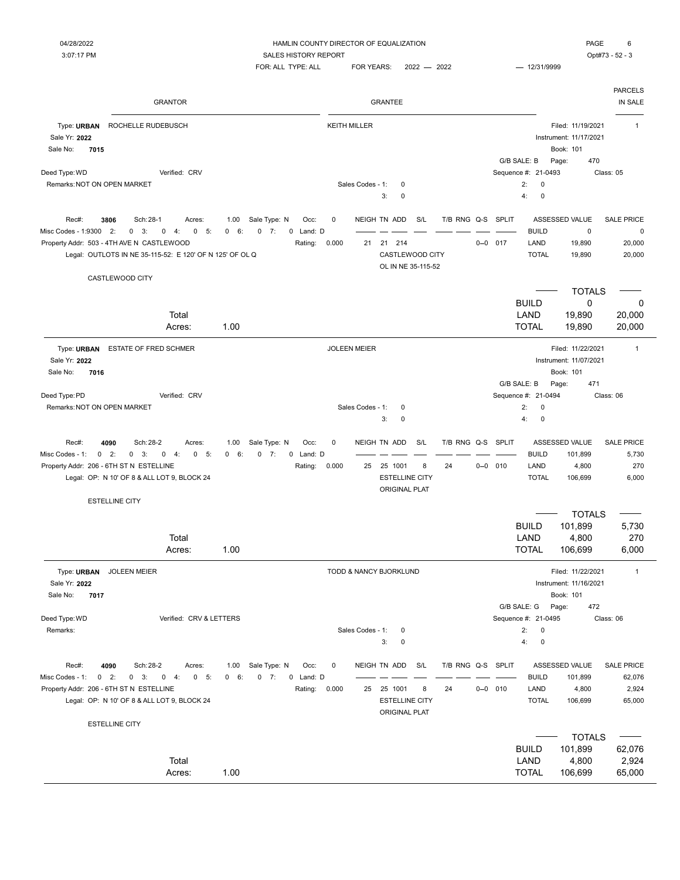HAMLIN COUNTY DIRECTOR OF EQUALIZATION

SALES HISTORY REPORT

FOR: ALL TYPE: ALL FOR YEARS: 2022 — 2022 — 12/31/9999

04/28/2022 3:07:17 PM Opt#73 - 52 - 3

| GRANTOR | GRANTEE | PARCELS IN SALE |
|---|---|---|

---

**Type: URBAN** ROCHELLE RUDEBUSCH — KEITH MILLER — Filed: 11/19/2021 — Parcels: 1

Sale Yr: **2022** — Instrument: 11/17/2021

Sale No: **7015** — Book: 101

G/B SALE: B — Page: 470

Deed Type: WD — Verified: CRV — Sequence #: 21-0493 — Class: 05

Remarks: NOT ON OPEN MARKET — Sales Codes - 1: 0 — 2: 0 — 3: 0 — 4: 0

Rec#: **3806** Sch: 28-1 Acres: 1.00 Sale Type: N Occ: 0

Misc Codes - 1: 9300 2: 0 3: 0 4: 0 5: 0 6: 0 7: 0 Land: D

Property Addr: 503 - 4TH AVE N CASTLEWOOD — Rating: 0.000

Legal: OUTLOTS IN NE 35-115-52: E 120' OF N 125' OF OL Q

CASTLEWOOD CITY

| NEIGH | TN | ADD | S/L | T/B | RNG | Q-S | SPLIT | | ASSESSED VALUE | SALE PRICE |
|---|---|---|---|---|---|---|---|---|---|---|
| 21 | 21 | 214 | | | | 0--0 | 017 | BUILD | 0 | 0 |
| | | CASTLEWOOD CITY | | | | | | LAND | 19,890 | 20,000 |
| | | OL IN NE 35-115-52 | | | | | | TOTAL | 19,890 | 20,000 |

Total Acres: 1.00

| TOTALS | | |
|---|---|---|
| BUILD | 0 | 0 |
| LAND | 19,890 | 20,000 |
| TOTAL | 19,890 | 20,000 |

---

**Type: URBAN** ESTATE OF FRED SCHMER — JOLEEN MEIER — Filed: 11/22/2021 — Parcels: 1

Sale Yr: **2022** — Instrument: 11/07/2021

Sale No: **7016** — Book: 101

G/B SALE: B — Page: 471

Deed Type: PD — Verified: CRV — Sequence #: 21-0494 — Class: 06

Remarks: NOT ON OPEN MARKET — Sales Codes - 1: 0 — 2: 0 — 3: 0 — 4: 0

Rec#: **4090** Sch: 28-2 Acres: 1.00 Sale Type: N Occ: 0

Misc Codes - 1: 0 2: 0 3: 0 4: 0 5: 0 6: 0 7: 0 Land: D

Property Addr: 206 - 6TH ST N ESTELLINE — Rating: 0.000

Legal: OP: N 10' OF 8 & ALL LOT 9, BLOCK 24

ESTELLINE CITY

| NEIGH | TN | ADD | S/L | T/B | RNG | Q-S | SPLIT | | ASSESSED VALUE | SALE PRICE |
|---|---|---|---|---|---|---|---|---|---|---|
| 25 | 25 | 1001 | 8 | 24 | | 0--0 | 010 | BUILD | 101,899 | 5,730 |
| | | ESTELLINE CITY | | | | | | LAND | 4,800 | 270 |
| | | ORIGINAL PLAT | | | | | | TOTAL | 106,699 | 6,000 |

Total Acres: 1.00

| TOTALS | | |
|---|---|---|
| BUILD | 101,899 | 5,730 |
| LAND | 4,800 | 270 |
| TOTAL | 106,699 | 6,000 |

---

**Type: URBAN** JOLEEN MEIER — TODD & NANCY BJORKLUND — Filed: 11/22/2021 — Parcels: 1

Sale Yr: **2022** — Instrument: 11/16/2021

Sale No: **7017** — Book: 101

G/B SALE: G — Page: 472

Deed Type: WD — Verified: CRV & LETTERS — Sequence #: 21-0495 — Class: 06

Remarks: — Sales Codes - 1: 0 — 2: 0 — 3: 0 — 4: 0

Rec#: **4090** Sch: 28-2 Acres: 1.00 Sale Type: N Occ: 0

Misc Codes - 1: 0 2: 0 3: 0 4: 0 5: 0 6: 0 7: 0 Land: D

Property Addr: 206 - 6TH ST N ESTELLINE — Rating: 0.000

Legal: OP: N 10' OF 8 & ALL LOT 9, BLOCK 24

ESTELLINE CITY

| NEIGH | TN | ADD | S/L | T/B | RNG | Q-S | SPLIT | | ASSESSED VALUE | SALE PRICE |
|---|---|---|---|---|---|---|---|---|---|---|
| 25 | 25 | 1001 | 8 | 24 | | 0--0 | 010 | BUILD | 101,899 | 62,076 |
| | | ESTELLINE CITY | | | | | | LAND | 4,800 | 2,924 |
| | | ORIGINAL PLAT | | | | | | TOTAL | 106,699 | 65,000 |

Total Acres: 1.00

| TOTALS | | |
|---|---|---|
| BUILD | 101,899 | 62,076 |
| LAND | 4,800 | 2,924 |
| TOTAL | 106,699 | 65,000 |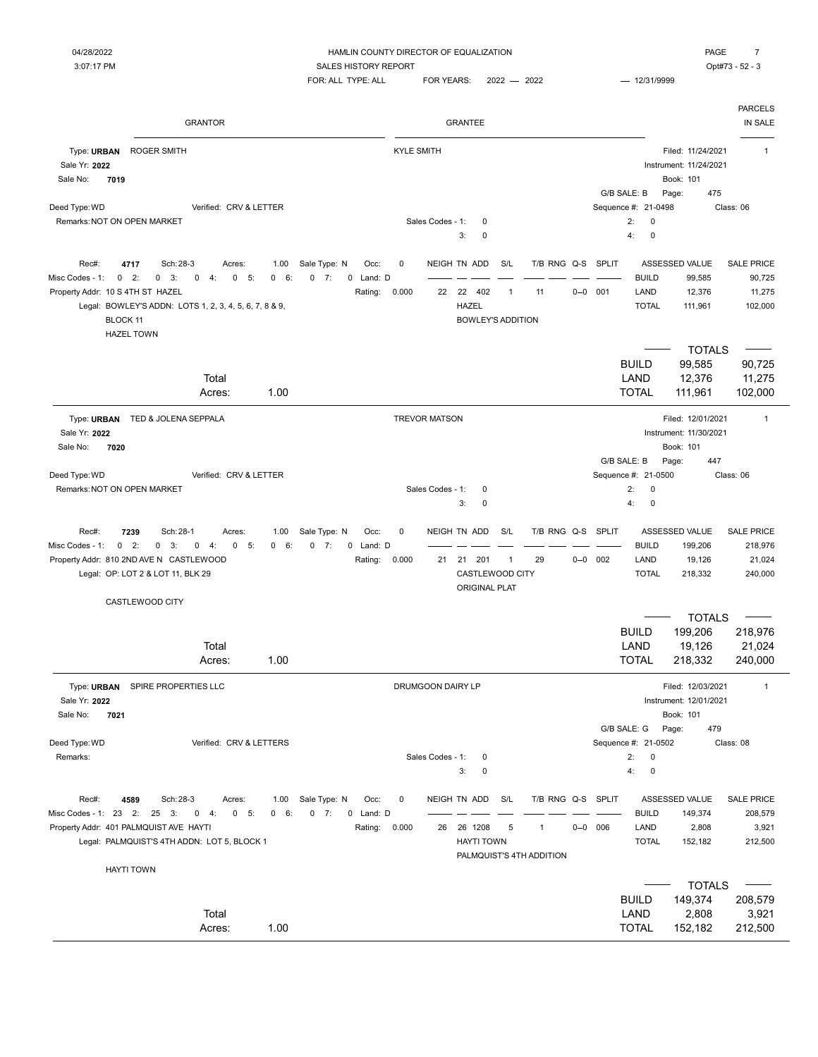HAMLIN COUNTY DIRECTOR OF EQUALIZATION
SALES HISTORY REPORT
FOR: ALL TYPE: ALL FOR YEARS: 2022 — 2022 — 12/31/9999

04/28/2022 3:07:17 PM Opt#73 - 52 - 3

| GRANTOR | GRANTEE | PARCELS IN SALE |
|---|---|---|

---

**Type: URBAN** ROGER SMITH — KYLE SMITH

Filed: 11/24/2021 — Parcels in sale: 1

Sale Yr: **2022**
Instrument: 11/24/2021
Sale No: **7019**
Book: 101
G/B SALE: B Page: 475
Deed Type: WD Verified: CRV & LETTER
Sequence #: 21-0498 Class: 06
Remarks: NOT ON OPEN MARKET
Sales Codes - 1: 0 2: 0 3: 0 4: 0

Rec#: **4717** Sch: 28-3 Acres: 1.00 Sale Type: N Occ: 0
Misc Codes - 1: 0 2: 0 3: 0 4: 0 5: 0 6: 0 7: 0 Land: D
Property Addr: 10 S 4TH ST HAZEL Rating: 0.000
Legal: BOWLEY'S ADDN: LOTS 1, 2, 3, 4, 5, 6, 7, 8 & 9, BLOCK 11 HAZEL TOWN

| NEIGH | TN | ADD | S/L | T/B | RNG | Q-S | SPLIT |
|---|---|---|---|---|---|---|---|
| 22 | 22 | 402 | 1 | 11 | | 0--0 | 001 |

HAZEL
BOWLEY'S ADDITION

| | ASSESSED VALUE | SALE PRICE |
|---|---|---|
| BUILD | 99,585 | 90,725 |
| LAND | 12,376 | 11,275 |
| TOTAL | 111,961 | 102,000 |

Total Acres: 1.00

| TOTALS | | |
|---|---|---|
| BUILD | 99,585 | 90,725 |
| LAND | 12,376 | 11,275 |
| TOTAL | 111,961 | 102,000 |

---

**Type: URBAN** TED & JOLENA SEPPALA — TREVOR MATSON

Filed: 12/01/2021 — Parcels in sale: 1

Sale Yr: **2022**
Instrument: 11/30/2021
Sale No: **7020**
Book: 101
G/B SALE: B Page: 447
Deed Type: WD Verified: CRV & LETTER
Sequence #: 21-0500 Class: 06
Remarks: NOT ON OPEN MARKET
Sales Codes - 1: 0 2: 0 3: 0 4: 0

Rec#: **7239** Sch: 28-1 Acres: 1.00 Sale Type: N Occ: 0
Misc Codes - 1: 0 2: 0 3: 0 4: 0 5: 0 6: 0 7: 0 Land: D
Property Addr: 810 2ND AVE N CASTLEWOOD Rating: 0.000
Legal: OP: LOT 2 & LOT 11, BLK 29 CASTLEWOOD CITY

| NEIGH | TN | ADD | S/L | T/B | RNG | Q-S | SPLIT |
|---|---|---|---|---|---|---|---|
| 21 | 21 | 201 | 1 | 29 | | 0--0 | 002 |

CASTLEWOOD CITY
ORIGINAL PLAT

| | ASSESSED VALUE | SALE PRICE |
|---|---|---|
| BUILD | 199,206 | 218,976 |
| LAND | 19,126 | 21,024 |
| TOTAL | 218,332 | 240,000 |

Total Acres: 1.00

| TOTALS | | |
|---|---|---|
| BUILD | 199,206 | 218,976 |
| LAND | 19,126 | 21,024 |
| TOTAL | 218,332 | 240,000 |

---

**Type: URBAN** SPIRE PROPERTIES LLC — DRUMGOON DAIRY LP

Filed: 12/03/2021 — Parcels in sale: 1

Sale Yr: **2022**
Instrument: 12/01/2021
Sale No: **7021**
Book: 101
G/B SALE: G Page: 479
Deed Type: WD Verified: CRV & LETTERS
Sequence #: 21-0502 Class: 08
Remarks:
Sales Codes - 1: 0 2: 0 3: 0 4: 0

Rec#: **4589** Sch: 28-3 Acres: 1.00 Sale Type: N Occ: 0
Misc Codes - 1: 23 2: 25 3: 0 4: 0 5: 0 6: 0 7: 0 Land: D
Property Addr: 401 PALMQUIST AVE HAYTI Rating: 0.000
Legal: PALMQUIST'S 4TH ADDN: LOT 5, BLOCK 1 HAYTI TOWN

| NEIGH | TN | ADD | S/L | T/B | RNG | Q-S | SPLIT |
|---|---|---|---|---|---|---|---|
| 26 | 26 | 1208 | 5 | 1 | | 0--0 | 006 |

HAYTI TOWN
PALMQUIST'S 4TH ADDITION

| | ASSESSED VALUE | SALE PRICE |
|---|---|---|
| BUILD | 149,374 | 208,579 |
| LAND | 2,808 | 3,921 |
| TOTAL | 152,182 | 212,500 |

Total Acres: 1.00

| TOTALS | | |
|---|---|---|
| BUILD | 149,374 | 208,579 |
| LAND | 2,808 | 3,921 |
| TOTAL | 152,182 | 212,500 |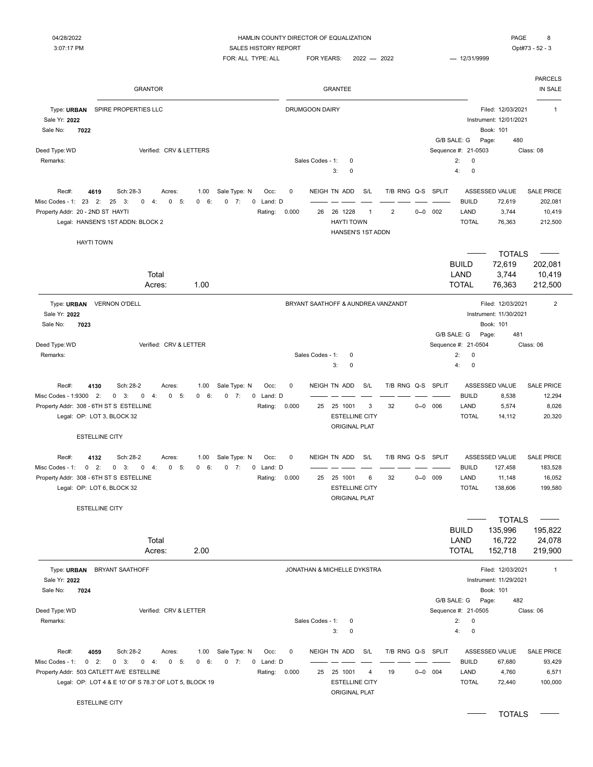HAMLIN COUNTY DIRECTOR OF EQUALIZATION
SALES HISTORY REPORT

04/28/2022
3:07:17 PM

FOR: ALL TYPE: ALL    FOR YEARS: 2022 — 2022    — 12/31/9999

Opt#73 - 52 - 3

| GRANTOR | GRANTEE | PARCELS IN SALE |
|---|---|---|

---

**Type: URBAN** SPIRE PROPERTIES LLC — DRUMGOON DAIRY — Parcels in sale: 1

Sale Yr: **2022**
Sale No: **7022**
Deed Type: WD    Verified: CRV & LETTERS
Remarks:

Filed: 12/03/2021
Instrument: 12/01/2021
Book: 101
G/B SALE: G    Page: 480
Sequence #: 21-0503    Class: 08

Sales Codes - 1: 0    2: 0    3: 0    4: 0

Rec#: **4619**    Sch: 28-3    Acres: 1.00    Sale Type: N    Occ: 0
Misc Codes - 1: 23  2: 25  3: 0  4: 0  5: 0  6: 0  7: 0  Land: D
Property Addr: 20 - 2ND ST HAYTI    Rating: 0.000
Legal: HANSEN'S 1ST ADDN: BLOCK 2

HAYTI TOWN

| NEIGH | TN | ADD | S/L | T/B | RNG | Q-S | SPLIT |
|---|---|---|---|---|---|---|---|
| 26 | 26 | 1228 | 1 | 2 | | 0--0 | 002 |

HAYTI TOWN
HANSEN'S 1ST ADDN

| | ASSESSED VALUE | SALE PRICE |
|---|---|---|
| BUILD | 72,619 | 202,081 |
| LAND | 3,744 | 10,419 |
| TOTAL | 76,363 | 212,500 |

Total Acres: 1.00

| TOTALS | | |
|---|---|---|
| BUILD | 72,619 | 202,081 |
| LAND | 3,744 | 10,419 |
| TOTAL | 76,363 | 212,500 |

---

**Type: URBAN** VERNON O'DELL — BRYANT SAATHOFF & AUNDREA VANZANDT — Parcels in sale: 2

Sale Yr: **2022**
Sale No: **7023**
Deed Type: WD    Verified: CRV & LETTER
Remarks:

Filed: 12/03/2021
Instrument: 11/30/2021
Book: 101
G/B SALE: G    Page: 481
Sequence #: 21-0504    Class: 06

Sales Codes - 1: 0    2: 0    3: 0    4: 0

Rec#: **4130**    Sch: 28-2    Acres: 1.00    Sale Type: N    Occ: 0
Misc Codes - 1:9300  2: 0  3: 0  4: 0  5: 0  6: 0  7: 0  Land: D
Property Addr: 308 - 6TH ST S ESTELLINE    Rating: 0.000
Legal: OP: LOT 3, BLOCK 32

ESTELLINE CITY

| NEIGH | TN | ADD | S/L | T/B | RNG | Q-S | SPLIT |
|---|---|---|---|---|---|---|---|
| 25 | 25 | 1001 | 3 | 32 | | 0--0 | 006 |

ESTELLINE CITY
ORIGINAL PLAT

| | ASSESSED VALUE | SALE PRICE |
|---|---|---|
| BUILD | 8,538 | 12,294 |
| LAND | 5,574 | 8,026 |
| TOTAL | 14,112 | 20,320 |

Rec#: **4132**    Sch: 28-2    Acres: 1.00    Sale Type: N    Occ: 0
Misc Codes - 1: 0  2: 0  3: 0  4: 0  5: 0  6: 0  7: 0  Land: D
Property Addr: 308 - 6TH ST S ESTELLINE    Rating: 0.000
Legal: OP: LOT 6, BLOCK 32

ESTELLINE CITY

| NEIGH | TN | ADD | S/L | T/B | RNG | Q-S | SPLIT |
|---|---|---|---|---|---|---|---|
| 25 | 25 | 1001 | 6 | 32 | | 0--0 | 009 |

ESTELLINE CITY
ORIGINAL PLAT

| | ASSESSED VALUE | SALE PRICE |
|---|---|---|
| BUILD | 127,458 | 183,528 |
| LAND | 11,148 | 16,052 |
| TOTAL | 138,606 | 199,580 |

Total Acres: 2.00

| TOTALS | | |
|---|---|---|
| BUILD | 135,996 | 195,822 |
| LAND | 16,722 | 24,078 |
| TOTAL | 152,718 | 219,900 |

---

**Type: URBAN** BRYANT SAATHOFF — JONATHAN & MICHELLE DYKSTRA — Parcels in sale: 1

Sale Yr: **2022**
Sale No: **7024**
Deed Type: WD    Verified: CRV & LETTER
Remarks:

Filed: 12/03/2021
Instrument: 11/29/2021
Book: 101
G/B SALE: G    Page: 482
Sequence #: 21-0505    Class: 06

Sales Codes - 1: 0    2: 0    3: 0    4: 0

Rec#: **4059**    Sch: 28-2    Acres: 1.00    Sale Type: N    Occ: 0
Misc Codes - 1: 0  2: 0  3: 0  4: 0  5: 0  6: 0  7: 0  Land: D
Property Addr: 503 CATLETT AVE ESTELLINE    Rating: 0.000
Legal: OP: LOT 4 & E 10' OF S 78.3' OF LOT 5, BLOCK 19

ESTELLINE CITY

| NEIGH | TN | ADD | S/L | T/B | RNG | Q-S | SPLIT |
|---|---|---|---|---|---|---|---|
| 25 | 25 | 1001 | 4 | 19 | | 0--0 | 004 |

ESTELLINE CITY
ORIGINAL PLAT

| | ASSESSED VALUE | SALE PRICE |
|---|---|---|
| BUILD | 67,680 | 93,429 |
| LAND | 4,760 | 6,571 |
| TOTAL | 72,440 | 100,000 |

TOTALS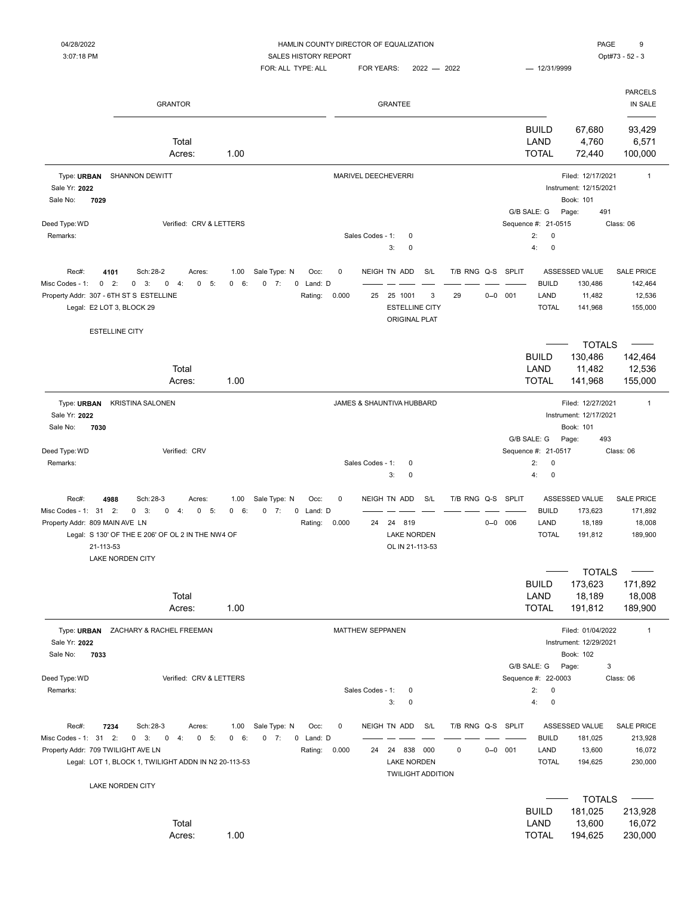| | | PARCELS |
|---|---|---|
| GRANTOR | GRANTEE | IN SALE |

| | | | |
|---|---|---|---|
| Total | BUILD | 67,680 | 93,429 |
| | LAND | 4,760 | 6,571 |
| Acres: 1.00 | TOTAL | 72,440 | 100,000 |

---

Type: **URBAN** SHANNON DEWITT — MARIVEL DEECHEVERRI — Filed: 12/17/2021 — 1

Sale Yr: **2022** — Instrument: 12/15/2021

Sale No: **7029** — Book: 101

G/B SALE: G — Page: 491

Deed Type: WD — Verified: CRV & LETTERS — Sequence #: 21-0515 — Class: 06

Remarks: — Sales Codes - 1: 0 — 2: 0 — 3: 0 — 4: 0

Rec#: **4101** Sch: 28-2 Acres: 1.00 Sale Type: N Occ: 0

Misc Codes - 1: 0 2: 0 3: 0 4: 0 5: 0 6: 0 7: 0 Land: D

Property Addr: 307 - 6TH ST S ESTELLINE — Rating: 0.000

Legal: E2 LOT 3, BLOCK 29

ESTELLINE CITY

| NEIGH | TN | ADD | S/L | T/B | RNG | Q-S | SPLIT | | ASSESSED VALUE | SALE PRICE |
|---|---|---|---|---|---|---|---|---|---|---|
| 25 | 25 | 1001 | 3 | 29 | | 0--0 | 001 | BUILD | 130,486 | 142,464 |
| | ESTELLINE CITY | | | | | | | LAND | 11,482 | 12,536 |
| | ORIGINAL PLAT | | | | | | | TOTAL | 141,968 | 155,000 |

| | | TOTALS | |
|---|---|---|---|
| Total | BUILD | 130,486 | 142,464 |
| | LAND | 11,482 | 12,536 |
| Acres: 1.00 | TOTAL | 141,968 | 155,000 |

---

Type: **URBAN** KRISTINA SALONEN — JAMES & SHAUNTIVA HUBBARD — Filed: 12/27/2021 — 1

Sale Yr: **2022** — Instrument: 12/17/2021

Sale No: **7030** — Book: 101

G/B SALE: G — Page: 493

Deed Type: WD — Verified: CRV — Sequence #: 21-0517 — Class: 06

Remarks: — Sales Codes - 1: 0 — 2: 0 — 3: 0 — 4: 0

Rec#: **4988** Sch: 28-3 Acres: 1.00 Sale Type: N Occ: 0

Misc Codes - 1: 31 2: 0 3: 0 4: 0 5: 0 6: 0 7: 0 Land: D

Property Addr: 809 MAIN AVE LN — Rating: 0.000

Legal: S 130' OF THE E 206' OF OL 2 IN THE NW4 OF 21-113-53

LAKE NORDEN CITY

| NEIGH | TN | ADD | S/L | T/B | RNG | Q-S | SPLIT | | ASSESSED VALUE | SALE PRICE |
|---|---|---|---|---|---|---|---|---|---|---|
| 24 | 24 | 819 | | | | 0--0 | 006 | BUILD | 173,623 | 171,892 |
| | LAKE NORDEN | | | | | | | LAND | 18,189 | 18,008 |
| | OL IN 21-113-53 | | | | | | | TOTAL | 191,812 | 189,900 |

| | | TOTALS | |
|---|---|---|---|
| Total | BUILD | 173,623 | 171,892 |
| | LAND | 18,189 | 18,008 |
| Acres: 1.00 | TOTAL | 191,812 | 189,900 |

---

Type: **URBAN** ZACHARY & RACHEL FREEMAN — MATTHEW SEPPANEN — Filed: 01/04/2022 — 1

Sale Yr: **2022** — Instrument: 12/29/2021

Sale No: **7033** — Book: 102

G/B SALE: G — Page: 3

Deed Type: WD — Verified: CRV & LETTERS — Sequence #: 22-0003 — Class: 06

Remarks: — Sales Codes - 1: 0 — 2: 0 — 3: 0 — 4: 0

Rec#: **7234** Sch: 28-3 Acres: 1.00 Sale Type: N Occ: 0

Misc Codes - 1: 31 2: 0 3: 0 4: 0 5: 0 6: 0 7: 0 Land: D

Property Addr: 709 TWILIGHT AVE LN — Rating: 0.000

Legal: LOT 1, BLOCK 1, TWILIGHT ADDN IN N2 20-113-53

LAKE NORDEN CITY

| NEIGH | TN | ADD | S/L | T/B | RNG | Q-S | SPLIT | | ASSESSED VALUE | SALE PRICE |
|---|---|---|---|---|---|---|---|---|---|---|
| 24 | 24 | 838 | 000 | 0 | | 0--0 | 001 | BUILD | 181,025 | 213,928 |
| | LAKE NORDEN | | | | | | | LAND | 13,600 | 16,072 |
| | TWILIGHT ADDITION | | | | | | | TOTAL | 194,625 | 230,000 |

| | | TOTALS | |
|---|---|---|---|
| Total | BUILD | 181,025 | 213,928 |
| | LAND | 13,600 | 16,072 |
| Acres: 1.00 | TOTAL | 194,625 | 230,000 |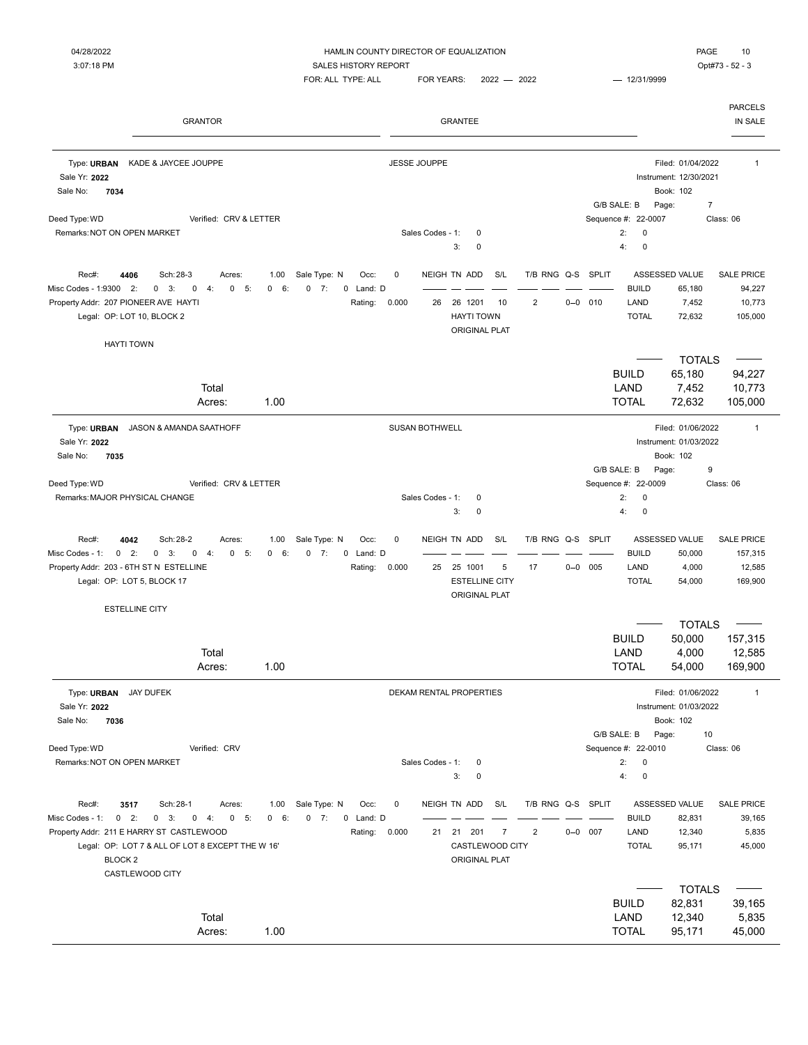HAMLIN COUNTY DIRECTOR OF EQUALIZATION
SALES HISTORY REPORT
FOR: ALL TYPE: ALL FOR YEARS: 2022 — 2022 — 12/31/9999

04/28/2022 3:07:18 PM — Opt#73 - 52 - 3

| GRANTOR | GRANTEE | PARCELS IN SALE |
|---|---|---|

---

**Type: URBAN** KADE & JAYCEE JOUPPE — JESSE JOUPPE — Filed: 01/04/2022 — 1
Sale Yr: **2022** — Instrument: 12/30/2021
Sale No: **7034** — Book: 102
G/B SALE: B Page: 7
Deed Type: WD Verified: CRV & LETTER — Sequence #: 22-0007 Class: 06
Remarks: NOT ON OPEN MARKET — Sales Codes - 1: 0 2: 0 3: 0 4: 0

Rec#: **4406** Sch: 28-3 Acres: 1.00 Sale Type: N Occ: 0
Misc Codes - 1: 9300 2: 0 3: 0 4: 0 5: 0 6: 0 7: 0 Land: D
Property Addr: 207 PIONEER AVE HAYTI Rating: 0.000
Legal: OP: LOT 10, BLOCK 2
HAYTI TOWN

| NEIGH | TN | ADD | S/L | T/B | RNG | Q-S | SPLIT |
|---|---|---|---|---|---|---|---|
| 26 | 26 | 1201 | 10 | 2 | | 0--0 | 010 |

HAYTI TOWN ORIGINAL PLAT

| | ASSESSED VALUE | SALE PRICE |
|---|---|---|
| BUILD | 65,180 | 94,227 |
| LAND | 7,452 | 10,773 |
| TOTAL | 72,632 | 105,000 |

Total Acres: 1.00

| TOTALS | | |
|---|---|---|
| BUILD | 65,180 | 94,227 |
| LAND | 7,452 | 10,773 |
| TOTAL | 72,632 | 105,000 |

---

**Type: URBAN** JASON & AMANDA SAATHOFF — SUSAN BOTHWELL — Filed: 01/06/2022 — 1
Sale Yr: **2022** — Instrument: 01/03/2022
Sale No: **7035** — Book: 102
G/B SALE: B Page: 9
Deed Type: WD Verified: CRV & LETTER — Sequence #: 22-0009 Class: 06
Remarks: MAJOR PHYSICAL CHANGE — Sales Codes - 1: 0 2: 0 3: 0 4: 0

Rec#: **4042** Sch: 28-2 Acres: 1.00 Sale Type: N Occ: 0
Misc Codes - 1: 0 2: 0 3: 0 4: 0 5: 0 6: 0 7: 0 Land: D
Property Addr: 203 - 6TH ST N ESTELLINE Rating: 0.000
Legal: OP: LOT 5, BLOCK 17
ESTELLINE CITY

| NEIGH | TN | ADD | S/L | T/B | RNG | Q-S | SPLIT |
|---|---|---|---|---|---|---|---|
| 25 | 25 | 1001 | 5 | 17 | | 0--0 | 005 |

ESTELLINE CITY ORIGINAL PLAT

| | ASSESSED VALUE | SALE PRICE |
|---|---|---|
| BUILD | 50,000 | 157,315 |
| LAND | 4,000 | 12,585 |
| TOTAL | 54,000 | 169,900 |

Total Acres: 1.00

| TOTALS | | |
|---|---|---|
| BUILD | 50,000 | 157,315 |
| LAND | 4,000 | 12,585 |
| TOTAL | 54,000 | 169,900 |

---

**Type: URBAN** JAY DUFEK — DEKAM RENTAL PROPERTIES — Filed: 01/06/2022 — 1
Sale Yr: **2022** — Instrument: 01/03/2022
Sale No: **7036** — Book: 102
G/B SALE: B Page: 10
Deed Type: WD Verified: CRV — Sequence #: 22-0010 Class: 06
Remarks: NOT ON OPEN MARKET — Sales Codes - 1: 0 2: 0 3: 0 4: 0

Rec#: **3517** Sch: 28-1 Acres: 1.00 Sale Type: N Occ: 0
Misc Codes - 1: 0 2: 0 3: 0 4: 0 5: 0 6: 0 7: 0 Land: D
Property Addr: 211 E HARRY ST CASTLEWOOD Rating: 0.000
Legal: OP: LOT 7 & ALL OF LOT 8 EXCEPT THE W 16'
BLOCK 2
CASTLEWOOD CITY

| NEIGH | TN | ADD | S/L | T/B | RNG | Q-S | SPLIT |
|---|---|---|---|---|---|---|---|
| 21 | 21 | 201 | 7 | 2 | | 0--0 | 007 |

CASTLEWOOD CITY ORIGINAL PLAT

| | ASSESSED VALUE | SALE PRICE |
|---|---|---|
| BUILD | 82,831 | 39,165 |
| LAND | 12,340 | 5,835 |
| TOTAL | 95,171 | 45,000 |

Total Acres: 1.00

| TOTALS | | |
|---|---|---|
| BUILD | 82,831 | 39,165 |
| LAND | 12,340 | 5,835 |
| TOTAL | 95,171 | 45,000 |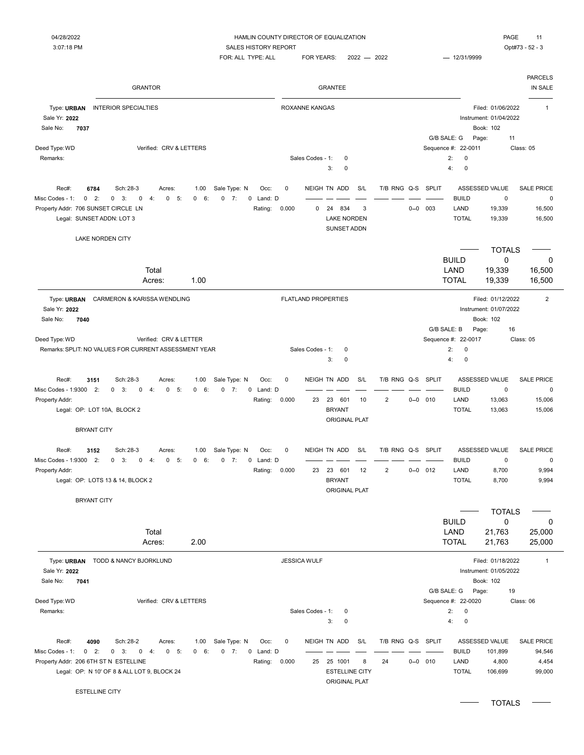HAMLIN COUNTY DIRECTOR OF EQUALIZATION

SALES HISTORY REPORT

04/28/2022 3:07:18 PM — Opt#73 - 52 - 3

FOR: ALL TYPE: ALL — FOR YEARS: 2022 — 2022 — 12/31/9999

| GRANTOR | GRANTEE | PARCELS IN SALE |
|---|---|---|

---

**Type: URBAN** INTERIOR SPECIALTIES — Grantee: ROXANNE KANGAS — Parcels in sale: 1

Sale Yr: **2022** | Sale No: **7037**

Filed: 01/06/2022 | Instrument: 01/04/2022 | Book: 102 | G/B SALE: G | Page: 11

Deed Type: WD | Verified: CRV & LETTERS | Sequence #: 22-0011 | Class: 05

Remarks:

Sales Codes - 1: 0 | 2: 0 | 3: 0 | 4: 0

| Rec# | Sch | Acres | Sale Type | Occ | NEIGH | TN | ADD | S/L | T/B | RNG | Q-S | SPLIT | | ASSESSED VALUE | SALE PRICE |
|---|---|---|---|---|---|---|---|---|---|---|---|---|---|---|---|
| 6784 | 28-3 | 1.00 | N | 0 | 0 | 24 | 834 | 3 | | | 0--0 | 003 | BUILD | 0 | 0 |
| | | | | | | | | | | | | | LAND | 19,339 | 16,500 |
| | | | | | | | | | | | | | TOTAL | 19,339 | 16,500 |

Misc Codes - 1: 0 2: 0 3: 0 4: 0 5: 0 6: 0 7: 0 Land: D | Rating: 0.000

Property Addr: 706 SUNSET CIRCLE LN

Legal: SUNSET ADDN: LOT 3

LAKE NORDEN SUNSET ADDN

LAKE NORDEN CITY

| Total Acres: 1.00 | TOTALS | |
|---|---|---|
| BUILD | 0 | 0 |
| LAND | 19,339 | 16,500 |
| TOTAL | 19,339 | 16,500 |

---

**Type: URBAN** CARMERON & KARISSA WENDLING — Grantee: FLATLAND PROPERTIES — Parcels in sale: 2

Sale Yr: **2022** | Sale No: **7040**

Filed: 01/12/2022 | Instrument: 01/07/2022 | Book: 102 | G/B SALE: B | Page: 16

Deed Type: WD | Verified: CRV & LETTER | Sequence #: 22-0017 | Class: 05

Remarks: SPLIT: NO VALUES FOR CURRENT ASSESSMENT YEAR

Sales Codes - 1: 0 | 2: 0 | 3: 0 | 4: 0

| Rec# | Sch | Acres | Sale Type | Occ | NEIGH | TN | ADD | S/L | T/B | RNG | Q-S | SPLIT | | ASSESSED VALUE | SALE PRICE |
|---|---|---|---|---|---|---|---|---|---|---|---|---|---|---|---|
| 3151 | 28-3 | 1.00 | N | 0 | 23 | 23 | 601 | 10 | 2 | | 0--0 | 010 | BUILD | 0 | 0 |
| | | | | | | | | | | | | | LAND | 13,063 | 15,006 |
| | | | | | | | | | | | | | TOTAL | 13,063 | 15,006 |

Misc Codes - 1: 9300 2: 0 3: 0 4: 0 5: 0 6: 0 7: 0 Land: D | Rating: 0.000

Property Addr:

Legal: OP: LOT 10A, BLOCK 2

BRYANT ORIGINAL PLAT

BRYANT CITY

| Rec# | Sch | Acres | Sale Type | Occ | NEIGH | TN | ADD | S/L | T/B | RNG | Q-S | SPLIT | | ASSESSED VALUE | SALE PRICE |
|---|---|---|---|---|---|---|---|---|---|---|---|---|---|---|---|
| 3152 | 28-3 | 1.00 | N | 0 | 23 | 23 | 601 | 12 | 2 | | 0--0 | 012 | BUILD | 0 | 0 |
| | | | | | | | | | | | | | LAND | 8,700 | 9,994 |
| | | | | | | | | | | | | | TOTAL | 8,700 | 9,994 |

Misc Codes - 1: 9300 2: 0 3: 0 4: 0 5: 0 6: 0 7: 0 Land: D | Rating: 0.000

Property Addr:

Legal: OP: LOTS 13 & 14, BLOCK 2

BRYANT ORIGINAL PLAT

BRYANT CITY

| Total Acres: 2.00 | TOTALS | |
|---|---|---|
| BUILD | 0 | 0 |
| LAND | 21,763 | 25,000 |
| TOTAL | 21,763 | 25,000 |

---

**Type: URBAN** TODD & NANCY BJORKLUND — Grantee: JESSICA WULF — Parcels in sale: 1

Sale Yr: **2022** | Sale No: **7041**

Filed: 01/18/2022 | Instrument: 01/05/2022 | Book: 102 | G/B SALE: G | Page: 19

Deed Type: WD | Verified: CRV & LETTERS | Sequence #: 22-0020 | Class: 06

Remarks:

Sales Codes - 1: 0 | 2: 0 | 3: 0 | 4: 0

| Rec# | Sch | Acres | Sale Type | Occ | NEIGH | TN | ADD | S/L | T/B | RNG | Q-S | SPLIT | | ASSESSED VALUE | SALE PRICE |
|---|---|---|---|---|---|---|---|---|---|---|---|---|---|---|---|
| 4090 | 28-2 | 1.00 | N | 0 | 25 | 25 | 1001 | 8 | 24 | | 0--0 | 010 | BUILD | 101,899 | 94,546 |
| | | | | | | | | | | | | | LAND | 4,800 | 4,454 |
| | | | | | | | | | | | | | TOTAL | 106,699 | 99,000 |

Misc Codes - 1: 0 2: 0 3: 0 4: 0 5: 0 6: 0 7: 0 Land: D | Rating: 0.000

Property Addr: 206 6TH ST N ESTELLINE

Legal: OP: N 10' OF 8 & ALL LOT 9, BLOCK 24

ESTELLINE CITY ORIGINAL PLAT

ESTELLINE CITY

TOTALS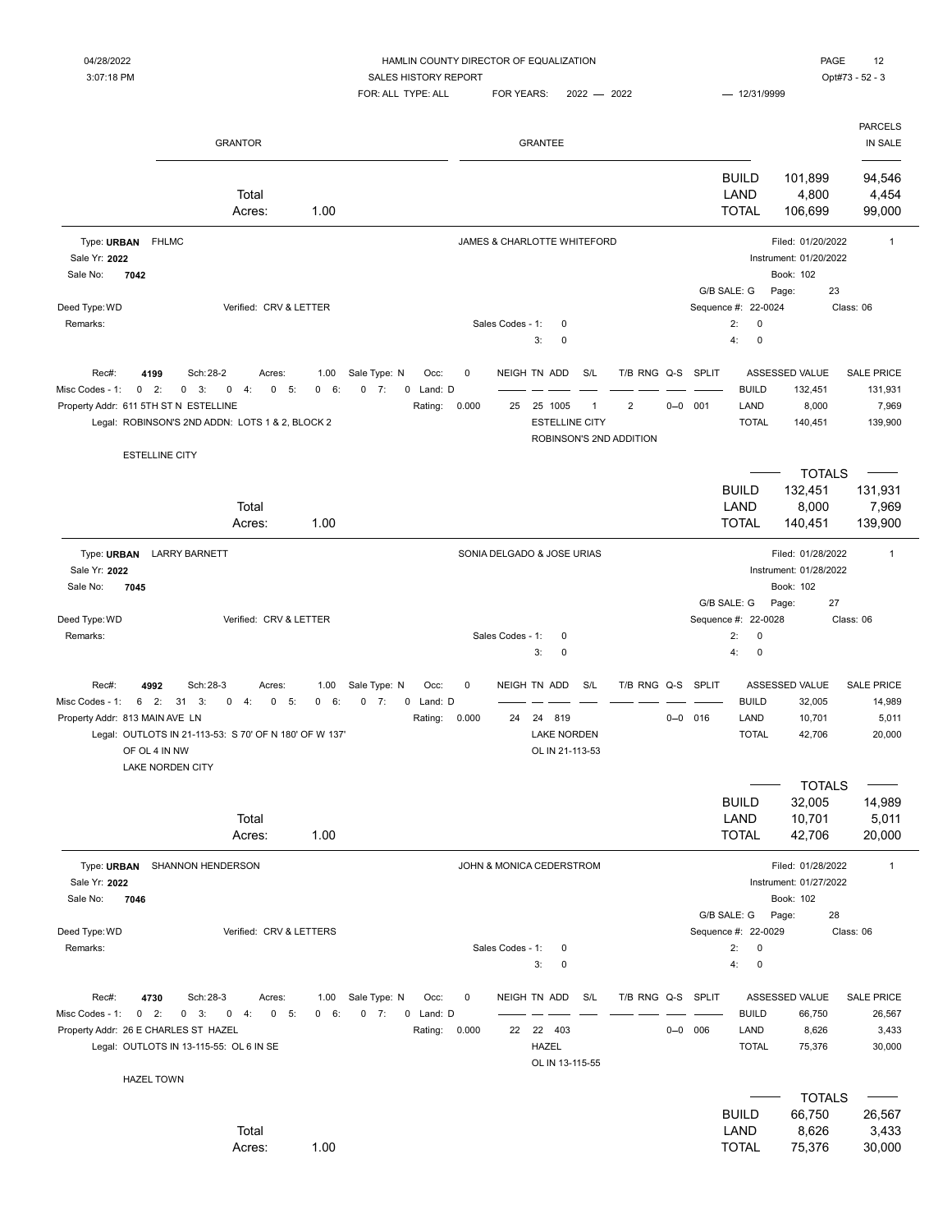HAMLIN COUNTY DIRECTOR OF EQUALIZATION

SALES HISTORY REPORT

FOR: ALL TYPE: ALL FOR YEARS: 2022 — 2022 — 12/31/9999

04/28/2022 3:07:18 PM Opt#73 - 52 - 3

| GRANTOR | GRANTEE | | | PARCELS IN SALE |
|---|---|---|---|---|
| Total Acres: 1.00 | | BUILD | 101,899 | 94,546 |
| | | LAND | 4,800 | 4,454 |
| | | TOTAL | 106,699 | 99,000 |

---

Type: **URBAN** FHLMC — JAMES & CHARLOTTE WHITEFORD — Filed: 01/20/2022 — 1

Sale Yr: **2022** — Instrument: 01/20/2022

Sale No: **7042** — Book: 102

G/B SALE: G — Page: 23

Deed Type: WD — Verified: CRV & LETTER — Sequence #: 22-0024 — Class: 06

Remarks: — Sales Codes - 1: 0 — 2: 0 — 3: 0 — 4: 0

Rec#: **4199** Sch: 28-2 Acres: 1.00 Sale Type: N Occ: 0

Misc Codes - 1: 0 2: 0 3: 0 4: 0 5: 0 6: 0 7: 0 Land: D

Property Addr: 611 5TH ST N ESTELLINE — Rating: 0.000

Legal: ROBINSON'S 2ND ADDN: LOTS 1 & 2, BLOCK 2

ESTELLINE CITY

| NEIGH | TN | ADD | S/L | T/B | RNG | Q-S | SPLIT | | ASSESSED VALUE | SALE PRICE |
|---|---|---|---|---|---|---|---|---|---|---|
| 25 | 25 | 1005 | 1 | 2 | | 0--0 | 001 | BUILD | 132,451 | 131,931 |
| | | ESTELLINE CITY | | | | | | LAND | 8,000 | 7,969 |
| | | ROBINSON'S 2ND ADDITION | | | | | | TOTAL | 140,451 | 139,900 |

| Total Acres: 1.00 | | TOTALS | |
|---|---|---|---|
| | BUILD | 132,451 | 131,931 |
| | LAND | 8,000 | 7,969 |
| | TOTAL | 140,451 | 139,900 |

---

Type: **URBAN** LARRY BARNETT — SONIA DELGADO & JOSE URIAS — Filed: 01/28/2022 — 1

Sale Yr: **2022** — Instrument: 01/28/2022

Sale No: **7045** — Book: 102

G/B SALE: G — Page: 27

Deed Type: WD — Verified: CRV & LETTER — Sequence #: 22-0028 — Class: 06

Remarks: — Sales Codes - 1: 0 — 2: 0 — 3: 0 — 4: 0

Rec#: **4992** Sch: 28-3 Acres: 1.00 Sale Type: N Occ: 0

Misc Codes - 1: 6 2: 31 3: 0 4: 0 5: 0 6: 0 7: 0 Land: D

Property Addr: 813 MAIN AVE LN — Rating: 0.000

Legal: OUTLOTS IN 21-113-53: S 70' OF N 180' OF W 137' OF OL 4 IN NW

LAKE NORDEN CITY

| NEIGH | TN | ADD | S/L | T/B | RNG | Q-S | SPLIT | | ASSESSED VALUE | SALE PRICE |
|---|---|---|---|---|---|---|---|---|---|---|
| 24 | 24 | 819 | | | | 0--0 | 016 | BUILD | 32,005 | 14,989 |
| | | LAKE NORDEN | | | | | | LAND | 10,701 | 5,011 |
| | | OL IN 21-113-53 | | | | | | TOTAL | 42,706 | 20,000 |

| Total Acres: 1.00 | | TOTALS | |
|---|---|---|---|
| | BUILD | 32,005 | 14,989 |
| | LAND | 10,701 | 5,011 |
| | TOTAL | 42,706 | 20,000 |

---

Type: **URBAN** SHANNON HENDERSON — JOHN & MONICA CEDERSTROM — Filed: 01/28/2022 — 1

Sale Yr: **2022** — Instrument: 01/27/2022

Sale No: **7046** — Book: 102

G/B SALE: G — Page: 28

Deed Type: WD — Verified: CRV & LETTERS — Sequence #: 22-0029 — Class: 06

Remarks: — Sales Codes - 1: 0 — 2: 0 — 3: 0 — 4: 0

Rec#: **4730** Sch: 28-3 Acres: 1.00 Sale Type: N Occ: 0

Misc Codes - 1: 0 2: 0 3: 0 4: 0 5: 0 6: 0 7: 0 Land: D

Property Addr: 26 E CHARLES ST HAZEL — Rating: 0.000

Legal: OUTLOTS IN 13-115-55: OL 6 IN SE

HAZEL TOWN

| NEIGH | TN | ADD | S/L | T/B | RNG | Q-S | SPLIT | | ASSESSED VALUE | SALE PRICE |
|---|---|---|---|---|---|---|---|---|---|---|
| 22 | 22 | 403 | | | | 0--0 | 006 | BUILD | 66,750 | 26,567 |
| | | HAZEL | | | | | | LAND | 8,626 | 3,433 |
| | | OL IN 13-115-55 | | | | | | TOTAL | 75,376 | 30,000 |

| Total Acres: 1.00 | | TOTALS | |
|---|---|---|---|
| | BUILD | 66,750 | 26,567 |
| | LAND | 8,626 | 3,433 |
| | TOTAL | 75,376 | 30,000 |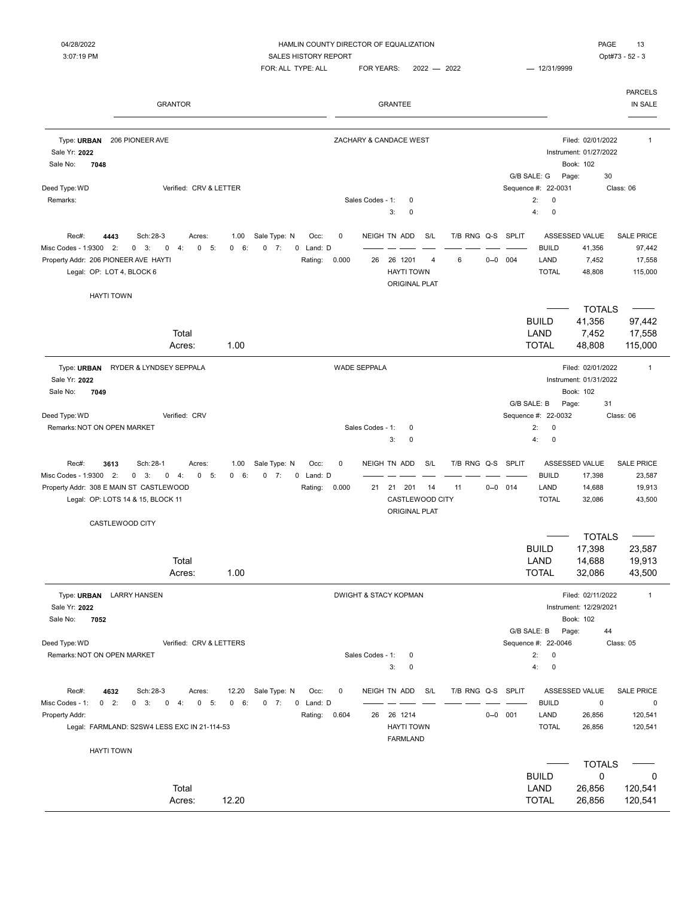HAMLIN COUNTY DIRECTOR OF EQUALIZATION

SALES HISTORY REPORT

FOR: ALL TYPE: ALL    FOR YEARS: 2022 — 2022    — 12/31/9999

04/28/2022 3:07:19 PM    Opt#73 - 52 - 3

| GRANTOR | GRANTEE | PARCELS IN SALE |
|---|---|---|

---

**Type: URBAN** 206 PIONEER AVE — Grantee: ZACHARY & CANDACE WEST — Filed: 02/01/2022 — Parcels in sale: 1

Sale Yr: **2022** — Instrument: 01/27/2022

Sale No: **7048** — Book: 102

G/B SALE: G  Page: 30

Deed Type: WD  Verified: CRV & LETTER  Sequence #: 22-0031  Class: 06

Remarks:  Sales Codes - 1: 0  2: 0  3: 0  4: 0

Rec#: **4443**  Sch: 28-3  Acres: 1.00  Sale Type: N  Occ: 0

Misc Codes - 1: 9300  2: 0  3: 0  4: 0  5: 0  6: 0  7: 0  Land: D

Property Addr: 206 PIONEER AVE HAYTI  Rating: 0.000

Legal: OP: LOT 4, BLOCK 6

HAYTI TOWN

| NEIGH | TN | ADD | S/L | T/B | RNG | Q-S | SPLIT |
|---|---|---|---|---|---|---|---|
| 26 | 26 | 1201 | 4 | 6 | | 0--0 | 004 |
| | | HAYTI TOWN ORIGINAL PLAT | | | | | |

| | ASSESSED VALUE | SALE PRICE |
|---|---|---|
| BUILD | 41,356 | 97,442 |
| LAND | 7,452 | 17,558 |
| TOTAL | 48,808 | 115,000 |

Total Acres: 1.00

| TOTALS | | |
|---|---|---|
| BUILD | 41,356 | 97,442 |
| LAND | 7,452 | 17,558 |
| TOTAL | 48,808 | 115,000 |

---

**Type: URBAN** RYDER & LYNDSEY SEPPALA — Grantee: WADE SEPPALA — Filed: 02/01/2022 — Parcels in sale: 1

Sale Yr: **2022** — Instrument: 01/31/2022

Sale No: **7049** — Book: 102

G/B SALE: B  Page: 31

Deed Type: WD  Verified: CRV  Sequence #: 22-0032  Class: 06

Remarks: NOT ON OPEN MARKET  Sales Codes - 1: 0  2: 0  3: 0  4: 0

Rec#: **3613**  Sch: 28-1  Acres: 1.00  Sale Type: N  Occ: 0

Misc Codes - 1: 9300  2: 0  3: 0  4: 0  5: 0  6: 0  7: 0  Land: D

Property Addr: 308 E MAIN ST CASTLEWOOD  Rating: 0.000

Legal: OP: LOTS 14 & 15, BLOCK 11

CASTLEWOOD CITY

| NEIGH | TN | ADD | S/L | T/B | RNG | Q-S | SPLIT |
|---|---|---|---|---|---|---|---|
| 21 | 21 | 201 | 14 | 11 | | 0--0 | 014 |
| | | CASTLEWOOD CITY ORIGINAL PLAT | | | | | |

| | ASSESSED VALUE | SALE PRICE |
|---|---|---|
| BUILD | 17,398 | 23,587 |
| LAND | 14,688 | 19,913 |
| TOTAL | 32,086 | 43,500 |

Total Acres: 1.00

| TOTALS | | |
|---|---|---|
| BUILD | 17,398 | 23,587 |
| LAND | 14,688 | 19,913 |
| TOTAL | 32,086 | 43,500 |

---

**Type: URBAN** LARRY HANSEN — Grantee: DWIGHT & STACY KOPMAN — Filed: 02/11/2022 — Parcels in sale: 1

Sale Yr: **2022** — Instrument: 12/29/2021

Sale No: **7052** — Book: 102

G/B SALE: B  Page: 44

Deed Type: WD  Verified: CRV & LETTERS  Sequence #: 22-0046  Class: 05

Remarks: NOT ON OPEN MARKET  Sales Codes - 1: 0  2: 0  3: 0  4: 0

Rec#: **4632**  Sch: 28-3  Acres: 12.20  Sale Type: N  Occ: 0

Misc Codes - 1: 0  2: 0  3: 0  4: 0  5: 0  6: 0  7: 0  Land: D

Property Addr:  Rating: 0.604

Legal: FARMLAND: S2SW4 LESS EXC IN 21-114-53

HAYTI TOWN

| NEIGH | TN | ADD | S/L | T/B | RNG | Q-S | SPLIT |
|---|---|---|---|---|---|---|---|
| 26 | 26 | 1214 | | | | 0--0 | 001 |
| | | HAYTI TOWN FARMLAND | | | | | |

| | ASSESSED VALUE | SALE PRICE |
|---|---|---|
| BUILD | 0 | 0 |
| LAND | 26,856 | 120,541 |
| TOTAL | 26,856 | 120,541 |

Total Acres: 12.20

| TOTALS | | |
|---|---|---|
| BUILD | 0 | 0 |
| LAND | 26,856 | 120,541 |
| TOTAL | 26,856 | 120,541 |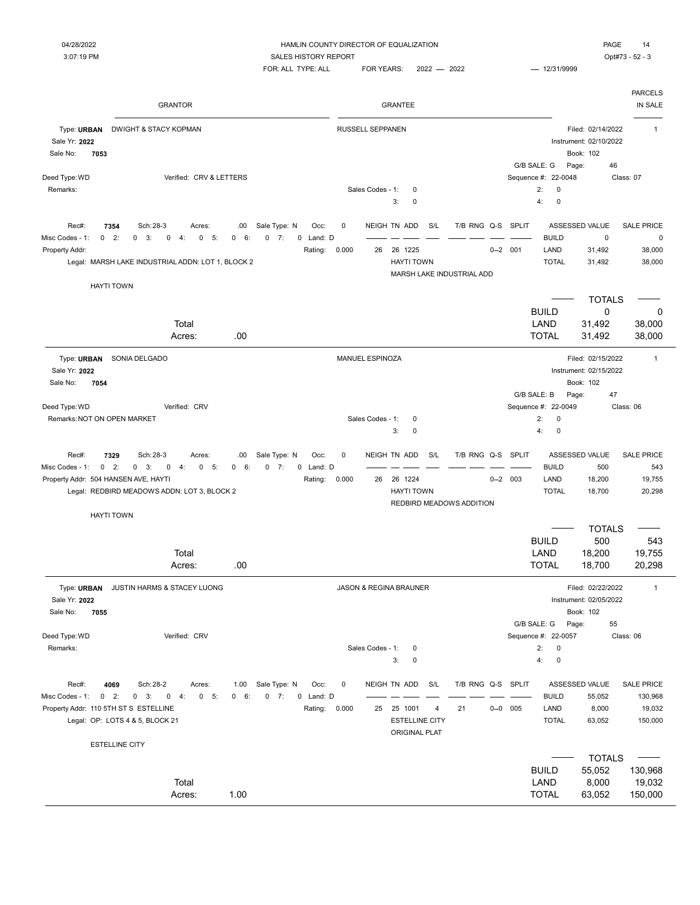HAMLIN COUNTY DIRECTOR OF EQUALIZATION
SALES HISTORY REPORT
FOR: ALL TYPE: ALL FOR YEARS: 2022 — 2022 — 12/31/9999

04/28/2022 3:07:19 PM — Opt#73 - 52 - 3

| GRANTOR | GRANTEE | PARCELS IN SALE |
|---|---|---|

---

**Type: URBAN** DWIGHT & STACY KOPMAN — RUSSELL SEPPANEN — Filed: 02/14/2022 — 1
Sale Yr: 2022 — Instrument: 02/10/2022
Sale No: 7053 — Book: 102
G/B SALE: G Page: 46
Deed Type: WD Verified: CRV & LETTERS — Sequence #: 22-0048 Class: 07
Remarks:
Sales Codes - 1: 0 2: 0 3: 0 4: 0

Rec#: 7354 Sch: 28-3 Acres: .00 Sale Type: N Occ: 0
Misc Codes - 1: 0 2: 0 3: 0 4: 0 5: 0 6: 0 7: 0 Land: D
Property Addr:
Rating: 0.000
Legal: MARSH LAKE INDUSTRIAL ADDN: LOT 1, BLOCK 2

| NEIGH | TN | ADD | S/L | T/B | RNG | Q-S | SPLIT |
|---|---|---|---|---|---|---|---|
| 26 | 26 | 1225 | | | | 0--2 | 001 |

HAYTI TOWN
MARSH LAKE INDUSTRIAL ADD

| | ASSESSED VALUE | SALE PRICE |
|---|---|---|
| BUILD | 0 | 0 |
| LAND | 31,492 | 38,000 |
| TOTAL | 31,492 | 38,000 |

HAYTI TOWN

Total Acres: .00

| TOTALS | | |
|---|---|---|
| BUILD | 0 | 0 |
| LAND | 31,492 | 38,000 |
| TOTAL | 31,492 | 38,000 |

---

**Type: URBAN** SONIA DELGADO — MANUEL ESPINOZA — Filed: 02/15/2022 — 1
Sale Yr: 2022 — Instrument: 02/15/2022
Sale No: 7054 — Book: 102
G/B SALE: B Page: 47
Deed Type: WD Verified: CRV — Sequence #: 22-0049 Class: 06
Remarks: NOT ON OPEN MARKET
Sales Codes - 1: 0 2: 0 3: 0 4: 0

Rec#: 7329 Sch: 28-3 Acres: .00 Sale Type: N Occ: 0
Misc Codes - 1: 0 2: 0 3: 0 4: 0 5: 0 6: 0 7: 0 Land: D
Property Addr: 504 HANSEN AVE, HAYTI
Rating: 0.000
Legal: REDBIRD MEADOWS ADDN: LOT 3, BLOCK 2

| NEIGH | TN | ADD | S/L | T/B | RNG | Q-S | SPLIT |
|---|---|---|---|---|---|---|---|
| 26 | 26 | 1224 | | | | 0--2 | 003 |

HAYTI TOWN
REDBIRD MEADOWS ADDITION

| | ASSESSED VALUE | SALE PRICE |
|---|---|---|
| BUILD | 500 | 543 |
| LAND | 18,200 | 19,755 |
| TOTAL | 18,700 | 20,298 |

HAYTI TOWN

Total Acres: .00

| TOTALS | | |
|---|---|---|
| BUILD | 500 | 543 |
| LAND | 18,200 | 19,755 |
| TOTAL | 18,700 | 20,298 |

---

**Type: URBAN** JUSTIN HARMS & STACEY LUONG — JASON & REGINA BRAUNER — Filed: 02/22/2022 — 1
Sale Yr: 2022 — Instrument: 02/05/2022
Sale No: 7055 — Book: 102
G/B SALE: G Page: 55
Deed Type: WD Verified: CRV — Sequence #: 22-0057 Class: 06
Remarks:
Sales Codes - 1: 0 2: 0 3: 0 4: 0

Rec#: 4069 Sch: 28-2 Acres: 1.00 Sale Type: N Occ: 0
Misc Codes - 1: 0 2: 0 3: 0 4: 0 5: 0 6: 0 7: 0 Land: D
Property Addr: 110 5TH ST S ESTELLINE
Rating: 0.000
Legal: OP: LOTS 4 & 5, BLOCK 21

| NEIGH | TN | ADD | S/L | T/B | RNG | Q-S | SPLIT |
|---|---|---|---|---|---|---|---|
| 25 | 25 | 1001 | 4 | 21 | | 0--0 | 005 |

ESTELLINE CITY
ORIGINAL PLAT

| | ASSESSED VALUE | SALE PRICE |
|---|---|---|
| BUILD | 55,052 | 130,968 |
| LAND | 8,000 | 19,032 |
| TOTAL | 63,052 | 150,000 |

ESTELLINE CITY

Total Acres: 1.00

| TOTALS | | |
|---|---|---|
| BUILD | 55,052 | 130,968 |
| LAND | 8,000 | 19,032 |
| TOTAL | 63,052 | 150,000 |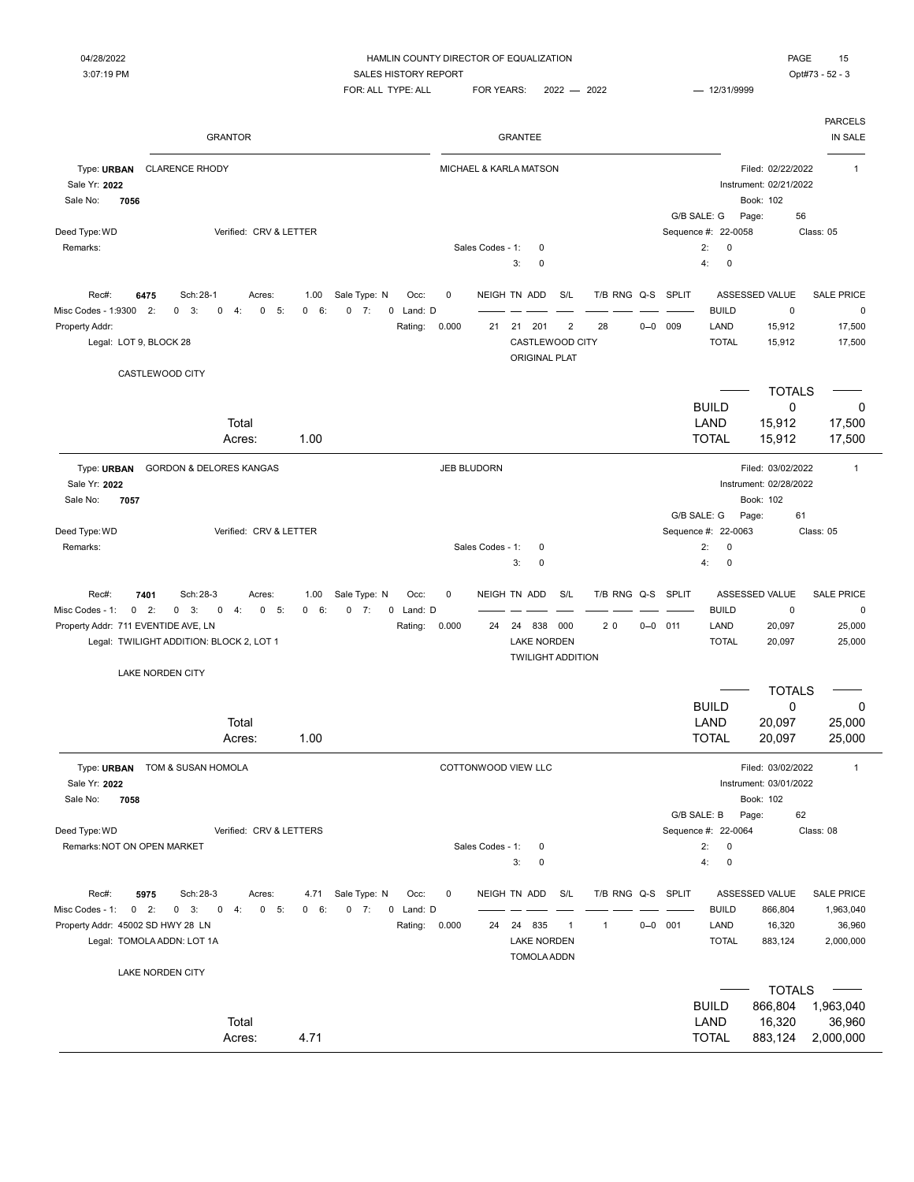04/28/2022
3:07:19 PM

HAMLIN COUNTY DIRECTOR OF EQUALIZATION
SALES HISTORY REPORT
FOR: ALL TYPE: ALL FOR YEARS: 2022 — 2022 — 12/31/9999

Opt#73 - 52 - 3

| GRANTOR | GRANTEE | PARCELS IN SALE |
|---|---|---|

---

**Type: URBAN** CLARENCE RHODY — MICHAEL & KARLA MATSON
Filed: 02/22/2022 | Parcels: 1
Sale Yr: **2022** | Instrument: 02/21/2022
Sale No: **7056** | Book: 102
G/B SALE: G | Page: 56
Deed Type: WD | Verified: CRV & LETTER | Sequence #: 22-0058 | Class: 05
Remarks:
Sales Codes - 1: 0 | 2: 0 | 3: 0 | 4: 0

Rec#: **6475** | Sch: 28-1 | Acres: 1.00 | Sale Type: N | Occ: 0
Misc Codes - 1: 9300 2: 0 3: 0 4: 0 5: 0 6: 0 7: 0 Land: D
Property Addr:
Rating: 0.000
Legal: LOT 9, BLOCK 28
CASTLEWOOD CITY

| NEIGH | TN | ADD | S/L | T/B | RNG | Q-S | SPLIT |
|---|---|---|---|---|---|---|---|
| 21 | 21 | 201 | 2 | 28 | | 0--0 | 009 |

CASTLEWOOD CITY
ORIGINAL PLAT

| | ASSESSED VALUE | SALE PRICE |
|---|---|---|
| BUILD | 0 | 0 |
| LAND | 15,912 | 17,500 |
| TOTAL | 15,912 | 17,500 |

Total Acres: 1.00

| TOTALS | | |
|---|---|---|
| BUILD | 0 | 0 |
| LAND | 15,912 | 17,500 |
| TOTAL | 15,912 | 17,500 |

---

**Type: URBAN** GORDON & DELORES KANGAS — JEB BLUDORN
Filed: 03/02/2022 | Parcels: 1
Sale Yr: **2022** | Instrument: 02/28/2022
Sale No: **7057** | Book: 102
G/B SALE: G | Page: 61
Deed Type: WD | Verified: CRV & LETTER | Sequence #: 22-0063 | Class: 05
Remarks:
Sales Codes - 1: 0 | 2: 0 | 3: 0 | 4: 0

Rec#: **7401** | Sch: 28-3 | Acres: 1.00 | Sale Type: N | Occ: 0
Misc Codes - 1: 0 2: 0 3: 0 4: 0 5: 0 6: 0 7: 0 Land: D
Property Addr: 711 EVENTIDE AVE, LN
Rating: 0.000
Legal: TWILIGHT ADDITION: BLOCK 2, LOT 1
LAKE NORDEN CITY

| NEIGH | TN | ADD | S/L | T/B | RNG | Q-S | SPLIT |
|---|---|---|---|---|---|---|---|
| 24 | 24 | 838 | 000 | 2 0 | | 0--0 | 011 |

LAKE NORDEN
TWILIGHT ADDITION

| | ASSESSED VALUE | SALE PRICE |
|---|---|---|
| BUILD | 0 | 0 |
| LAND | 20,097 | 25,000 |
| TOTAL | 20,097 | 25,000 |

Total Acres: 1.00

| TOTALS | | |
|---|---|---|
| BUILD | 0 | 0 |
| LAND | 20,097 | 25,000 |
| TOTAL | 20,097 | 25,000 |

---

**Type: URBAN** TOM & SUSAN HOMOLA — COTTONWOOD VIEW LLC
Filed: 03/02/2022 | Parcels: 1
Sale Yr: **2022** | Instrument: 03/01/2022
Sale No: **7058** | Book: 102
G/B SALE: B | Page: 62
Deed Type: WD | Verified: CRV & LETTERS | Sequence #: 22-0064 | Class: 08
Remarks: NOT ON OPEN MARKET
Sales Codes - 1: 0 | 2: 0 | 3: 0 | 4: 0

Rec#: **5975** | Sch: 28-3 | Acres: 4.71 | Sale Type: N | Occ: 0
Misc Codes - 1: 0 2: 0 3: 0 4: 0 5: 0 6: 0 7: 0 Land: D
Property Addr: 45002 SD HWY 28 LN
Rating: 0.000
Legal: TOMOLA ADDN: LOT 1A
LAKE NORDEN CITY

| NEIGH | TN | ADD | S/L | T/B | RNG | Q-S | SPLIT |
|---|---|---|---|---|---|---|---|
| 24 | 24 | 835 | 1 | 1 | | 0--0 | 001 |

LAKE NORDEN
TOMOLA ADDN

| | ASSESSED VALUE | SALE PRICE |
|---|---|---|
| BUILD | 866,804 | 1,963,040 |
| LAND | 16,320 | 36,960 |
| TOTAL | 883,124 | 2,000,000 |

Total Acres: 4.71

| TOTALS | | |
|---|---|---|
| BUILD | 866,804 | 1,963,040 |
| LAND | 16,320 | 36,960 |
| TOTAL | 883,124 | 2,000,000 |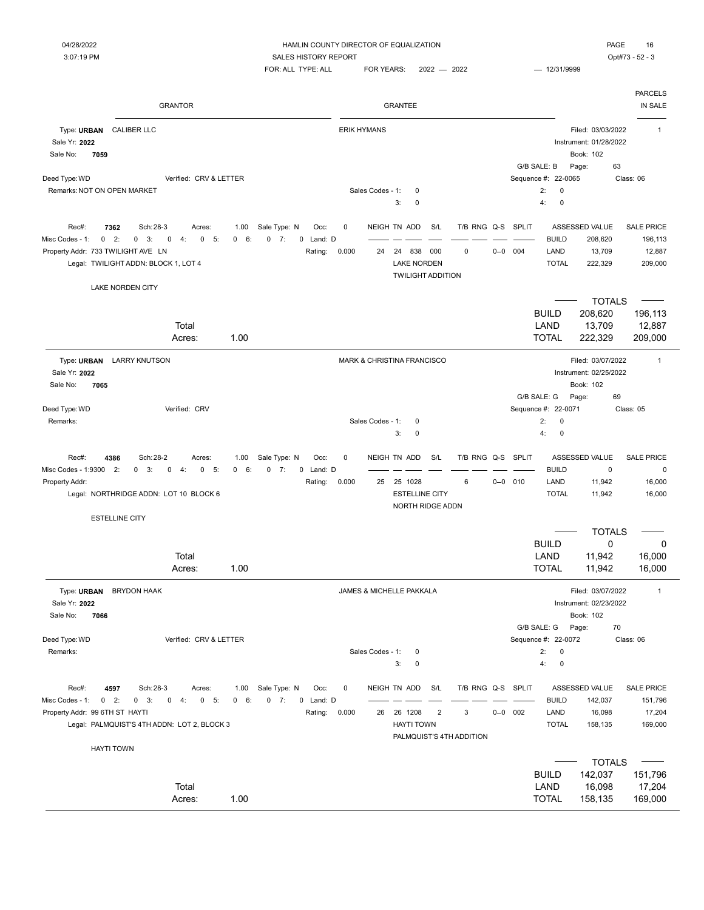04/28/2022 HAMLIN COUNTY DIRECTOR OF EQUALIZATION
3:07:19 PM SALES HISTORY REPORT Opt#73 - 52 - 3
FOR: ALL TYPE: ALL FOR YEARS: 2022 — 2022 — 12/31/9999

| GRANTOR | GRANTEE | PARCELS IN SALE |
|---|---|---|

---

**Type: URBAN** CALIBER LLC — ERIK HYMANS
Filed: 03/03/2022 — Parcels in sale: 1
Sale Yr: **2022** — Instrument: 01/28/2022
Sale No: **7059** — Book: 102
G/B SALE: B — Page: 63
Deed Type: WD — Verified: CRV & LETTER — Sequence #: 22-0065 — Class: 06
Remarks: NOT ON OPEN MARKET
Sales Codes - 1: 0 — 2: 0 — 3: 0 — 4: 0

Rec#: **7362** Sch: 28-3 Acres: 1.00 Sale Type: N Occ: 0
Misc Codes - 1: 0 2: 0 3: 0 4: 0 5: 0 6: 0 7: 0 Land: D
Property Addr: 733 TWILIGHT AVE LN — Rating: 0.000
Legal: TWILIGHT ADDN: BLOCK 1, LOT 4
LAKE NORDEN CITY

| NEIGH | TN | ADD | S/L | T/B | RNG | Q-S | SPLIT |
|---|---|---|---|---|---|---|---|
| 24 | 24 | 838 | 000 | 0 | | 0--0 | 004 |

LAKE NORDEN — TWILIGHT ADDITION

| | ASSESSED VALUE | SALE PRICE |
|---|---|---|
| BUILD | 208,620 | 196,113 |
| LAND | 13,709 | 12,887 |
| TOTAL | 222,329 | 209,000 |

Total Acres: 1.00

| TOTALS | | |
|---|---|---|
| BUILD | 208,620 | 196,113 |
| LAND | 13,709 | 12,887 |
| TOTAL | 222,329 | 209,000 |

---

**Type: URBAN** LARRY KNUTSON — MARK & CHRISTINA FRANCISCO
Filed: 03/07/2022 — Parcels in sale: 1
Sale Yr: **2022** — Instrument: 02/25/2022
Sale No: **7065** — Book: 102
G/B SALE: G — Page: 69
Deed Type: WD — Verified: CRV — Sequence #: 22-0071 — Class: 05
Remarks:
Sales Codes - 1: 0 — 2: 0 — 3: 0 — 4: 0

Rec#: **4386** Sch: 28-2 Acres: 1.00 Sale Type: N Occ: 0
Misc Codes - 1:9300 2: 0 3: 0 4: 0 5: 0 6: 0 7: 0 Land: D
Property Addr: — Rating: 0.000
Legal: NORTHRIDGE ADDN: LOT 10 BLOCK 6
ESTELLINE CITY

| NEIGH | TN | ADD | S/L | T/B | RNG | Q-S | SPLIT |
|---|---|---|---|---|---|---|---|
| 25 | 25 | 1028 | | 6 | | 0--0 | 010 |

ESTELLINE CITY — NORTH RIDGE ADDN

| | ASSESSED VALUE | SALE PRICE |
|---|---|---|
| BUILD | 0 | 0 |
| LAND | 11,942 | 16,000 |
| TOTAL | 11,942 | 16,000 |

Total Acres: 1.00

| TOTALS | | |
|---|---|---|
| BUILD | 0 | 0 |
| LAND | 11,942 | 16,000 |
| TOTAL | 11,942 | 16,000 |

---

**Type: URBAN** BRYDON HAAK — JAMES & MICHELLE PAKKALA
Filed: 03/07/2022 — Parcels in sale: 1
Sale Yr: **2022** — Instrument: 02/23/2022
Sale No: **7066** — Book: 102
G/B SALE: G — Page: 70
Deed Type: WD — Verified: CRV & LETTER — Sequence #: 22-0072 — Class: 06
Remarks:
Sales Codes - 1: 0 — 2: 0 — 3: 0 — 4: 0

Rec#: **4597** Sch: 28-3 Acres: 1.00 Sale Type: N Occ: 0
Misc Codes - 1: 0 2: 0 3: 0 4: 0 5: 0 6: 0 7: 0 Land: D
Property Addr: 99 6TH ST HAYTI — Rating: 0.000
Legal: PALMQUIST'S 4TH ADDN: LOT 2, BLOCK 3
HAYTI TOWN

| NEIGH | TN | ADD | S/L | T/B | RNG | Q-S | SPLIT |
|---|---|---|---|---|---|---|---|
| 26 | 26 | 1208 | 2 | 3 | | 0--0 | 002 |

HAYTI TOWN — PALMQUIST'S 4TH ADDITION

| | ASSESSED VALUE | SALE PRICE |
|---|---|---|
| BUILD | 142,037 | 151,796 |
| LAND | 16,098 | 17,204 |
| TOTAL | 158,135 | 169,000 |

Total Acres: 1.00

| TOTALS | | |
|---|---|---|
| BUILD | 142,037 | 151,796 |
| LAND | 16,098 | 17,204 |
| TOTAL | 158,135 | 169,000 |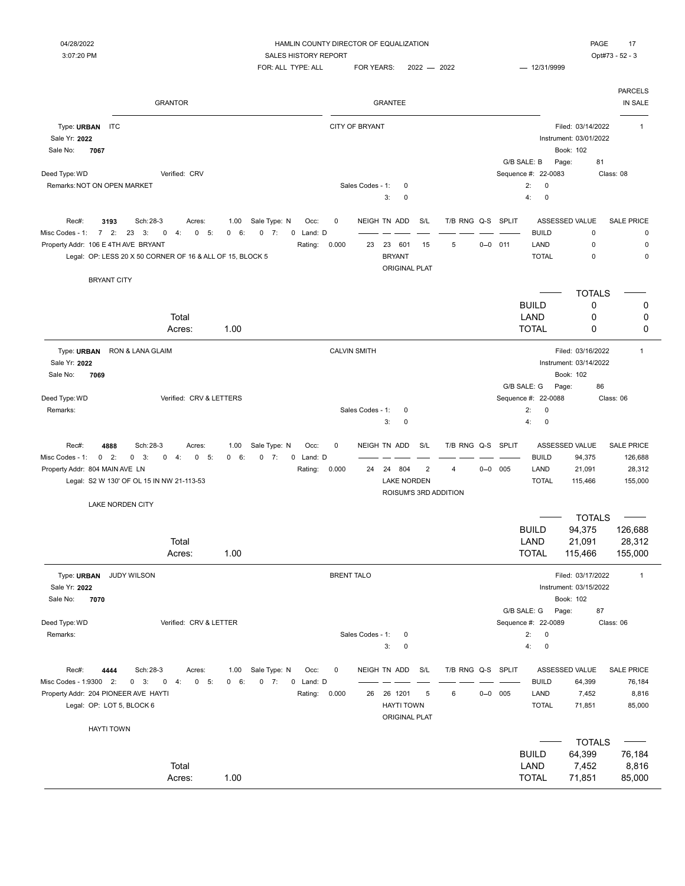HAMLIN COUNTY DIRECTOR OF EQUALIZATION
SALES HISTORY REPORT
FOR: ALL TYPE: ALL FOR YEARS: 2022 — 2022 — 12/31/9999

04/28/2022 3:07:20 PM — Opt#73 - 52 - 3

| GRANTOR | GRANTEE | PARCELS IN SALE |
|---|---|---|

---

**Type: URBAN** ITC — CITY OF BRYANT — Filed: 03/14/2022 — 1
Sale Yr: **2022** — Instrument: 03/01/2022
Sale No: **7067** — Book: 102
G/B SALE: B Page: 81
Deed Type: WD Verified: CRV — Sequence #: 22-0083 Class: 08
Remarks: NOT ON OPEN MARKET — Sales Codes - 1: 0 2: 0 3: 0 4: 0

Rec#: **3193** Sch: 28-3 Acres: 1.00 Sale Type: N Occ: 0
Misc Codes - 1: 7 2: 23 3: 0 4: 0 5: 0 6: 0 7: 0 Land: D
Property Addr: 106 E 4TH AVE BRYANT — Rating: 0.000
Legal: OP: LESS 20 X 50 CORNER OF 16 & ALL OF 15, BLOCK 5

| NEIGH | TN | ADD | S/L | T/B | RNG | Q-S | SPLIT |
|---|---|---|---|---|---|---|---|
| 23 | 23 | 601 | 15 | 5 | | 0--0 | 011 |

BRYANT ORIGINAL PLAT

BRYANT CITY

| | ASSESSED VALUE | SALE PRICE |
|---|---|---|
| BUILD | 0 | 0 |
| LAND | 0 | 0 |
| TOTAL | 0 | 0 |

Total Acres: 1.00

| TOTALS | | |
|---|---|---|
| BUILD | 0 | 0 |
| LAND | 0 | 0 |
| TOTAL | 0 | 0 |

---

**Type: URBAN** RON & LANA GLAIM — CALVIN SMITH — Filed: 03/16/2022 — 1
Sale Yr: **2022** — Instrument: 03/14/2022
Sale No: **7069** — Book: 102
G/B SALE: G Page: 86
Deed Type: WD Verified: CRV & LETTERS — Sequence #: 22-0088 Class: 06
Remarks: — Sales Codes - 1: 0 2: 0 3: 0 4: 0

Rec#: **4888** Sch: 28-3 Acres: 1.00 Sale Type: N Occ: 0
Misc Codes - 1: 0 2: 0 3: 0 4: 0 5: 0 6: 0 7: 0 Land: D
Property Addr: 804 MAIN AVE LN — Rating: 0.000
Legal: S2 W 130' OF OL 15 IN NW 21-113-53

| NEIGH | TN | ADD | S/L | T/B | RNG | Q-S | SPLIT |
|---|---|---|---|---|---|---|---|
| 24 | 24 | 804 | 2 | 4 | | 0--0 | 005 |

LAKE NORDEN ROISUM'S 3RD ADDITION

LAKE NORDEN CITY

| | ASSESSED VALUE | SALE PRICE |
|---|---|---|
| BUILD | 94,375 | 126,688 |
| LAND | 21,091 | 28,312 |
| TOTAL | 115,466 | 155,000 |

Total Acres: 1.00

| TOTALS | | |
|---|---|---|
| BUILD | 94,375 | 126,688 |
| LAND | 21,091 | 28,312 |
| TOTAL | 115,466 | 155,000 |

---

**Type: URBAN** JUDY WILSON — BRENT TALO — Filed: 03/17/2022 — 1
Sale Yr: **2022** — Instrument: 03/15/2022
Sale No: **7070** — Book: 102
G/B SALE: G Page: 87
Deed Type: WD Verified: CRV & LETTER — Sequence #: 22-0089 Class: 06
Remarks: — Sales Codes - 1: 0 2: 0 3: 0 4: 0

Rec#: **4444** Sch: 28-3 Acres: 1.00 Sale Type: N Occ: 0
Misc Codes - 1: 9300 2: 0 3: 0 4: 0 5: 0 6: 0 7: 0 Land: D
Property Addr: 204 PIONEER AVE HAYTI — Rating: 0.000
Legal: OP: LOT 5, BLOCK 6

| NEIGH | TN | ADD | S/L | T/B | RNG | Q-S | SPLIT |
|---|---|---|---|---|---|---|---|
| 26 | 26 | 1201 | 5 | 6 | | 0--0 | 005 |

HAYTI TOWN ORIGINAL PLAT

HAYTI TOWN

| | ASSESSED VALUE | SALE PRICE |
|---|---|---|
| BUILD | 64,399 | 76,184 |
| LAND | 7,452 | 8,816 |
| TOTAL | 71,851 | 85,000 |

Total Acres: 1.00

| TOTALS | | |
|---|---|---|
| BUILD | 64,399 | 76,184 |
| LAND | 7,452 | 8,816 |
| TOTAL | 71,851 | 85,000 |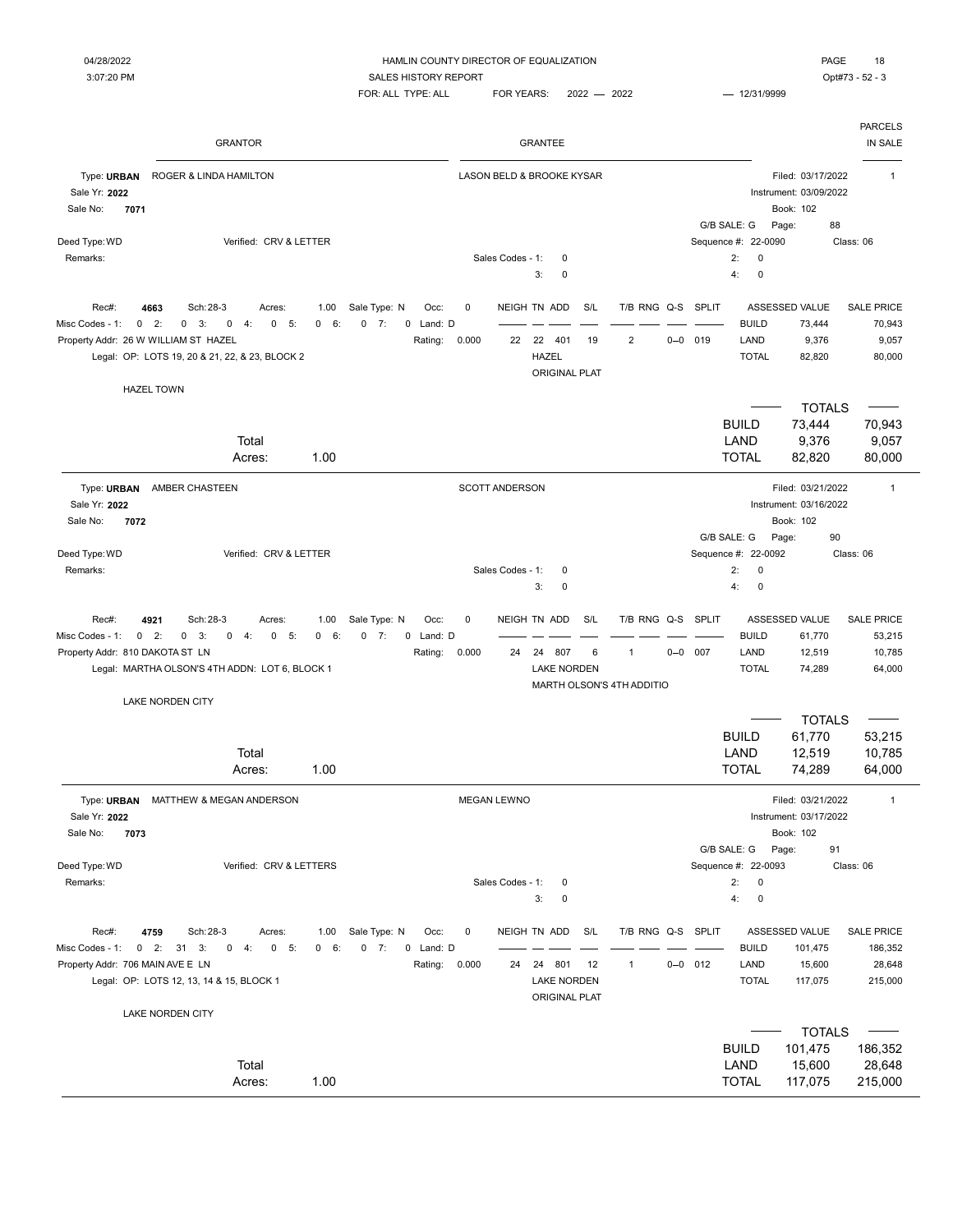04/28/2022
3:07:20 PM

HAMLIN COUNTY DIRECTOR OF EQUALIZATION
SALES HISTORY REPORT
FOR: ALL TYPE: ALL    FOR YEARS: 2022 — 2022    — 12/31/9999

Opt#73 - 52 - 3

| GRANTOR | GRANTEE | PARCELS IN SALE |
|---|---|---|

---

**Type: URBAN** ROGER & LINDA HAMILTON — LASON BELD & BROOKE KYSAR — Filed: 03/17/2022 — 1

Sale Yr: **2022**
Sale No: **7071**
Instrument: 03/09/2022
Book: 102
G/B SALE: G  Page: 88
Deed Type: WD  Verified: CRV & LETTER  Sequence #: 22-0090  Class: 06
Remarks:
Sales Codes - 1: 0  2: 0  3: 0  4: 0

| Rec#: | Sch: | Acres: | Sale Type: | Occ: | NEIGH | TN | ADD | S/L | T/B | RNG | Q-S | SPLIT | | ASSESSED VALUE | SALE PRICE |
|---|---|---|---|---|---|---|---|---|---|---|---|---|---|---|---|
| 4663 | 28-3 | 1.00 | N | 0 | 22 | 22 | 401 | 19 | 2 | | 0--0 | 019 | BUILD | 73,444 | 70,943 |
| | | | | | | | | | | | | | LAND | 9,376 | 9,057 |
| | | | | | | | | | | | | | TOTAL | 82,820 | 80,000 |

Misc Codes - 1: 0 2: 0 3: 0 4: 0 5: 0 6: 0 7: 0 Land: D
Property Addr: 26 W WILLIAM ST HAZEL    Rating: 0.000
Legal: OP: LOTS 19, 20 & 21, 22, & 23, BLOCK 2
HAZEL
ORIGINAL PLAT
HAZEL TOWN

Total Acres: 1.00

| TOTALS | | |
|---|---|---|
| BUILD | 73,444 | 70,943 |
| LAND | 9,376 | 9,057 |
| TOTAL | 82,820 | 80,000 |

---

**Type: URBAN** AMBER CHASTEEN — SCOTT ANDERSON — Filed: 03/21/2022 — 1

Sale Yr: **2022**
Sale No: **7072**
Instrument: 03/16/2022
Book: 102
G/B SALE: G  Page: 90
Deed Type: WD  Verified: CRV & LETTER  Sequence #: 22-0092  Class: 06
Remarks:
Sales Codes - 1: 0  2: 0  3: 0  4: 0

| Rec#: | Sch: | Acres: | Sale Type: | Occ: | NEIGH | TN | ADD | S/L | T/B | RNG | Q-S | SPLIT | | ASSESSED VALUE | SALE PRICE |
|---|---|---|---|---|---|---|---|---|---|---|---|---|---|---|---|
| 4921 | 28-3 | 1.00 | N | 0 | 24 | 24 | 807 | 6 | 1 | | 0--0 | 007 | BUILD | 61,770 | 53,215 |
| | | | | | | | | | | | | | LAND | 12,519 | 10,785 |
| | | | | | | | | | | | | | TOTAL | 74,289 | 64,000 |

Misc Codes - 1: 0 2: 0 3: 0 4: 0 5: 0 6: 0 7: 0 Land: D
Property Addr: 810 DAKOTA ST LN    Rating: 0.000
Legal: MARTHA OLSON'S 4TH ADDN: LOT 6, BLOCK 1
LAKE NORDEN
MARTH OLSON'S 4TH ADDITIO
LAKE NORDEN CITY

Total Acres: 1.00

| TOTALS | | |
|---|---|---|
| BUILD | 61,770 | 53,215 |
| LAND | 12,519 | 10,785 |
| TOTAL | 74,289 | 64,000 |

---

**Type: URBAN** MATTHEW & MEGAN ANDERSON — MEGAN LEWNO — Filed: 03/21/2022 — 1

Sale Yr: **2022**
Sale No: **7073**
Instrument: 03/17/2022
Book: 102
G/B SALE: G  Page: 91
Deed Type: WD  Verified: CRV & LETTERS  Sequence #: 22-0093  Class: 06
Remarks:
Sales Codes - 1: 0  2: 0  3: 0  4: 0

| Rec#: | Sch: | Acres: | Sale Type: | Occ: | NEIGH | TN | ADD | S/L | T/B | RNG | Q-S | SPLIT | | ASSESSED VALUE | SALE PRICE |
|---|---|---|---|---|---|---|---|---|---|---|---|---|---|---|---|
| 4759 | 28-3 | 1.00 | N | 0 | 24 | 24 | 801 | 12 | 1 | | 0--0 | 012 | BUILD | 101,475 | 186,352 |
| | | | | | | | | | | | | | LAND | 15,600 | 28,648 |
| | | | | | | | | | | | | | TOTAL | 117,075 | 215,000 |

Misc Codes - 1: 0 2: 31 3: 0 4: 0 5: 0 6: 0 7: 0 Land: D
Property Addr: 706 MAIN AVE E LN    Rating: 0.000
Legal: OP: LOTS 12, 13, 14 & 15, BLOCK 1
LAKE NORDEN
ORIGINAL PLAT
LAKE NORDEN CITY

Total Acres: 1.00

| TOTALS | | |
|---|---|---|
| BUILD | 101,475 | 186,352 |
| LAND | 15,600 | 28,648 |
| TOTAL | 117,075 | 215,000 |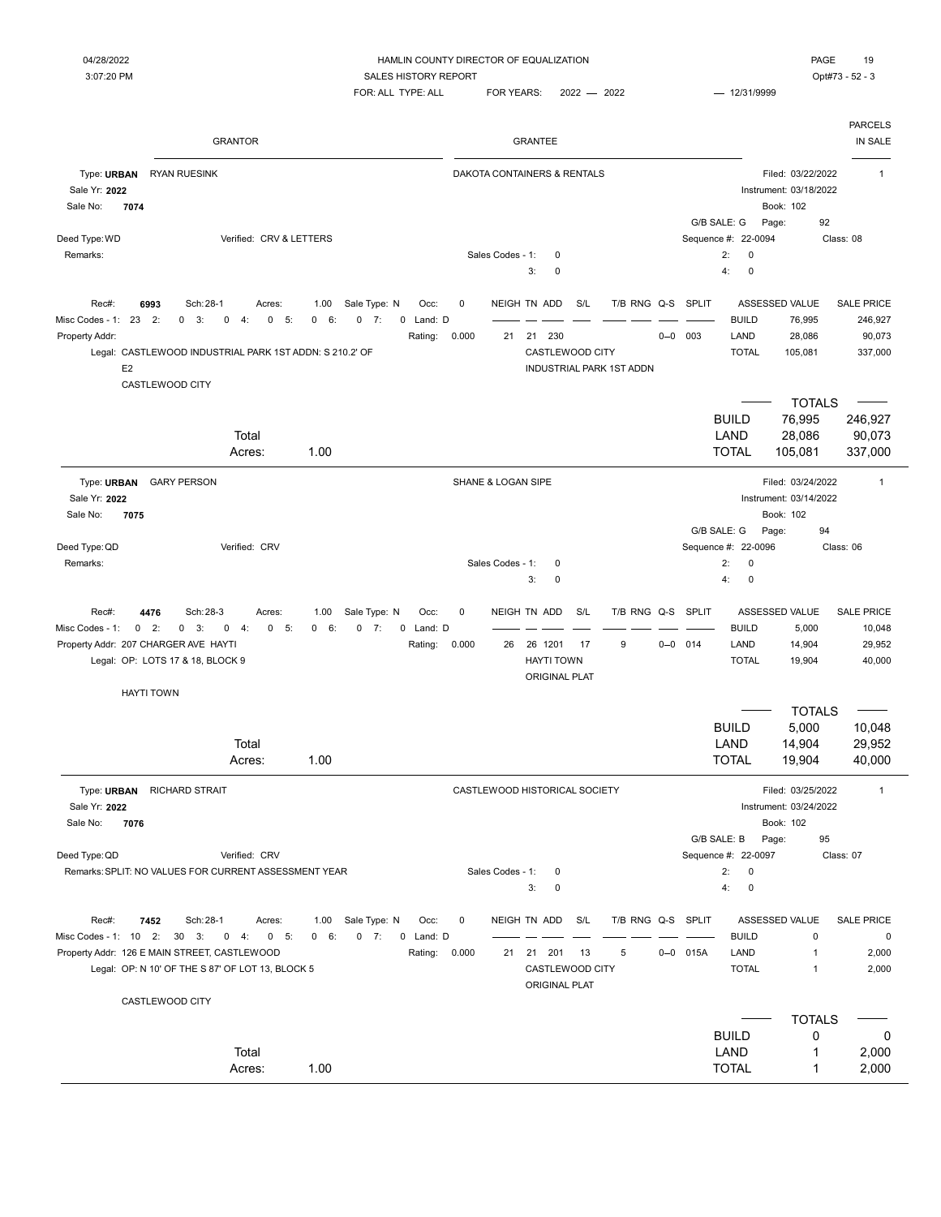HAMLIN COUNTY DIRECTOR OF EQUALIZATION
SALES HISTORY REPORT
FOR: ALL TYPE: ALL FOR YEARS: 2022 — 2022 — 12/31/9999

04/28/2022
3:07:20 PM

Opt#73 - 52 - 3

| GRANTOR | GRANTEE | PARCELS IN SALE |
|---|---|---|

---

**Type: URBAN** RYAN RUESINK — DAKOTA CONTAINERS & RENTALS — Filed: 03/22/2022 — 1

Sale Yr: **2022** — Instrument: 03/18/2022

Sale No: **7074** — Book: 102

G/B SALE: G — Page: 92

Deed Type: WD — Verified: CRV & LETTERS — Sequence #: 22-0094 — Class: 08

Remarks: — Sales Codes - 1: 0 — 2: 0 — 3: 0 — 4: 0

Rec#: **6993** Sch: 28-1 Acres: 1.00 Sale Type: N Occ: 0

Misc Codes - 1: 23 2: 0 3: 0 4: 0 5: 0 6: 0 7: 0 Land: D

Property Addr: — Rating: 0.000

| NEIGH | TN | ADD | S/L | T/B | RNG | Q-S | SPLIT |
|---|---|---|---|---|---|---|---|
| 21 | 21 | 230 | | | | 0--0 | 003 |

Legal: CASTLEWOOD INDUSTRIAL PARK 1ST ADDN: S 210.2' OF E2 — CASTLEWOOD CITY INDUSTRIAL PARK 1ST ADDN

CASTLEWOOD CITY

| | ASSESSED VALUE | SALE PRICE |
|---|---|---|
| BUILD | 76,995 | 246,927 |
| LAND | 28,086 | 90,073 |
| TOTAL | 105,081 | 337,000 |

Total Acres: 1.00

| TOTALS | | |
|---|---|---|
| BUILD | 76,995 | 246,927 |
| LAND | 28,086 | 90,073 |
| TOTAL | 105,081 | 337,000 |

---

**Type: URBAN** GARY PERSON — SHANE & LOGAN SIPE — Filed: 03/24/2022 — 1

Sale Yr: **2022** — Instrument: 03/14/2022

Sale No: **7075** — Book: 102

G/B SALE: G — Page: 94

Deed Type: QD — Verified: CRV — Sequence #: 22-0096 — Class: 06

Remarks: — Sales Codes - 1: 0 — 2: 0 — 3: 0 — 4: 0

Rec#: **4476** Sch: 28-3 Acres: 1.00 Sale Type: N Occ: 0

Misc Codes - 1: 0 2: 0 3: 0 4: 0 5: 0 6: 0 7: 0 Land: D

Property Addr: 207 CHARGER AVE HAYTI — Rating: 0.000

| NEIGH | TN | ADD | S/L | T/B | RNG | Q-S | SPLIT |
|---|---|---|---|---|---|---|---|
| 26 | 26 | 1201 | 17 | 9 | | 0--0 | 014 |

Legal: OP: LOTS 17 & 18, BLOCK 9 — HAYTI TOWN ORIGINAL PLAT

HAYTI TOWN

| | ASSESSED VALUE | SALE PRICE |
|---|---|---|
| BUILD | 5,000 | 10,048 |
| LAND | 14,904 | 29,952 |
| TOTAL | 19,904 | 40,000 |

Total Acres: 1.00

| TOTALS | | |
|---|---|---|
| BUILD | 5,000 | 10,048 |
| LAND | 14,904 | 29,952 |
| TOTAL | 19,904 | 40,000 |

---

**Type: URBAN** RICHARD STRAIT — CASTLEWOOD HISTORICAL SOCIETY — Filed: 03/25/2022 — 1

Sale Yr: **2022** — Instrument: 03/24/2022

Sale No: **7076** — Book: 102

G/B SALE: B — Page: 95

Deed Type: QD — Verified: CRV — Sequence #: 22-0097 — Class: 07

Remarks: SPLIT: NO VALUES FOR CURRENT ASSESSMENT YEAR — Sales Codes - 1: 0 — 2: 0 — 3: 0 — 4: 0

Rec#: **7452** Sch: 28-1 Acres: 1.00 Sale Type: N Occ: 0

Misc Codes - 1: 10 2: 30 3: 0 4: 0 5: 0 6: 0 7: 0 Land: D

Property Addr: 126 E MAIN STREET, CASTLEWOOD — Rating: 0.000

| NEIGH | TN | ADD | S/L | T/B | RNG | Q-S | SPLIT |
|---|---|---|---|---|---|---|---|
| 21 | 21 | 201 | 13 | 5 | | 0--0 | 015A |

Legal: OP: N 10' OF THE S 87' OF LOT 13, BLOCK 5 — CASTLEWOOD CITY ORIGINAL PLAT

CASTLEWOOD CITY

| | ASSESSED VALUE | SALE PRICE |
|---|---|---|
| BUILD | 0 | 0 |
| LAND | 1 | 2,000 |
| TOTAL | 1 | 2,000 |

Total Acres: 1.00

| TOTALS | | |
|---|---|---|
| BUILD | 0 | 0 |
| LAND | 1 | 2,000 |
| TOTAL | 1 | 2,000 |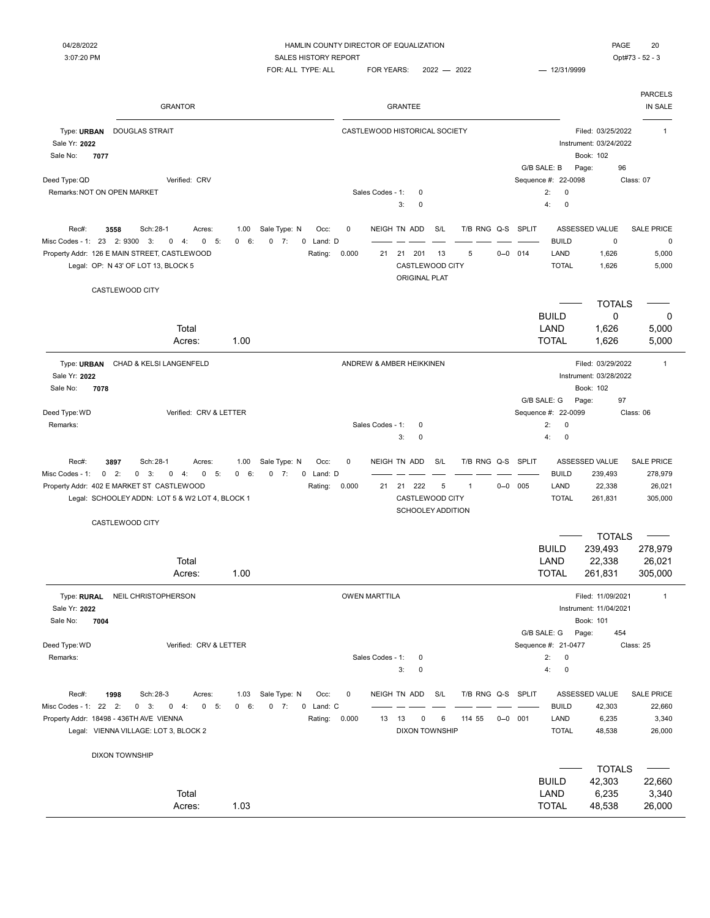HAMLIN COUNTY DIRECTOR OF EQUALIZATION
SALES HISTORY REPORT
FOR: ALL TYPE: ALL    FOR YEARS: 2022 — 2022    — 12/31/9999

04/28/2022 3:07:20 PM    Opt#73 - 52 - 3

| GRANTOR | GRANTEE | PARCELS IN SALE |
|---|---|---|

---

**Type: URBAN** DOUGLAS STRAIT — **Grantee:** CASTLEWOOD HISTORICAL SOCIETY — Filed: 03/25/2022 — Parcels: 1

Sale Yr: **2022**
Sale No: **7077**
Instrument: 03/24/2022
Book: 102
G/B SALE: B    Page: 96
Deed Type: QD    Verified: CRV
Sequence #: 22-0098    Class: 07
Remarks: NOT ON OPEN MARKET
Sales Codes - 1: 0    2: 0    3: 0    4: 0

Rec#: **3558**    Sch: 28-1    Acres: 1.00    Sale Type: N    Occ: 0
Misc Codes - 1: 23  2: 9300  3: 0  4: 0  5: 0  6: 0  7: 0    Land: D
Property Addr: 126 E MAIN STREET, CASTLEWOOD    Rating: 0.000
Legal: OP: N 43' OF LOT 13, BLOCK 5

| NEIGH | TN | ADD | S/L | T/B | RNG | Q-S | SPLIT |
|---|---|---|---|---|---|---|---|
| 21 | 21 | 201 | 13 | 5 | | 0--0 | 014 |

CASTLEWOOD CITY
ORIGINAL PLAT

CASTLEWOOD CITY

| | ASSESSED VALUE | SALE PRICE |
|---|---|---|
| BUILD | 0 | 0 |
| LAND | 1,626 | 5,000 |
| TOTAL | 1,626 | 5,000 |

Total Acres: 1.00

| TOTALS | | |
|---|---|---|
| BUILD | 0 | 0 |
| LAND | 1,626 | 5,000 |
| TOTAL | 1,626 | 5,000 |

---

**Type: URBAN** CHAD & KELSI LANGENFELD — **Grantee:** ANDREW & AMBER HEIKKINEN — Filed: 03/29/2022 — Parcels: 1

Sale Yr: **2022**
Sale No: **7078**
Instrument: 03/28/2022
Book: 102
G/B SALE: G    Page: 97
Deed Type: WD    Verified: CRV & LETTER
Sequence #: 22-0099    Class: 06
Remarks:
Sales Codes - 1: 0    2: 0    3: 0    4: 0

Rec#: **3897**    Sch: 28-1    Acres: 1.00    Sale Type: N    Occ: 0
Misc Codes - 1: 0  2: 0  3: 0  4: 0  5: 0  6: 0  7: 0    Land: D
Property Addr: 402 E MARKET ST CASTLEWOOD    Rating: 0.000
Legal: SCHOOLEY ADDN: LOT 5 & W2 LOT 4, BLOCK 1

| NEIGH | TN | ADD | S/L | T/B | RNG | Q-S | SPLIT |
|---|---|---|---|---|---|---|---|
| 21 | 21 | 222 | 5 | 1 | | 0--0 | 005 |

CASTLEWOOD CITY
SCHOOLEY ADDITION

CASTLEWOOD CITY

| | ASSESSED VALUE | SALE PRICE |
|---|---|---|
| BUILD | 239,493 | 278,979 |
| LAND | 22,338 | 26,021 |
| TOTAL | 261,831 | 305,000 |

Total Acres: 1.00

| TOTALS | | |
|---|---|---|
| BUILD | 239,493 | 278,979 |
| LAND | 22,338 | 26,021 |
| TOTAL | 261,831 | 305,000 |

---

**Type: RURAL** NEIL CHRISTOPHERSON — **Grantee:** OWEN MARTTILA — Filed: 11/09/2021 — Parcels: 1

Sale Yr: **2022**
Sale No: **7004**
Instrument: 11/04/2021
Book: 101
G/B SALE: G    Page: 454
Deed Type: WD    Verified: CRV & LETTER
Sequence #: 21-0477    Class: 25
Remarks:
Sales Codes - 1: 0    2: 0    3: 0    4: 0

Rec#: **1998**    Sch: 28-3    Acres: 1.03    Sale Type: N    Occ: 0
Misc Codes - 1: 22  2: 0  3: 0  4: 0  5: 0  6: 0  7: 0    Land: C
Property Addr: 18498 - 436TH AVE VIENNA    Rating: 0.000
Legal: VIENNA VILLAGE: LOT 3, BLOCK 2

| NEIGH | TN | ADD | S/L | T/B | RNG | Q-S | SPLIT |
|---|---|---|---|---|---|---|---|
| 13 | 13 | 0 | 6 | 114 | 55 | 0--0 | 001 |

DIXON TOWNSHIP

DIXON TOWNSHIP

| | ASSESSED VALUE | SALE PRICE |
|---|---|---|
| BUILD | 42,303 | 22,660 |
| LAND | 6,235 | 3,340 |
| TOTAL | 48,538 | 26,000 |

Total Acres: 1.03

| TOTALS | | |
|---|---|---|
| BUILD | 42,303 | 22,660 |
| LAND | 6,235 | 3,340 |
| TOTAL | 48,538 | 26,000 |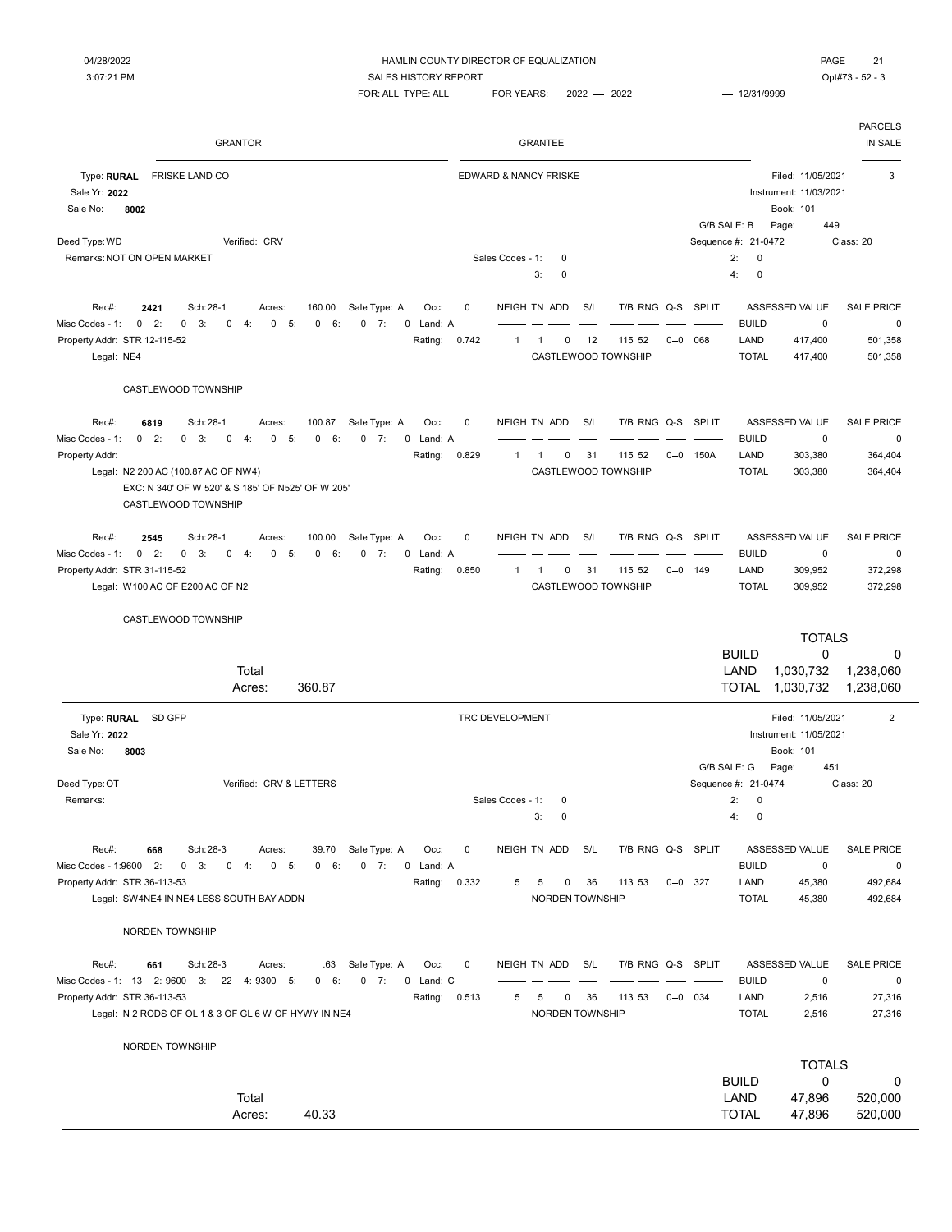HAMLIN COUNTY DIRECTOR OF EQUALIZATION
SALES HISTORY REPORT
FOR: ALL TYPE: ALL    FOR YEARS: 2022 — 2022    — 12/31/9999

| GRANTOR | GRANTEE | PARCELS IN SALE |
|---|---|---|

**Type: RURAL** FRISKE LAND CO — EDWARD & NANCY FRISKE — Filed: 11/05/2021 — Parcels: 3
Sale Yr: **2022** — Instrument: 11/03/2021
Sale No: **8002** — Book: 101
G/B SALE: B — Page: 449
Deed Type: WD — Verified: CRV — Sequence #: 21-0472 — Class: 20
Remarks: NOT ON OPEN MARKET — Sales Codes - 1: 0  2: 0  3: 0  4: 0

| Rec# | Sch | Acres | Sale Type | Occ | Land | Rating | NEIGH | TN | ADD | S/L | T/B RNG | Q-S | SPLIT | | ASSESSED VALUE | SALE PRICE |
|---|---|---|---|---|---|---|---|---|---|---|---|---|---|---|---|---|
| 2421 | 28-1 | 160.00 | A | 0 | A | 0.742 | 1 | 1 | 0 | 12 | 115 52 | 0--0 | 068 | BUILD | 0 | 0 |
| | | | | | | | | | | | | | | LAND | 417,400 | 501,358 |
| | | | | | | | | | | | | | | TOTAL | 417,400 | 501,358 |

Misc Codes - 1: 0 2: 0 3: 0 4: 0 5: 0 6: 0 7: 0
Property Addr: STR 12-115-52
Legal: NE4
CASTLEWOOD TOWNSHIP

| Rec# | Sch | Acres | Sale Type | Occ | Land | Rating | NEIGH | TN | ADD | S/L | T/B RNG | Q-S | SPLIT | | ASSESSED VALUE | SALE PRICE |
|---|---|---|---|---|---|---|---|---|---|---|---|---|---|---|---|---|
| 6819 | 28-1 | 100.87 | A | 0 | A | 0.829 | 1 | 1 | 0 | 31 | 115 52 | 0--0 | 150A | BUILD | 0 | 0 |
| | | | | | | | | | | | | | | LAND | 303,380 | 364,404 |
| | | | | | | | | | | | | | | TOTAL | 303,380 | 364,404 |

Misc Codes - 1: 0 2: 0 3: 0 4: 0 5: 0 6: 0 7: 0
Property Addr:
Legal: N2 200 AC (100.87 AC OF NW4)
EXC: N 340' OF W 520' & S 185' OF N525' OF W 205'
CASTLEWOOD TOWNSHIP

| Rec# | Sch | Acres | Sale Type | Occ | Land | Rating | NEIGH | TN | ADD | S/L | T/B RNG | Q-S | SPLIT | | ASSESSED VALUE | SALE PRICE |
|---|---|---|---|---|---|---|---|---|---|---|---|---|---|---|---|---|
| 2545 | 28-1 | 100.00 | A | 0 | A | 0.850 | 1 | 1 | 0 | 31 | 115 52 | 0--0 | 149 | BUILD | 0 | 0 |
| | | | | | | | | | | | | | | LAND | 309,952 | 372,298 |
| | | | | | | | | | | | | | | TOTAL | 309,952 | 372,298 |

Misc Codes - 1: 0 2: 0 3: 0 4: 0 5: 0 6: 0 7: 0
Property Addr: STR 31-115-52
Legal: W100 AC OF E200 AC OF N2
CASTLEWOOD TOWNSHIP

Total Acres: 360.87

| TOTALS | | |
|---|---|---|
| BUILD | 0 | 0 |
| LAND | 1,030,732 | 1,238,060 |
| TOTAL | 1,030,732 | 1,238,060 |

---

**Type: RURAL** SD GFP — TRC DEVELOPMENT — Filed: 11/05/2021 — Parcels: 2
Sale Yr: **2022** — Instrument: 11/05/2021
Sale No: **8003** — Book: 101
G/B SALE: G — Page: 451
Deed Type: OT — Verified: CRV & LETTERS — Sequence #: 21-0474 — Class: 20
Remarks: — Sales Codes - 1: 0  2: 0  3: 0  4: 0

| Rec# | Sch | Acres | Sale Type | Occ | Land | Rating | NEIGH | TN | ADD | S/L | T/B RNG | Q-S | SPLIT | | ASSESSED VALUE | SALE PRICE |
|---|---|---|---|---|---|---|---|---|---|---|---|---|---|---|---|---|
| 668 | 28-3 | 39.70 | A | 0 | A | 0.332 | 5 | 5 | 0 | 36 | 113 53 | 0--0 | 327 | BUILD | 0 | 0 |
| | | | | | | | | | | | | | | LAND | 45,380 | 492,684 |
| | | | | | | | | | | | | | | TOTAL | 45,380 | 492,684 |

Misc Codes - 1: 9600 2: 0 3: 0 4: 0 5: 0 6: 0 7: 0
Property Addr: STR 36-113-53
Legal: SW4NE4 IN NE4 LESS SOUTH BAY ADDN
NORDEN TOWNSHIP

| Rec# | Sch | Acres | Sale Type | Occ | Land | Rating | NEIGH | TN | ADD | S/L | T/B RNG | Q-S | SPLIT | | ASSESSED VALUE | SALE PRICE |
|---|---|---|---|---|---|---|---|---|---|---|---|---|---|---|---|---|
| 661 | 28-3 | .63 | A | 0 | C | 0.513 | 5 | 5 | 0 | 36 | 113 53 | 0--0 | 034 | BUILD | 0 | 0 |
| | | | | | | | | | | | | | | LAND | 2,516 | 27,316 |
| | | | | | | | | | | | | | | TOTAL | 2,516 | 27,316 |

Misc Codes - 1: 13 2: 9600 3: 22 4: 9300 5: 0 6: 0 7: 0
Property Addr: STR 36-113-53
Legal: N 2 RODS OF OL 1 & 3 OF GL 6 W OF HYWY IN NE4
NORDEN TOWNSHIP

Total Acres: 40.33

| TOTALS | | |
|---|---|---|
| BUILD | 0 | 0 |
| LAND | 47,896 | 520,000 |
| TOTAL | 47,896 | 520,000 |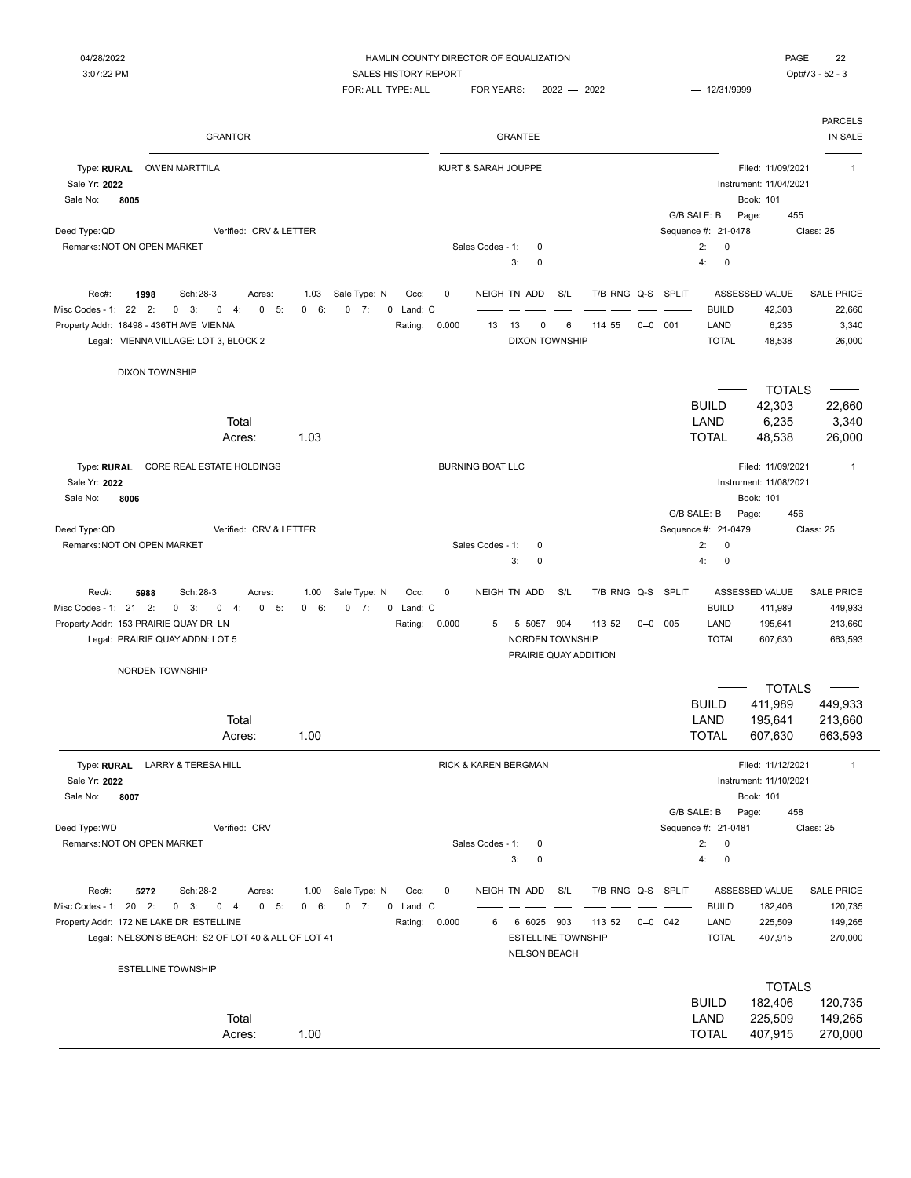HAMLIN COUNTY DIRECTOR OF EQUALIZATION

SALES HISTORY REPORT

04/28/2022 3:07:22 PM

FOR: ALL TYPE: ALL FOR YEARS: 2022 — 2022 — 12/31/9999

Opt#73 - 52 - 3

| GRANTOR | GRANTEE | PARCELS IN SALE |
|---|---|---|

---

**Type: RURAL** OWEN MARTTILA — KURT & SARAH JOUPPE — Filed: 11/09/2021 — 1

Sale Yr: **2022** — Instrument: 11/04/2021

Sale No: **8005** — Book: 101

G/B SALE: B — Page: 455

Deed Type: QD — Verified: CRV & LETTER — Sequence #: 21-0478 — Class: 25

Remarks: NOT ON OPEN MARKET — Sales Codes - 1: 0 — 2: 0 — 3: 0 — 4: 0

Rec#: **1998** Sch: 28-3 Acres: 1.03 Sale Type: N Occ: 0

Misc Codes - 1: 22 2: 0 3: 0 4: 0 5: 0 6: 0 7: 0 Land: C

Property Addr: 18498 - 436TH AVE VIENNA — Rating: 0.000

Legal: VIENNA VILLAGE: LOT 3, BLOCK 2

| NEIGH | TN | ADD | S/L | T/B | RNG | Q-S | SPLIT |
|---|---|---|---|---|---|---|---|
| 13 | 13 | 0 | 6 | 114 | 55 | 0--0 | 001 |

DIXON TOWNSHIP

| | ASSESSED VALUE | SALE PRICE |
|---|---|---|
| BUILD | 42,303 | 22,660 |
| LAND | 6,235 | 3,340 |
| TOTAL | 48,538 | 26,000 |

DIXON TOWNSHIP

Total Acres: 1.03

| TOTALS | | |
|---|---|---|
| BUILD | 42,303 | 22,660 |
| LAND | 6,235 | 3,340 |
| TOTAL | 48,538 | 26,000 |

---

**Type: RURAL** CORE REAL ESTATE HOLDINGS — BURNING BOAT LLC — Filed: 11/09/2021 — 1

Sale Yr: **2022** — Instrument: 11/08/2021

Sale No: **8006** — Book: 101

G/B SALE: B — Page: 456

Deed Type: QD — Verified: CRV & LETTER — Sequence #: 21-0479 — Class: 25

Remarks: NOT ON OPEN MARKET — Sales Codes - 1: 0 — 2: 0 — 3: 0 — 4: 0

Rec#: **5988** Sch: 28-3 Acres: 1.00 Sale Type: N Occ: 0

Misc Codes - 1: 21 2: 0 3: 0 4: 0 5: 0 6: 0 7: 0 Land: C

Property Addr: 153 PRAIRIE QUAY DR LN — Rating: 0.000

Legal: PRAIRIE QUAY ADDN: LOT 5

| NEIGH | TN | ADD | S/L | T/B | RNG | Q-S | SPLIT |
|---|---|---|---|---|---|---|---|
| 5 | 5 | 5057 | 904 | 113 | 52 | 0--0 | 005 |

NORDEN TOWNSHIP

PRAIRIE QUAY ADDITION

| | ASSESSED VALUE | SALE PRICE |
|---|---|---|
| BUILD | 411,989 | 449,933 |
| LAND | 195,641 | 213,660 |
| TOTAL | 607,630 | 663,593 |

NORDEN TOWNSHIP

Total Acres: 1.00

| TOTALS | | |
|---|---|---|
| BUILD | 411,989 | 449,933 |
| LAND | 195,641 | 213,660 |
| TOTAL | 607,630 | 663,593 |

---

**Type: RURAL** LARRY & TERESA HILL — RICK & KAREN BERGMAN — Filed: 11/12/2021 — 1

Sale Yr: **2022** — Instrument: 11/10/2021

Sale No: **8007** — Book: 101

G/B SALE: B — Page: 458

Deed Type: WD — Verified: CRV — Sequence #: 21-0481 — Class: 25

Remarks: NOT ON OPEN MARKET — Sales Codes - 1: 0 — 2: 0 — 3: 0 — 4: 0

Rec#: **5272** Sch: 28-2 Acres: 1.00 Sale Type: N Occ: 0

Misc Codes - 1: 20 2: 0 3: 0 4: 0 5: 0 6: 0 7: 0 Land: C

Property Addr: 172 NE LAKE DR ESTELLINE — Rating: 0.000

Legal: NELSON'S BEACH: S2 OF LOT 40 & ALL OF LOT 41

| NEIGH | TN | ADD | S/L | T/B | RNG | Q-S | SPLIT |
|---|---|---|---|---|---|---|---|
| 6 | 6 | 6025 | 903 | 113 | 52 | 0--0 | 042 |

ESTELLINE TOWNSHIP

NELSON BEACH

| | ASSESSED VALUE | SALE PRICE |
|---|---|---|
| BUILD | 182,406 | 120,735 |
| LAND | 225,509 | 149,265 |
| TOTAL | 407,915 | 270,000 |

ESTELLINE TOWNSHIP

Total Acres: 1.00

| TOTALS | | |
|---|---|---|
| BUILD | 182,406 | 120,735 |
| LAND | 225,509 | 149,265 |
| TOTAL | 407,915 | 270,000 |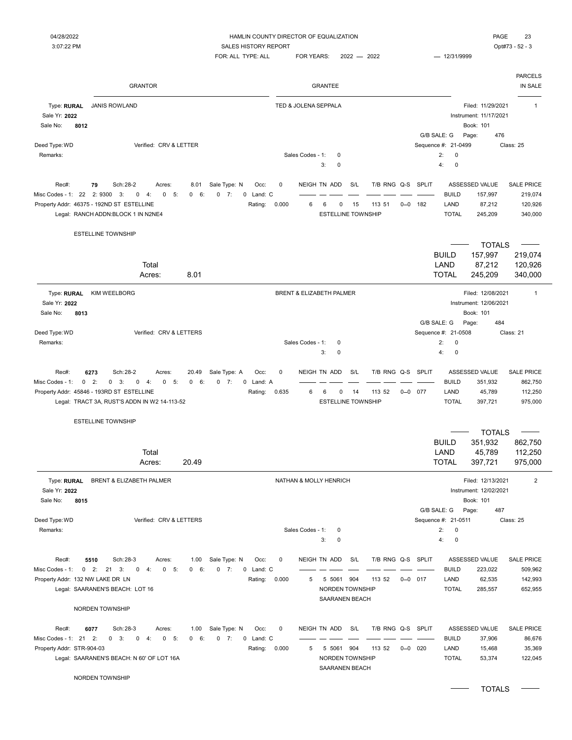HAMLIN COUNTY DIRECTOR OF EQUALIZATION
SALES HISTORY REPORT
FOR: ALL TYPE: ALL FOR YEARS: 2022 — 2022 — 12/31/9999

04/28/2022 3:07:22 PM — Opt#73 - 52 - 3

| GRANTOR | GRANTEE | PARCELS IN SALE |
|---|---|---|

---

**Type: RURAL** JANIS ROWLAND — TED & JOLENA SEPPALA — Filed: 11/29/2021 — Parcels: 1

Sale Yr: **2022**
Sale No: **8012**
Instrument: 11/17/2021
Book: 101
G/B SALE: G Page: 476
Deed Type: WD Verified: CRV & LETTER
Sequence #: 21-0499 Class: 25
Remarks:
Sales Codes - 1: 0 2: 0 3: 0 4: 0

Rec#: **79** Sch: 28-2 Acres: 8.01 Sale Type: N Occ: 0
Misc Codes - 1: 22 2: 9300 3: 0 4: 0 5: 0 6: 0 7: 0 Land: C
Property Addr: 46375 - 192ND ST ESTELLINE Rating: 0.000
Legal: RANCH ADDN:BLOCK 1 IN N2NE4

| NEIGH | TN | ADD | S/L | T/B | RNG | Q-S | SPLIT |
|---|---|---|---|---|---|---|---|
| 6 | 6 | 0 | 15 | 113 | 51 | 0--0 | 182 |

ESTELLINE TOWNSHIP

| | ASSESSED VALUE | SALE PRICE |
|---|---|---|
| BUILD | 157,997 | 219,074 |
| LAND | 87,212 | 120,926 |
| TOTAL | 245,209 | 340,000 |

ESTELLINE TOWNSHIP

Total Acres: 8.01

| TOTALS | | |
|---|---|---|
| BUILD | 157,997 | 219,074 |
| LAND | 87,212 | 120,926 |
| TOTAL | 245,209 | 340,000 |

---

**Type: RURAL** KIM WEELBORG — BRENT & ELIZABETH PALMER — Filed: 12/08/2021 — Parcels: 1

Sale Yr: **2022**
Sale No: **8013**
Instrument: 12/06/2021
Book: 101
G/B SALE: G Page: 484
Deed Type: WD Verified: CRV & LETTERS
Sequence #: 21-0508 Class: 21
Remarks:
Sales Codes - 1: 0 2: 0 3: 0 4: 0

Rec#: **6273** Sch: 28-2 Acres: 20.49 Sale Type: A Occ: 0
Misc Codes - 1: 0 2: 0 3: 0 4: 0 5: 0 6: 0 7: 0 Land: A
Property Addr: 45846 - 193RD ST ESTELLINE Rating: 0.635
Legal: TRACT 3A, RUST'S ADDN IN W2 14-113-52

| NEIGH | TN | ADD | S/L | T/B | RNG | Q-S | SPLIT |
|---|---|---|---|---|---|---|---|
| 6 | 6 | 0 | 14 | 113 | 52 | 0--0 | 077 |

ESTELLINE TOWNSHIP

| | ASSESSED VALUE | SALE PRICE |
|---|---|---|
| BUILD | 351,932 | 862,750 |
| LAND | 45,789 | 112,250 |
| TOTAL | 397,721 | 975,000 |

ESTELLINE TOWNSHIP

Total Acres: 20.49

| TOTALS | | |
|---|---|---|
| BUILD | 351,932 | 862,750 |
| LAND | 45,789 | 112,250 |
| TOTAL | 397,721 | 975,000 |

---

**Type: RURAL** BRENT & ELIZABETH PALMER — NATHAN & MOLLY HENRICH — Filed: 12/13/2021 — Parcels: 2

Sale Yr: **2022**
Sale No: **8015**
Instrument: 12/02/2021
Book: 101
G/B SALE: G Page: 487
Deed Type: WD Verified: CRV & LETTERS
Sequence #: 21-0511 Class: 25
Remarks:
Sales Codes - 1: 0 2: 0 3: 0 4: 0

Rec#: **5510** Sch: 28-3 Acres: 1.00 Sale Type: N Occ: 0
Misc Codes - 1: 0 2: 21 3: 0 4: 0 5: 0 6: 0 7: 0 Land: C
Property Addr: 132 NW LAKE DR LN Rating: 0.000
Legal: SAARANEN'S BEACH: LOT 16

| NEIGH | TN | ADD | S/L | T/B | RNG | Q-S | SPLIT |
|---|---|---|---|---|---|---|---|
| 5 | 5 | 5061 | 904 | 113 | 52 | 0--0 | 017 |

NORDEN TOWNSHIP
SAARANEN BEACH

| | ASSESSED VALUE | SALE PRICE |
|---|---|---|
| BUILD | 223,022 | 509,962 |
| LAND | 62,535 | 142,993 |
| TOTAL | 285,557 | 652,955 |

NORDEN TOWNSHIP

Rec#: **6077** Sch: 28-3 Acres: 1.00 Sale Type: N Occ: 0
Misc Codes - 1: 21 2: 0 3: 0 4: 0 5: 0 6: 0 7: 0 Land: C
Property Addr: STR-904-03 Rating: 0.000
Legal: SAARANEN'S BEACH: N 60' OF LOT 16A

| NEIGH | TN | ADD | S/L | T/B | RNG | Q-S | SPLIT |
|---|---|---|---|---|---|---|---|
| 5 | 5 | 5061 | 904 | 113 | 52 | 0--0 | 020 |

NORDEN TOWNSHIP
SAARANEN BEACH

| | ASSESSED VALUE | SALE PRICE |
|---|---|---|
| BUILD | 37,906 | 86,676 |
| LAND | 15,468 | 35,369 |
| TOTAL | 53,374 | 122,045 |

NORDEN TOWNSHIP

TOTALS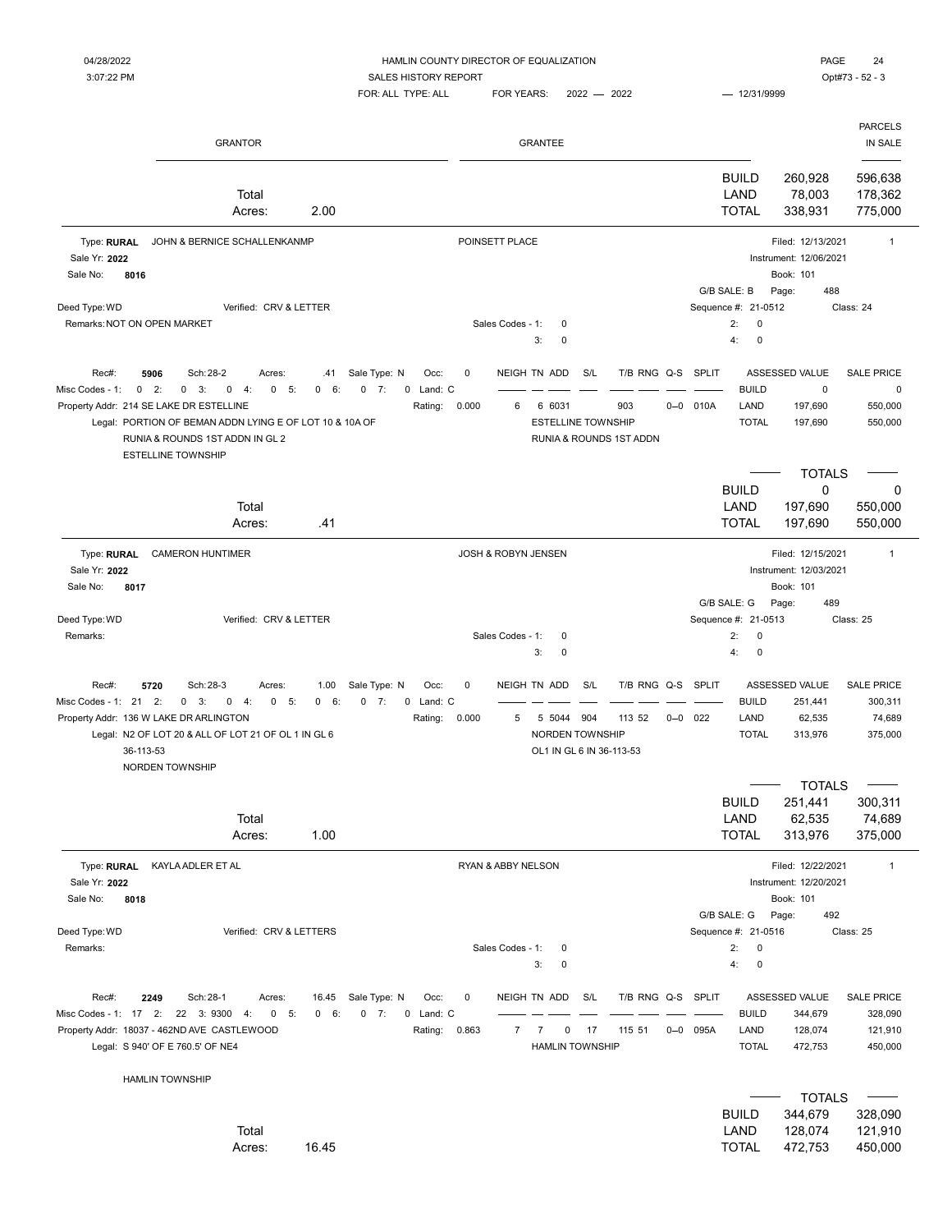HAMLIN COUNTY DIRECTOR OF EQUALIZATION
SALES HISTORY REPORT
FOR: ALL TYPE: ALL FOR YEARS: 2022 — 2022 — 12/31/9999

04/28/2022
3:07:22 PM
Opt#73 - 52 - 3

| GRANTOR | GRANTEE | | | PARCELS IN SALE |
|---|---|---|---|---|
| Total | | BUILD | 260,928 | 596,638 |
| Acres: 2.00 | | LAND | 78,003 | 178,362 |
| | | TOTAL | 338,931 | 775,000 |

---

Type: **RURAL** JOHN & BERNICE SCHALLENKANMP — POINSETT PLACE — Filed: 12/13/2021 — 1
Sale Yr: **2022** — Instrument: 12/06/2021
Sale No: **8016** — Book: 101
G/B SALE: B Page: 488
Deed Type: WD Verified: CRV & LETTER — Sequence #: 21-0512 Class: 24
Remarks: NOT ON OPEN MARKET — Sales Codes - 1: 0 2: 0 3: 0 4: 0

Rec#: **5906** Sch: 28-2 Acres: .41 Sale Type: N Occ: 0
Misc Codes - 1: 0 2: 0 3: 0 4: 0 5: 0 6: 0 7: 0 Land: C
Property Addr: 214 SE LAKE DR ESTELLINE Rating: 0.000
Legal: PORTION OF BEMAN ADDN LYING E OF LOT 10 & 10A OF RUNIA & ROUNDS 1ST ADDN IN GL 2 ESTELLINE TOWNSHIP

| NEIGH | TN | ADD | S/L | T/B | RNG | Q-S | SPLIT |
|---|---|---|---|---|---|---|---|
| 6 | 6 | 6031 | | 903 | | 0--0 | 010A |

ESTELLINE TOWNSHIP
RUNIA & ROUNDS 1ST ADDN

| | ASSESSED VALUE | SALE PRICE |
|---|---|---|
| BUILD | 0 | 0 |
| LAND | 197,690 | 550,000 |
| TOTAL | 197,690 | 550,000 |

| Total | TOTALS | | |
|---|---|---|---|
| Acres: .41 | BUILD | 0 | 0 |
| | LAND | 197,690 | 550,000 |
| | TOTAL | 197,690 | 550,000 |

---

Type: **RURAL** CAMERON HUNTIMER — JOSH & ROBYN JENSEN — Filed: 12/15/2021 — 1
Sale Yr: **2022** — Instrument: 12/03/2021
Sale No: **8017** — Book: 101
G/B SALE: G Page: 489
Deed Type: WD Verified: CRV & LETTER — Sequence #: 21-0513 Class: 25
Remarks: — Sales Codes - 1: 0 2: 0 3: 0 4: 0

Rec#: **5720** Sch: 28-3 Acres: 1.00 Sale Type: N Occ: 0
Misc Codes - 1: 21 2: 0 3: 0 4: 0 5: 0 6: 0 7: 0 Land: C
Property Addr: 136 W LAKE DR ARLINGTON Rating: 0.000
Legal: N2 OF LOT 20 & ALL OF LOT 21 OF OL 1 IN GL 6 36-113-53 NORDEN TOWNSHIP

| NEIGH | TN | ADD | S/L | T/B | RNG | Q-S | SPLIT |
|---|---|---|---|---|---|---|---|
| 5 | 5 | 5044 | 904 | 113 | 52 | 0--0 | 022 |

NORDEN TOWNSHIP
OL1 IN GL 6 IN 36-113-53

| | ASSESSED VALUE | SALE PRICE |
|---|---|---|
| BUILD | 251,441 | 300,311 |
| LAND | 62,535 | 74,689 |
| TOTAL | 313,976 | 375,000 |

| Total | TOTALS | | |
|---|---|---|---|
| Acres: 1.00 | BUILD | 251,441 | 300,311 |
| | LAND | 62,535 | 74,689 |
| | TOTAL | 313,976 | 375,000 |

---

Type: **RURAL** KAYLA ADLER ET AL — RYAN & ABBY NELSON — Filed: 12/22/2021 — 1
Sale Yr: **2022** — Instrument: 12/20/2021
Sale No: **8018** — Book: 101
G/B SALE: G Page: 492
Deed Type: WD Verified: CRV & LETTERS — Sequence #: 21-0516 Class: 25
Remarks: — Sales Codes - 1: 0 2: 0 3: 0 4: 0

Rec#: **2249** Sch: 28-1 Acres: 16.45 Sale Type: N Occ: 0
Misc Codes - 1: 17 2: 22 3: 9300 4: 0 5: 0 6: 0 7: 0 Land: C
Property Addr: 18037 - 462ND AVE CASTLEWOOD Rating: 0.863
Legal: S 940' OF E 760.5' OF NE4 HAMLIN TOWNSHIP

| NEIGH | TN | ADD | S/L | T/B | RNG | Q-S | SPLIT |
|---|---|---|---|---|---|---|---|
| 7 | 7 | 0 | 17 | 115 | 51 | 0--0 | 095A |

HAMLIN TOWNSHIP

| | ASSESSED VALUE | SALE PRICE |
|---|---|---|
| BUILD | 344,679 | 328,090 |
| LAND | 128,074 | 121,910 |
| TOTAL | 472,753 | 450,000 |

| Total | TOTALS | | |
|---|---|---|---|
| Acres: 16.45 | BUILD | 344,679 | 328,090 |
| | LAND | 128,074 | 121,910 |
| | TOTAL | 472,753 | 450,000 |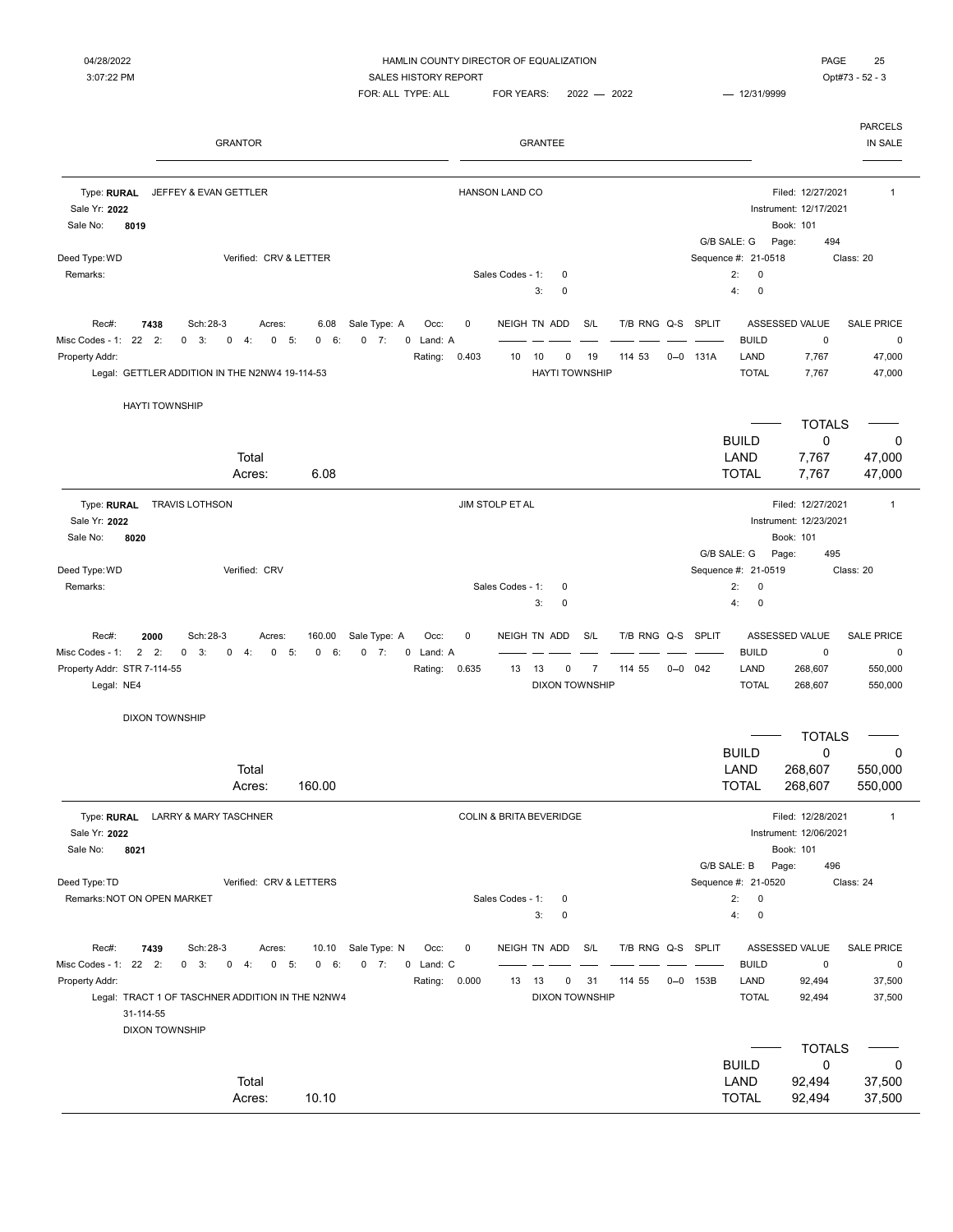HAMLIN COUNTY DIRECTOR OF EQUALIZATION
SALES HISTORY REPORT
FOR: ALL TYPE: ALL    FOR YEARS: 2022 — 2022    — 12/31/9999

04/28/2022
3:07:22 PM

Opt#73 - 52 - 3

| GRANTOR | GRANTEE | PARCELS IN SALE |
|---|---|---|

---

**Type: RURAL** JEFFEY & EVAN GETTLER — HANSON LAND CO — Filed: 12/27/2021 — 1

Sale Yr: **2022** — Instrument: 12/17/2021
Sale No: **8019** — Book: 101
G/B SALE: G  Page: 494
Deed Type: WD  Verified: CRV & LETTER  Sequence #: 21-0518  Class: 20
Remarks:  Sales Codes - 1: 0  2: 0  3: 0  4: 0

Rec#: **7438**  Sch: 28-3  Acres: 6.08  Sale Type: A  Occ: 0
Misc Codes - 1: 22  2: 0  3: 0  4: 0  5: 0  6: 0  7: 0  Land: A
Property Addr:  Rating: 0.403

| NEIGH | TN | ADD | S/L | T/B | RNG | Q-S | SPLIT |
|---|---|---|---|---|---|---|---|
| 10 | 10 | 0 | 19 | 114 | 53 | 0--0 | 131A |

HAYTI TOWNSHIP

Legal: GETTLER ADDITION IN THE N2NW4 19-114-53

HAYTI TOWNSHIP

| | ASSESSED VALUE | SALE PRICE |
|---|---|---|
| BUILD | 0 | 0 |
| LAND | 7,767 | 47,000 |
| TOTAL | 7,767 | 47,000 |

Total Acres: 6.08

| TOTALS | | |
|---|---|---|
| BUILD | 0 | 0 |
| LAND | 7,767 | 47,000 |
| TOTAL | 7,767 | 47,000 |

---

**Type: RURAL** TRAVIS LOTHSON — JIM STOLP ET AL — Filed: 12/27/2021 — 1

Sale Yr: **2022** — Instrument: 12/23/2021
Sale No: **8020** — Book: 101
G/B SALE: G  Page: 495
Deed Type: WD  Verified: CRV  Sequence #: 21-0519  Class: 20
Remarks:  Sales Codes - 1: 0  2: 0  3: 0  4: 0

Rec#: **2000**  Sch: 28-3  Acres: 160.00  Sale Type: A  Occ: 0
Misc Codes - 1: 2  2: 0  3: 0  4: 0  5: 0  6: 0  7: 0  Land: A
Property Addr: STR 7-114-55  Rating: 0.635

| NEIGH | TN | ADD | S/L | T/B | RNG | Q-S | SPLIT |
|---|---|---|---|---|---|---|---|
| 13 | 13 | 0 | 7 | 114 | 55 | 0--0 | 042 |

DIXON TOWNSHIP

Legal: NE4

DIXON TOWNSHIP

| | ASSESSED VALUE | SALE PRICE |
|---|---|---|
| BUILD | 0 | 0 |
| LAND | 268,607 | 550,000 |
| TOTAL | 268,607 | 550,000 |

Total Acres: 160.00

| TOTALS | | |
|---|---|---|
| BUILD | 0 | 0 |
| LAND | 268,607 | 550,000 |
| TOTAL | 268,607 | 550,000 |

---

**Type: RURAL** LARRY & MARY TASCHNER — COLIN & BRITA BEVERIDGE — Filed: 12/28/2021 — 1

Sale Yr: **2022** — Instrument: 12/06/2021
Sale No: **8021** — Book: 101
G/B SALE: B  Page: 496
Deed Type: TD  Verified: CRV & LETTERS  Sequence #: 21-0520  Class: 24
Remarks: NOT ON OPEN MARKET  Sales Codes - 1: 0  2: 0  3: 0  4: 0

Rec#: **7439**  Sch: 28-3  Acres: 10.10  Sale Type: N  Occ: 0
Misc Codes - 1: 22  2: 0  3: 0  4: 0  5: 0  6: 0  7: 0  Land: C
Property Addr:  Rating: 0.000

| NEIGH | TN | ADD | S/L | T/B | RNG | Q-S | SPLIT |
|---|---|---|---|---|---|---|---|
| 13 | 13 | 0 | 31 | 114 | 55 | 0--0 | 153B |

DIXON TOWNSHIP

Legal: TRACT 1 OF TASCHNER ADDITION IN THE N2NW4 31-114-55

DIXON TOWNSHIP

| | ASSESSED VALUE | SALE PRICE |
|---|---|---|
| BUILD | 0 | 0 |
| LAND | 92,494 | 37,500 |
| TOTAL | 92,494 | 37,500 |

Total Acres: 10.10

| TOTALS | | |
|---|---|---|
| BUILD | 0 | 0 |
| LAND | 92,494 | 37,500 |
| TOTAL | 92,494 | 37,500 |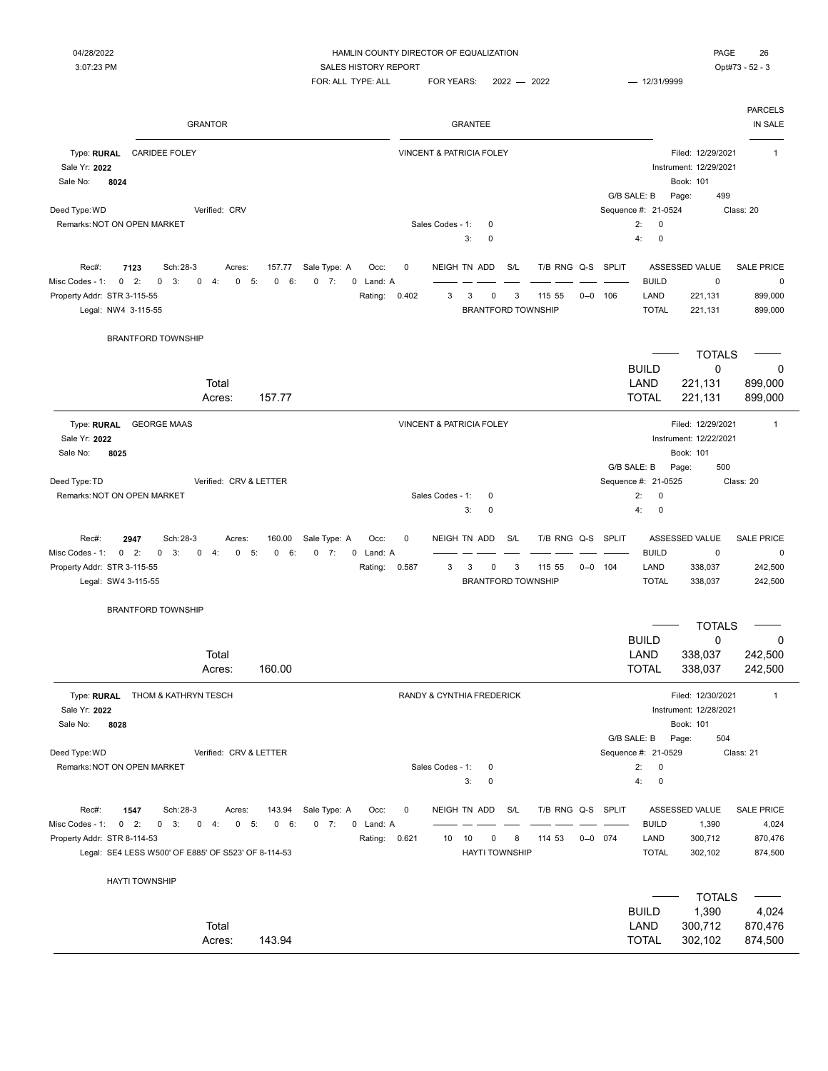HAMLIN COUNTY DIRECTOR OF EQUALIZATION
SALES HISTORY REPORT
FOR: ALL TYPE: ALL FOR YEARS: 2022 — 2022 — 12/31/9999

04/28/2022 3:07:23 PM — Opt#73 - 52 - 3

| GRANTOR | GRANTEE | PARCELS IN SALE |
|---|---|---|

---

**Type: RURAL** CARIDEE FOLEY — VINCENT & PATRICIA FOLEY — Filed: 12/29/2021 — 1
Sale Yr: **2022** — Instrument: 12/29/2021
Sale No: **8024** — Book: 101
G/B SALE: B Page: 499
Deed Type: WD Verified: CRV — Sequence #: 21-0524 Class: 20
Remarks: NOT ON OPEN MARKET — Sales Codes - 1: 0 2: 0 3: 0 4: 0

| Rec# | Sch | Acres | Sale Type | Occ | NEIGH | TN | ADD | S/L | T/B | RNG | Q-S | SPLIT | | ASSESSED VALUE | SALE PRICE |
|---|---|---|---|---|---|---|---|---|---|---|---|---|---|---|---|
| 7123 | 28-3 | 157.77 | A | 0 | 3 | 3 | 0 | 3 | 115 | 55 | 0--0 | 106 | BUILD | 0 | 0 |
| | | | | | | | | | | | | | LAND | 221,131 | 899,000 |
| | | | | | | | | | | | | | TOTAL | 221,131 | 899,000 |

Misc Codes - 1: 0 2: 0 3: 0 4: 0 5: 0 6: 0 7: 0 Land: A Rating: 0.402
Property Addr: STR 3-115-55
Legal: NW4 3-115-55 — BRANTFORD TOWNSHIP

BRANTFORD TOWNSHIP

| | | TOTALS | |
|---|---|---|---|
| Total | BUILD | 0 | 0 |
| | LAND | 221,131 | 899,000 |
| Acres: 157.77 | TOTAL | 221,131 | 899,000 |

---

**Type: RURAL** GEORGE MAAS — VINCENT & PATRICIA FOLEY — Filed: 12/29/2021 — 1
Sale Yr: **2022** — Instrument: 12/22/2021
Sale No: **8025** — Book: 101
G/B SALE: B Page: 500
Deed Type: TD Verified: CRV & LETTER — Sequence #: 21-0525 Class: 20
Remarks: NOT ON OPEN MARKET — Sales Codes - 1: 0 2: 0 3: 0 4: 0

| Rec# | Sch | Acres | Sale Type | Occ | NEIGH | TN | ADD | S/L | T/B | RNG | Q-S | SPLIT | | ASSESSED VALUE | SALE PRICE |
|---|---|---|---|---|---|---|---|---|---|---|---|---|---|---|---|
| 2947 | 28-3 | 160.00 | A | 0 | 3 | 3 | 0 | 3 | 115 | 55 | 0--0 | 104 | BUILD | 0 | 0 |
| | | | | | | | | | | | | | LAND | 338,037 | 242,500 |
| | | | | | | | | | | | | | TOTAL | 338,037 | 242,500 |

Misc Codes - 1: 0 2: 0 3: 0 4: 0 5: 0 6: 0 7: 0 Land: A Rating: 0.587
Property Addr: STR 3-115-55
Legal: SW4 3-115-55 — BRANTFORD TOWNSHIP

BRANTFORD TOWNSHIP

| | | TOTALS | |
|---|---|---|---|
| Total | BUILD | 0 | 0 |
| | LAND | 338,037 | 242,500 |
| Acres: 160.00 | TOTAL | 338,037 | 242,500 |

---

**Type: RURAL** THOM & KATHRYN TESCH — RANDY & CYNTHIA FREDERICK — Filed: 12/30/2021 — 1
Sale Yr: **2022** — Instrument: 12/28/2021
Sale No: **8028** — Book: 101
G/B SALE: B Page: 504
Deed Type: WD Verified: CRV & LETTER — Sequence #: 21-0529 Class: 21
Remarks: NOT ON OPEN MARKET — Sales Codes - 1: 0 2: 0 3: 0 4: 0

| Rec# | Sch | Acres | Sale Type | Occ | NEIGH | TN | ADD | S/L | T/B | RNG | Q-S | SPLIT | | ASSESSED VALUE | SALE PRICE |
|---|---|---|---|---|---|---|---|---|---|---|---|---|---|---|---|
| 1547 | 28-3 | 143.94 | A | 0 | 10 | 10 | 0 | 8 | 114 | 53 | 0--0 | 074 | BUILD | 1,390 | 4,024 |
| | | | | | | | | | | | | | LAND | 300,712 | 870,476 |
| | | | | | | | | | | | | | TOTAL | 302,102 | 874,500 |

Misc Codes - 1: 0 2: 0 3: 0 4: 0 5: 0 6: 0 7: 0 Land: A Rating: 0.621
Property Addr: STR 8-114-53
Legal: SE4 LESS W500' OF E885' OF S523' OF 8-114-53 — HAYTI TOWNSHIP

HAYTI TOWNSHIP

| | | TOTALS | |
|---|---|---|---|
| Total | BUILD | 1,390 | 4,024 |
| | LAND | 300,712 | 870,476 |
| Acres: 143.94 | TOTAL | 302,102 | 874,500 |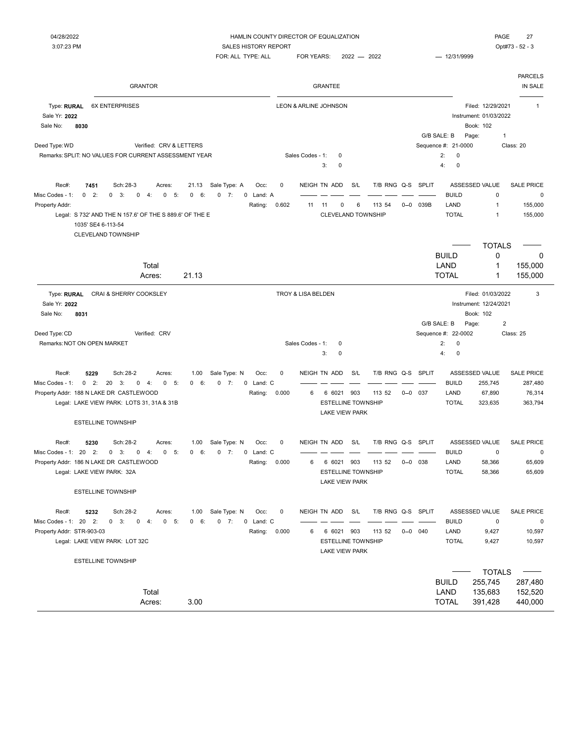HAMLIN COUNTY DIRECTOR OF EQUALIZATION
SALES HISTORY REPORT
FOR: ALL TYPE: ALL    FOR YEARS: 2022 — 2022    — 12/31/9999

Opt#73 - 52 - 3

| GRANTOR | GRANTEE | PARCELS IN SALE |
|---|---|---|

**Type: RURAL** 6X ENTERPRISES — LEON & ARLINE JOHNSON — Filed: 12/29/2021 — 1

Sale Yr: **2022** — Instrument: 01/03/2022

Sale No: **8030** — Book: 102

G/B SALE: B — Page: 1

Deed Type: WD — Verified: CRV & LETTERS — Sequence #: 21-0000 — Class: 20

Remarks: SPLIT: NO VALUES FOR CURRENT ASSESSMENT YEAR — Sales Codes - 1: 0 2: 0 3: 0 4: 0

| Rec#: | Sch: | Acres: | Sale Type: | Occ: | NEIGH | TN | ADD | S/L | T/B RNG | Q-S | SPLIT | | ASSESSED VALUE | SALE PRICE |
|---|---|---|---|---|---|---|---|---|---|---|---|---|---|---|
| 7451 | 28-3 | 21.13 | A | 0 | 11 | 11 | 0 | 6 | 113 54 | 0--0 | 039B | BUILD | 0 | 0 |
| | | | | | | | | | | | | LAND | 1 | 155,000 |
| | | | | | | | | | | | | TOTAL | 1 | 155,000 |

Misc Codes - 1: 0 2: 0 3: 0 4: 0 5: 0 6: 0 7: 0 Land: A — Rating: 0.602

Property Addr:

Legal: S 732' AND THE N 157.6' OF THE S 889.6' OF THE E 1035' SE4 6-113-54 CLEVELAND TOWNSHIP

CLEVELAND TOWNSHIP

| Total Acres: 21.13 | TOTALS | |
|---|---|---|
| BUILD | 0 | 0 |
| LAND | 1 | 155,000 |
| TOTAL | 1 | 155,000 |

---

**Type: RURAL** CRAI & SHERRY COOKSLEY — TROY & LISA BELDEN — Filed: 01/03/2022 — 3

Sale Yr: **2022** — Instrument: 12/24/2021

Sale No: **8031** — Book: 102

G/B SALE: B — Page: 2

Deed Type: CD — Verified: CRV — Sequence #: 22-0002 — Class: 25

Remarks: NOT ON OPEN MARKET — Sales Codes - 1: 0 2: 0 3: 0 4: 0

| Rec#: | Sch: | Acres: | Sale Type: | Occ: | NEIGH | TN | ADD | S/L | T/B RNG | Q-S | SPLIT | | ASSESSED VALUE | SALE PRICE |
|---|---|---|---|---|---|---|---|---|---|---|---|---|---|---|
| 5229 | 28-2 | 1.00 | N | 0 | 6 | 6 | 6021 | 903 | 113 52 | 0--0 | 037 | BUILD | 255,745 | 287,480 |
| | | | | | | | | | | | | LAND | 67,890 | 76,314 |
| | | | | | | | | | | | | TOTAL | 323,635 | 363,794 |

Misc Codes - 1: 0 2: 20 3: 0 4: 0 5: 0 6: 0 7: 0 Land: C — Rating: 0.000

Property Addr: 188 N LAKE DR CASTLEWOOD

Legal: LAKE VIEW PARK: LOTS 31, 31A & 31B

ESTELLINE TOWNSHIP — LAKE VIEW PARK

ESTELLINE TOWNSHIP

| Rec#: | Sch: | Acres: | Sale Type: | Occ: | NEIGH | TN | ADD | S/L | T/B RNG | Q-S | SPLIT | | ASSESSED VALUE | SALE PRICE |
|---|---|---|---|---|---|---|---|---|---|---|---|---|---|---|
| 5230 | 28-2 | 1.00 | N | 0 | 6 | 6 | 6021 | 903 | 113 52 | 0--0 | 038 | BUILD | 0 | 0 |
| | | | | | | | | | | | | LAND | 58,366 | 65,609 |
| | | | | | | | | | | | | TOTAL | 58,366 | 65,609 |

Misc Codes - 1: 20 2: 0 3: 0 4: 0 5: 0 6: 0 7: 0 Land: C — Rating: 0.000

Property Addr: 186 N LAKE DR CASTLEWOOD

Legal: LAKE VIEW PARK: 32A

ESTELLINE TOWNSHIP — LAKE VIEW PARK

ESTELLINE TOWNSHIP

| Rec#: | Sch: | Acres: | Sale Type: | Occ: | NEIGH | TN | ADD | S/L | T/B RNG | Q-S | SPLIT | | ASSESSED VALUE | SALE PRICE |
|---|---|---|---|---|---|---|---|---|---|---|---|---|---|---|
| 5232 | 28-2 | 1.00 | N | 0 | 6 | 6 | 6021 | 903 | 113 52 | 0--0 | 040 | BUILD | 0 | 0 |
| | | | | | | | | | | | | LAND | 9,427 | 10,597 |
| | | | | | | | | | | | | TOTAL | 9,427 | 10,597 |

Misc Codes - 1: 20 2: 0 3: 0 4: 0 5: 0 6: 0 7: 0 Land: C — Rating: 0.000

Property Addr: STR-903-03

Legal: LAKE VIEW PARK: LOT 32C

ESTELLINE TOWNSHIP — LAKE VIEW PARK

ESTELLINE TOWNSHIP

| Total Acres: 3.00 | TOTALS | |
|---|---|---|
| BUILD | 255,745 | 287,480 |
| LAND | 135,683 | 152,520 |
| TOTAL | 391,428 | 440,000 |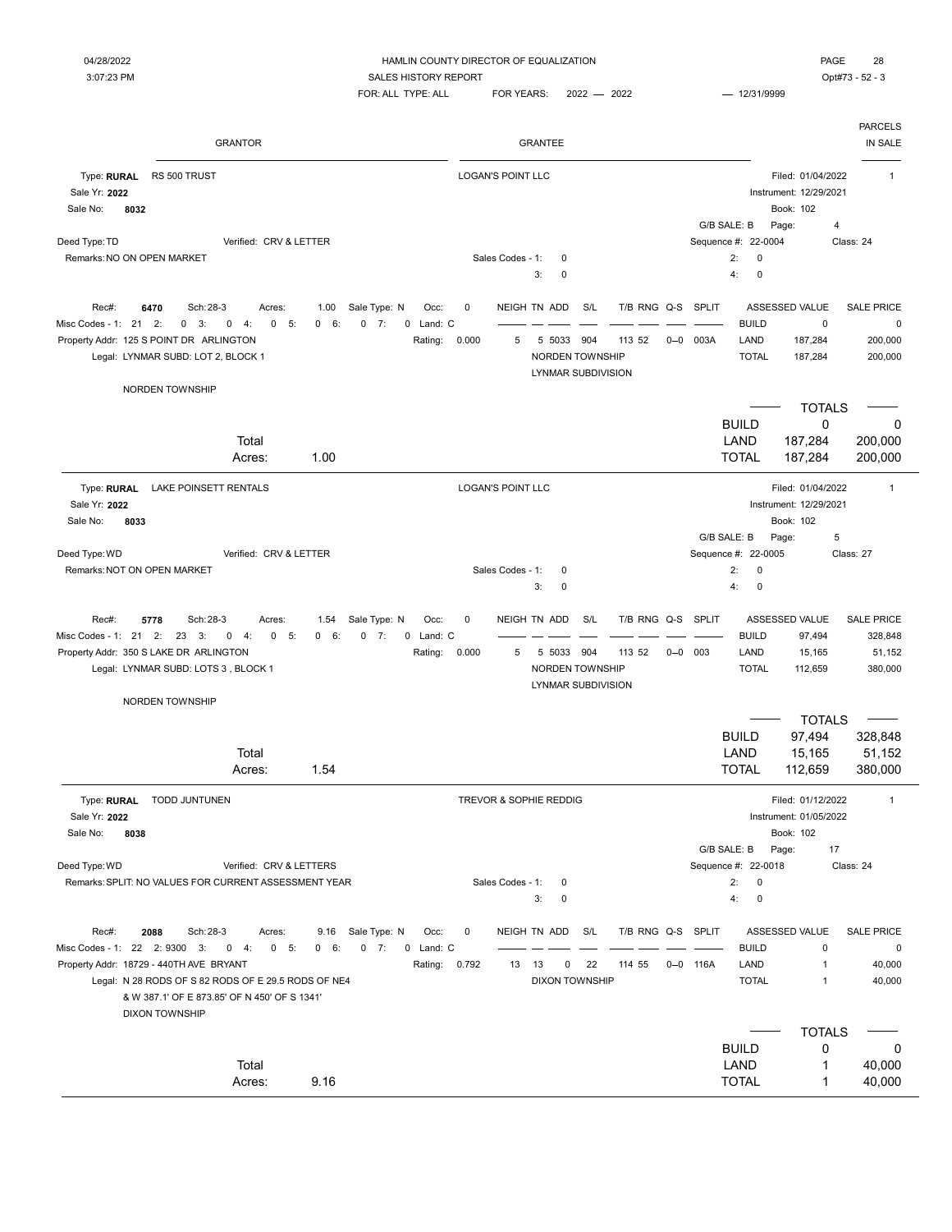HAMLIN COUNTY DIRECTOR OF EQUALIZATION

SALES HISTORY REPORT

04/28/2022 3:07:23 PM — PAGE 28 — Opt#73 - 52 - 3

FOR: ALL TYPE: ALL FOR YEARS: 2022 — 2022 — 12/31/9999

| GRANTOR | GRANTEE | PARCELS IN SALE |
|---|---|---|

---

**Type: RURAL** RS 500 TRUST — **Grantee:** LOGAN'S POINT LLC — Parcels in sale: 1

Sale Yr: **2022**
Sale No: **8032**
Filed: 01/04/2022
Instrument: 12/29/2021
Book: 102
G/B SALE: B Page: 4
Deed Type: TD Verified: CRV & LETTER
Sequence #: 22-0004 Class: 24
Remarks: NO ON OPEN MARKET
Sales Codes - 1: 0 2: 0 3: 0 4: 0

Rec#: **6470** Sch: 28-3 Acres: 1.00 Sale Type: N Occ: 0
Misc Codes - 1: 21 2: 0 3: 0 4: 0 5: 0 6: 0 7: 0 Land: C
Property Addr: 125 S POINT DR ARLINGTON Rating: 0.000
Legal: LYNMAR SUBD: LOT 2, BLOCK 1
NORDEN TOWNSHIP

| NEIGH | TN | ADD | S/L | T/B | RNG | Q-S | SPLIT |
|---|---|---|---|---|---|---|---|
| 5 | 5 | 5033 | 904 | 113 | 52 | 0--0 | 003A |

NORDEN TOWNSHIP
LYNMAR SUBDIVISION

| | ASSESSED VALUE | SALE PRICE |
|---|---|---|
| BUILD | 0 | 0 |
| LAND | 187,284 | 200,000 |
| TOTAL | 187,284 | 200,000 |

Total Acres: 1.00

| TOTALS | | |
|---|---|---|
| BUILD | 0 | 0 |
| LAND | 187,284 | 200,000 |
| TOTAL | 187,284 | 200,000 |

---

**Type: RURAL** LAKE POINSETT RENTALS — **Grantee:** LOGAN'S POINT LLC — Parcels in sale: 1

Sale Yr: **2022**
Sale No: **8033**
Filed: 01/04/2022
Instrument: 12/29/2021
Book: 102
G/B SALE: B Page: 5
Deed Type: WD Verified: CRV & LETTER
Sequence #: 22-0005 Class: 27
Remarks: NOT ON OPEN MARKET
Sales Codes - 1: 0 2: 0 3: 0 4: 0

Rec#: **5778** Sch: 28-3 Acres: 1.54 Sale Type: N Occ: 0
Misc Codes - 1: 21 2: 23 3: 0 4: 0 5: 0 6: 0 7: 0 Land: C
Property Addr: 350 S LAKE DR ARLINGTON Rating: 0.000
Legal: LYNMAR SUBD: LOTS 3 , BLOCK 1
NORDEN TOWNSHIP

| NEIGH | TN | ADD | S/L | T/B | RNG | Q-S | SPLIT |
|---|---|---|---|---|---|---|---|
| 5 | 5 | 5033 | 904 | 113 | 52 | 0--0 | 003 |

NORDEN TOWNSHIP
LYNMAR SUBDIVISION

| | ASSESSED VALUE | SALE PRICE |
|---|---|---|
| BUILD | 97,494 | 328,848 |
| LAND | 15,165 | 51,152 |
| TOTAL | 112,659 | 380,000 |

Total Acres: 1.54

| TOTALS | | |
|---|---|---|
| BUILD | 97,494 | 328,848 |
| LAND | 15,165 | 51,152 |
| TOTAL | 112,659 | 380,000 |

---

**Type: RURAL** TODD JUNTUNEN — **Grantee:** TREVOR & SOPHIE REDDIG — Parcels in sale: 1

Sale Yr: **2022**
Sale No: **8038**
Filed: 01/12/2022
Instrument: 01/05/2022
Book: 102
G/B SALE: B Page: 17
Deed Type: WD Verified: CRV & LETTERS
Sequence #: 22-0018 Class: 24
Remarks: SPLIT: NO VALUES FOR CURRENT ASSESSMENT YEAR
Sales Codes - 1: 0 2: 0 3: 0 4: 0

Rec#: **2088** Sch: 28-3 Acres: 9.16 Sale Type: N Occ: 0
Misc Codes - 1: 22 2: 9300 3: 0 4: 0 5: 0 6: 0 7: 0 Land: C
Property Addr: 18729 - 440TH AVE BRYANT Rating: 0.792
Legal: N 28 RODS OF S 82 RODS OF E 29.5 RODS OF NE4
& W 387.1' OF E 873.85' OF N 450' OF S 1341'
DIXON TOWNSHIP

| NEIGH | TN | ADD | S/L | T/B | RNG | Q-S | SPLIT |
|---|---|---|---|---|---|---|---|
| 13 | 13 | 0 | 22 | 114 | 55 | 0--0 | 116A |

DIXON TOWNSHIP

| | ASSESSED VALUE | SALE PRICE |
|---|---|---|
| BUILD | 0 | 0 |
| LAND | 1 | 40,000 |
| TOTAL | 1 | 40,000 |

Total Acres: 9.16

| TOTALS | | |
|---|---|---|
| BUILD | 0 | 0 |
| LAND | 1 | 40,000 |
| TOTAL | 1 | 40,000 |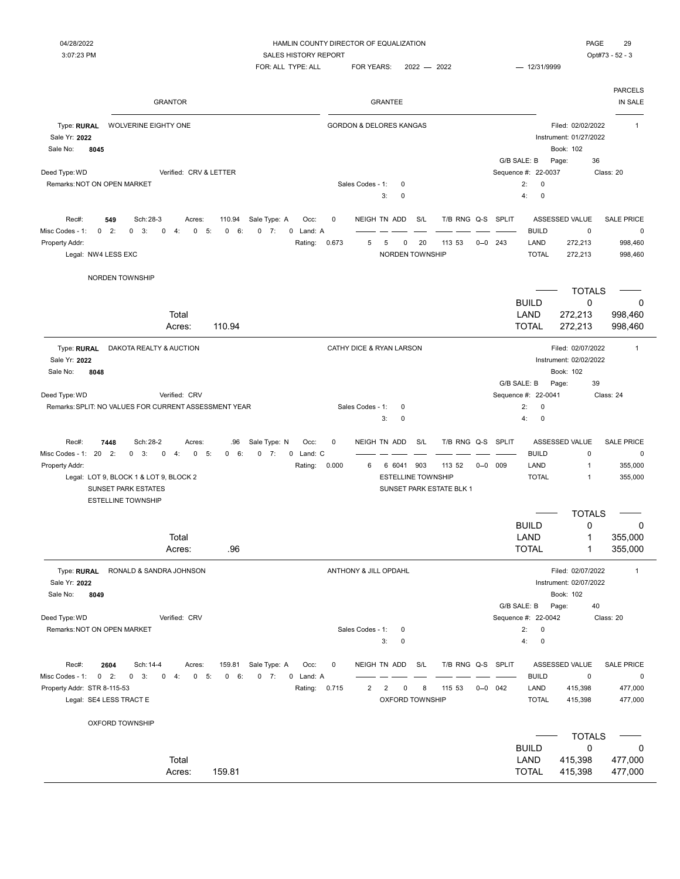HAMLIN COUNTY DIRECTOR OF EQUALIZATION

SALES HISTORY REPORT

04/28/2022 3:07:23 PM

FOR: ALL TYPE: ALL FOR YEARS: 2022 — 2022 — 12/31/9999

Opt#73 - 52 - 3

| GRANTOR | GRANTEE | PARCELS IN SALE |
|---|---|---|

---

**Type: RURAL** WOLVERINE EIGHTY ONE — GORDON & DELORES KANGAS — Filed: 02/02/2022 — 1

Sale Yr: **2022** — Instrument: 01/27/2022

Sale No: **8045** — Book: 102

G/B SALE: B — Page: 36

Deed Type: WD — Verified: CRV & LETTER — Sequence #: 22-0037 — Class: 20

Remarks: NOT ON OPEN MARKET — Sales Codes - 1: 0 2: 0 3: 0 4: 0

| Rec#: | Sch: | Acres: | Sale Type: | Occ: | NEIGH | TN | ADD | S/L | T/B | RNG | Q-S | SPLIT | | ASSESSED VALUE | SALE PRICE |
|---|---|---|---|---|---|---|---|---|---|---|---|---|---|---|---|
| 549 | 28-3 | 110.94 | A | 0 | | | | | | | | | BUILD | 0 | 0 |
| Rating: 0.673 | | | | | 5 | 5 | 0 | 20 | 113 | 53 | 0--0 | 243 | LAND | 272,213 | 998,460 |
| | | | | | | | | | | | | | TOTAL | 272,213 | 998,460 |

Misc Codes - 1: 0 2: 0 3: 0 4: 0 5: 0 6: 0 7: 0 Land: A

Property Addr:

Legal: NW4 LESS EXC — NORDEN TOWNSHIP

NORDEN TOWNSHIP

| | TOTALS | |
|---|---|---|
| BUILD | 0 | 0 |
| LAND | 272,213 | 998,460 |
| TOTAL | 272,213 | 998,460 |

Total Acres: 110.94

---

**Type: RURAL** DAKOTA REALTY & AUCTION — CATHY DICE & RYAN LARSON — Filed: 02/07/2022 — 1

Sale Yr: **2022** — Instrument: 02/02/2022

Sale No: **8048** — Book: 102

G/B SALE: B — Page: 39

Deed Type: WD — Verified: CRV — Sequence #: 22-0041 — Class: 24

Remarks: SPLIT: NO VALUES FOR CURRENT ASSESSMENT YEAR — Sales Codes - 1: 0 2: 0 3: 0 4: 0

| Rec#: | Sch: | Acres: | Sale Type: | Occ: | NEIGH | TN | ADD | S/L | T/B | RNG | Q-S | SPLIT | | ASSESSED VALUE | SALE PRICE |
|---|---|---|---|---|---|---|---|---|---|---|---|---|---|---|---|
| 7448 | 28-2 | .96 | N | 0 | | | | | | | | | BUILD | 0 | 0 |
| Rating: 0.000 | | | | | 6 | 6 | 6041 | 903 | 113 | 52 | 0--0 | 009 | LAND | 1 | 355,000 |
| | | | | | | | | | | | | | TOTAL | 1 | 355,000 |

Misc Codes - 1: 20 2: 0 3: 0 4: 0 5: 0 6: 0 7: 0 Land: C

Property Addr:

Legal: LOT 9, BLOCK 1 & LOT 9, BLOCK 2 — ESTELLINE TOWNSHIP

SUNSET PARK ESTATES — SUNSET PARK ESTATE BLK 1

ESTELLINE TOWNSHIP

| | TOTALS | |
|---|---|---|
| BUILD | 0 | 0 |
| LAND | 1 | 355,000 |
| TOTAL | 1 | 355,000 |

Total Acres: .96

---

**Type: RURAL** RONALD & SANDRA JOHNSON — ANTHONY & JILL OPDAHL — Filed: 02/07/2022 — 1

Sale Yr: **2022** — Instrument: 02/07/2022

Sale No: **8049** — Book: 102

G/B SALE: B — Page: 40

Deed Type: WD — Verified: CRV — Sequence #: 22-0042 — Class: 20

Remarks: NOT ON OPEN MARKET — Sales Codes - 1: 0 2: 0 3: 0 4: 0

| Rec#: | Sch: | Acres: | Sale Type: | Occ: | NEIGH | TN | ADD | S/L | T/B | RNG | Q-S | SPLIT | | ASSESSED VALUE | SALE PRICE |
|---|---|---|---|---|---|---|---|---|---|---|---|---|---|---|---|
| 2604 | 14-4 | 159.81 | A | 0 | | | | | | | | | BUILD | 0 | 0 |
| Rating: 0.715 | | | | | 2 | 2 | 0 | 8 | 115 | 53 | 0--0 | 042 | LAND | 415,398 | 477,000 |
| | | | | | | | | | | | | | TOTAL | 415,398 | 477,000 |

Misc Codes - 1: 0 2: 0 3: 0 4: 0 5: 0 6: 0 7: 0 Land: A

Property Addr: STR 8-115-53

Legal: SE4 LESS TRACT E — OXFORD TOWNSHIP

OXFORD TOWNSHIP

| | TOTALS | |
|---|---|---|
| BUILD | 0 | 0 |
| LAND | 415,398 | 477,000 |
| TOTAL | 415,398 | 477,000 |

Total Acres: 159.81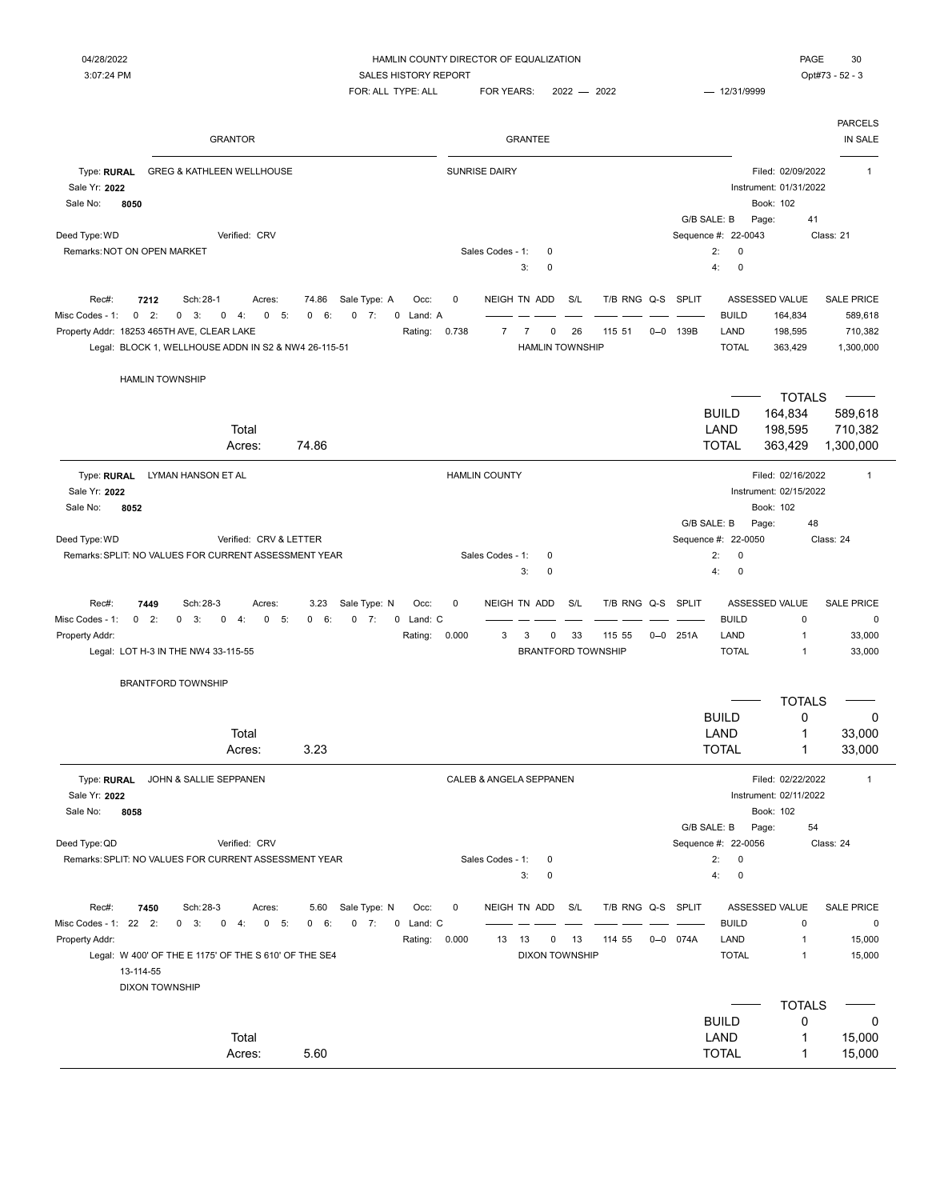HAMLIN COUNTY DIRECTOR OF EQUALIZATION
SALES HISTORY REPORT
FOR: ALL TYPE: ALL FOR YEARS: 2022 — 2022 — 12/31/9999

04/28/2022 3:07:24 PM — Opt#73 - 52 - 3

| GRANTOR | GRANTEE | PARCELS IN SALE |
|---|---|---|

---

**Type: RURAL** GREG & KATHLEEN WELLHOUSE — SUNRISE DAIRY — Filed: 02/09/2022 — 1

Sale Yr: **2022** — Instrument: 01/31/2022

Sale No: **8050** — Book: 102

G/B SALE: B Page: 41

Deed Type: WD Verified: CRV — Sequence #: 22-0043 Class: 21

Remarks: NOT ON OPEN MARKET — Sales Codes - 1: 0 2: 0 3: 0 4: 0

| Rec#: | Sch: | Acres: | Sale Type: | Occ: | NEIGH | TN | ADD | S/L | T/B RNG | Q-S | SPLIT | | ASSESSED VALUE | SALE PRICE |
|---|---|---|---|---|---|---|---|---|---|---|---|---|---|---|
| 7212 | 28-1 | 74.86 | A | 0 | 7 | 7 | 0 | 26 | 115 51 | 0--0 | 139B | BUILD | 164,834 | 589,618 |
| | | | | Land: A, Rating: 0.738 | | | | | | | | LAND | 198,595 | 710,382 |
| | | | | | | | | | | | | TOTAL | 363,429 | 1,300,000 |

Misc Codes - 1: 0 2: 0 3: 0 4: 0 5: 0 6: 0 7: 0

Property Addr: 18253 465TH AVE, CLEAR LAKE — HAMLIN TOWNSHIP

Legal: BLOCK 1, WELLHOUSE ADDN IN S2 & NW4 26-115-51

HAMLIN TOWNSHIP

Total Acres: 74.86

| TOTALS | | |
|---|---|---|
| BUILD | 164,834 | 589,618 |
| LAND | 198,595 | 710,382 |
| TOTAL | 363,429 | 1,300,000 |

---

**Type: RURAL** LYMAN HANSON ET AL — HAMLIN COUNTY — Filed: 02/16/2022 — 1

Sale Yr: **2022** — Instrument: 02/15/2022

Sale No: **8052** — Book: 102

G/B SALE: B Page: 48

Deed Type: WD Verified: CRV & LETTER — Sequence #: 22-0050 Class: 24

Remarks: SPLIT: NO VALUES FOR CURRENT ASSESSMENT YEAR — Sales Codes - 1: 0 2: 0 3: 0 4: 0

| Rec#: | Sch: | Acres: | Sale Type: | Occ: | NEIGH | TN | ADD | S/L | T/B RNG | Q-S | SPLIT | | ASSESSED VALUE | SALE PRICE |
|---|---|---|---|---|---|---|---|---|---|---|---|---|---|---|
| 7449 | 28-3 | 3.23 | N | 0 | 3 | 3 | 0 | 33 | 115 55 | 0--0 | 251A | BUILD | 0 | 0 |
| | | | | Land: C, Rating: 0.000 | | | | | | | | LAND | 1 | 33,000 |
| | | | | | | | | | | | | TOTAL | 1 | 33,000 |

Misc Codes - 1: 0 2: 0 3: 0 4: 0 5: 0 6: 0 7: 0

Property Addr: — BRANTFORD TOWNSHIP

Legal: LOT H-3 IN THE NW4 33-115-55

BRANTFORD TOWNSHIP

Total Acres: 3.23

| TOTALS | | |
|---|---|---|
| BUILD | 0 | 0 |
| LAND | 1 | 33,000 |
| TOTAL | 1 | 33,000 |

---

**Type: RURAL** JOHN & SALLIE SEPPANEN — CALEB & ANGELA SEPPANEN — Filed: 02/22/2022 — 1

Sale Yr: **2022** — Instrument: 02/11/2022

Sale No: **8058** — Book: 102

G/B SALE: B Page: 54

Deed Type: QD Verified: CRV — Sequence #: 22-0056 Class: 24

Remarks: SPLIT: NO VALUES FOR CURRENT ASSESSMENT YEAR — Sales Codes - 1: 0 2: 0 3: 0 4: 0

| Rec#: | Sch: | Acres: | Sale Type: | Occ: | NEIGH | TN | ADD | S/L | T/B RNG | Q-S | SPLIT | | ASSESSED VALUE | SALE PRICE |
|---|---|---|---|---|---|---|---|---|---|---|---|---|---|---|
| 7450 | 28-3 | 5.60 | N | 0 | 13 | 13 | 0 | 13 | 114 55 | 0--0 | 074A | BUILD | 0 | 0 |
| | | | | Land: C, Rating: 0.000 | | | | | | | | LAND | 1 | 15,000 |
| | | | | | | | | | | | | TOTAL | 1 | 15,000 |

Misc Codes - 1: 22 2: 0 3: 0 4: 0 5: 0 6: 0 7: 0

Property Addr: — DIXON TOWNSHIP

Legal: W 400' OF THE E 1175' OF THE S 610' OF THE SE4 13-114-55

DIXON TOWNSHIP

Total Acres: 5.60

| TOTALS | | |
|---|---|---|
| BUILD | 0 | 0 |
| LAND | 1 | 15,000 |
| TOTAL | 1 | 15,000 |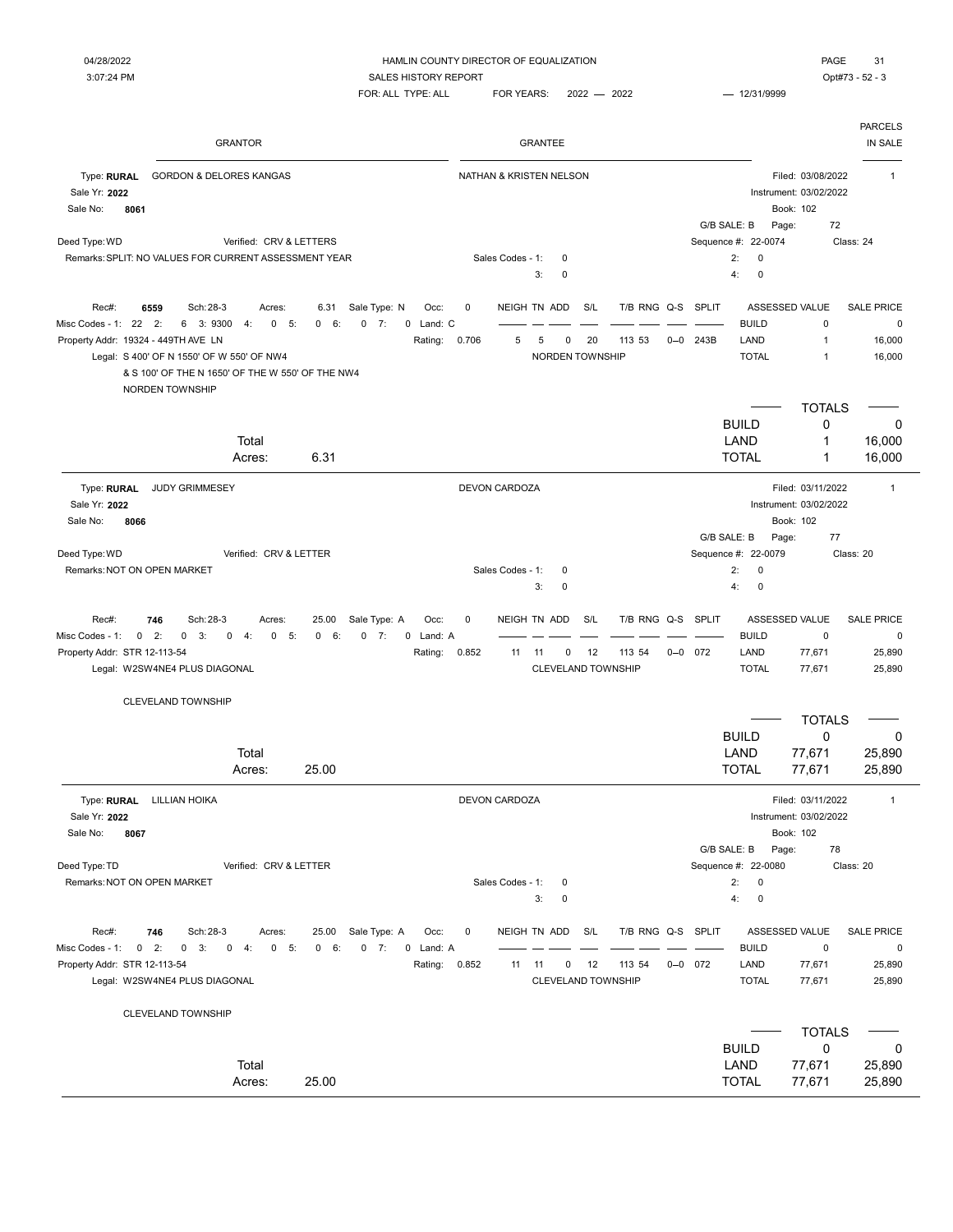HAMLIN COUNTY DIRECTOR OF EQUALIZATION
SALES HISTORY REPORT
FOR: ALL TYPE: ALL FOR YEARS: 2022 — 2022 — 12/31/9999

04/28/2022 3:07:24 PM — Opt#73 - 52 - 3

| GRANTOR | GRANTEE | PARCELS IN SALE |
|---|---|---|

---

**Type: RURAL** GORDON & DELORES KANGAS — NATHAN & KRISTEN NELSON — Filed: 03/08/2022 — 1
Sale Yr: **2022** — Instrument: 03/02/2022
Sale No: **8061** — Book: 102
G/B SALE: B Page: 72
Deed Type: WD Verified: CRV & LETTERS Sequence #: 22-0074 Class: 24
Remarks: SPLIT: NO VALUES FOR CURRENT ASSESSMENT YEAR Sales Codes - 1: 0 2: 0 3: 0 4: 0

Rec#: **6559** Sch: 28-3 Acres: 6.31 Sale Type: N Occ: 0
Misc Codes - 1: 22 2: 6 3: 9300 4: 0 5: 0 6: 0 7: 0 Land: C
Property Addr: 19324 - 449TH AVE LN Rating: 0.706
Legal: S 400' OF N 1550' OF W 550' OF NW4
& S 100' OF THE N 1650' OF THE W 550' OF THE NW4
NORDEN TOWNSHIP

| NEIGH | TN | ADD | S/L | T/B | RNG | Q-S | SPLIT |
|---|---|---|---|---|---|---|---|
| 5 | 5 | 0 | 20 | 113 | 53 | 0--0 | 243B |

NORDEN TOWNSHIP

| | ASSESSED VALUE | SALE PRICE |
|---|---|---|
| BUILD | 0 | 0 |
| LAND | 1 | 16,000 |
| TOTAL | 1 | 16,000 |

Total Acres: 6.31

| TOTALS | | |
|---|---|---|
| BUILD | 0 | 0 |
| LAND | 1 | 16,000 |
| TOTAL | 1 | 16,000 |

---

**Type: RURAL** JUDY GRIMMESEY — DEVON CARDOZA — Filed: 03/11/2022 — 1
Sale Yr: **2022** — Instrument: 03/02/2022
Sale No: **8066** — Book: 102
G/B SALE: B Page: 77
Deed Type: WD Verified: CRV & LETTER Sequence #: 22-0079 Class: 20
Remarks: NOT ON OPEN MARKET Sales Codes - 1: 0 2: 0 3: 0 4: 0

Rec#: **746** Sch: 28-3 Acres: 25.00 Sale Type: A Occ: 0
Misc Codes - 1: 0 2: 0 3: 0 4: 0 5: 0 6: 0 7: 0 Land: A
Property Addr: STR 12-113-54 Rating: 0.852
Legal: W2SW4NE4 PLUS DIAGONAL

CLEVELAND TOWNSHIP

| NEIGH | TN | ADD | S/L | T/B | RNG | Q-S | SPLIT |
|---|---|---|---|---|---|---|---|
| 11 | 11 | 0 | 12 | 113 | 54 | 0--0 | 072 |

CLEVELAND TOWNSHIP

| | ASSESSED VALUE | SALE PRICE |
|---|---|---|
| BUILD | 0 | 0 |
| LAND | 77,671 | 25,890 |
| TOTAL | 77,671 | 25,890 |

Total Acres: 25.00

| TOTALS | | |
|---|---|---|
| BUILD | 0 | 0 |
| LAND | 77,671 | 25,890 |
| TOTAL | 77,671 | 25,890 |

---

**Type: RURAL** LILLIAN HOIKA — DEVON CARDOZA — Filed: 03/11/2022 — 1
Sale Yr: **2022** — Instrument: 03/02/2022
Sale No: **8067** — Book: 102
G/B SALE: B Page: 78
Deed Type: TD Verified: CRV & LETTER Sequence #: 22-0080 Class: 20
Remarks: NOT ON OPEN MARKET Sales Codes - 1: 0 2: 0 3: 0 4: 0

Rec#: **746** Sch: 28-3 Acres: 25.00 Sale Type: A Occ: 0
Misc Codes - 1: 0 2: 0 3: 0 4: 0 5: 0 6: 0 7: 0 Land: A
Property Addr: STR 12-113-54 Rating: 0.852
Legal: W2SW4NE4 PLUS DIAGONAL

CLEVELAND TOWNSHIP

| NEIGH | TN | ADD | S/L | T/B | RNG | Q-S | SPLIT |
|---|---|---|---|---|---|---|---|
| 11 | 11 | 0 | 12 | 113 | 54 | 0--0 | 072 |

CLEVELAND TOWNSHIP

| | ASSESSED VALUE | SALE PRICE |
|---|---|---|
| BUILD | 0 | 0 |
| LAND | 77,671 | 25,890 |
| TOTAL | 77,671 | 25,890 |

Total Acres: 25.00

| TOTALS | | |
|---|---|---|
| BUILD | 0 | 0 |
| LAND | 77,671 | 25,890 |
| TOTAL | 77,671 | 25,890 |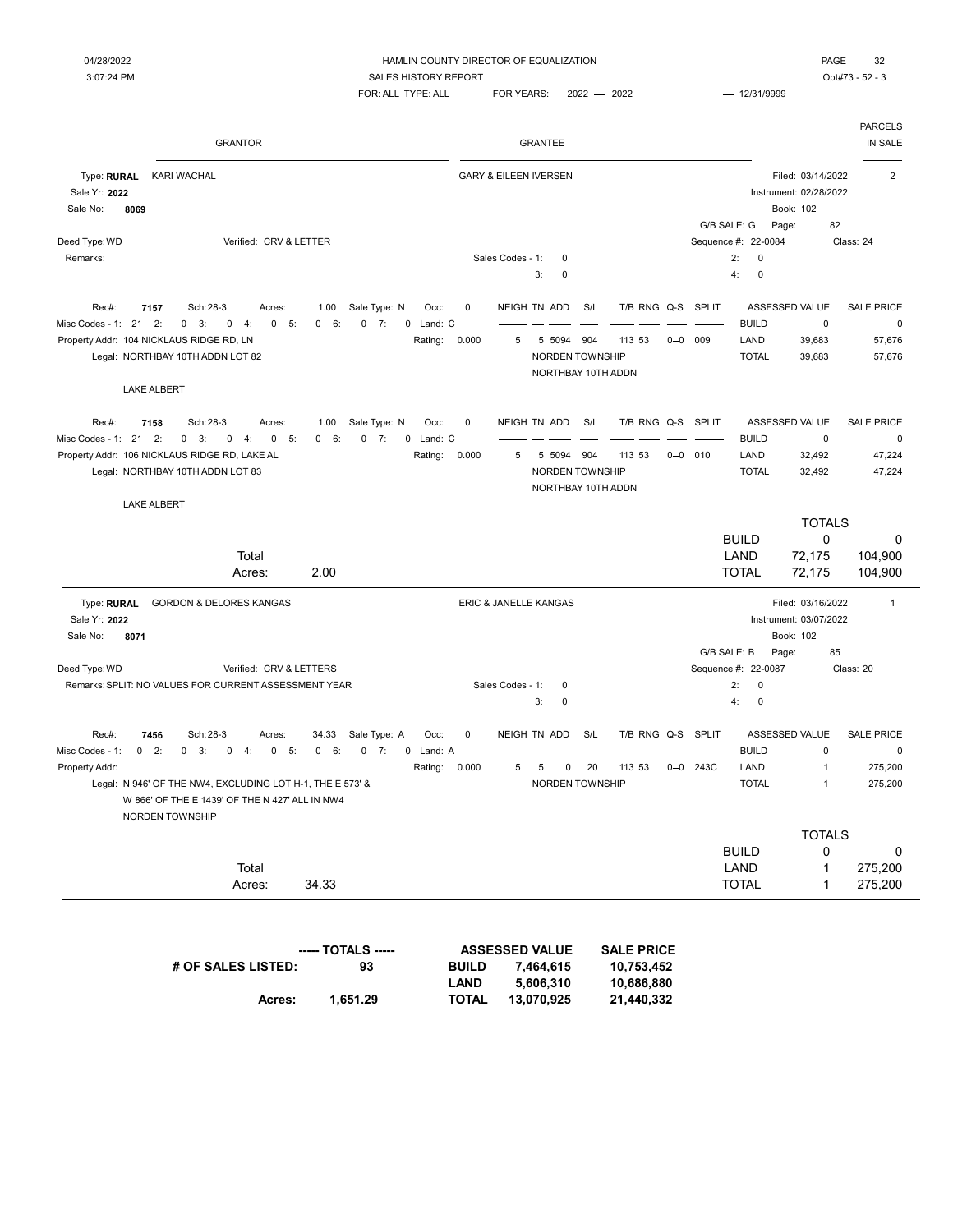HAMLIN COUNTY DIRECTOR OF EQUALIZATION

SALES HISTORY REPORT

04/28/2022 3:07:24 PM

FOR: ALL TYPE: ALL FOR YEARS: 2022 — 2022 — 12/31/9999

Opt#73 - 52 - 3

| GRANTOR | GRANTEE | PARCELS IN SALE |
|---|---|---|

**Type: RURAL** KARI WACHAL — GARY & EILEEN IVERSEN — Filed: 03/14/2022 — 2

Sale Yr: **2022** — Instrument: 02/28/2022

Sale No: **8069** — Book: 102

G/B SALE: G Page: 82

Deed Type: WD Verified: CRV & LETTER Sequence #: 22-0084 Class: 24

Remarks: Sales Codes - 1: 0 2: 0 3: 0 4: 0

Rec#: **7157** Sch: 28-3 Acres: 1.00 Sale Type: N Occ: 0 NEIGH TN ADD S/L T/B RNG Q-S SPLIT

Misc Codes - 1: 21 2: 0 3: 0 4: 0 5: 0 6: 0 7: 0 Land: C

Property Addr: 104 NICKLAUS RIDGE RD, LN Rating: 0.000 5 5 5094 904 113 53 0--0 009

Legal: NORTHBAY 10TH ADDN LOT 82 NORDEN TOWNSHIP NORTHBAY 10TH ADDN

LAKE ALBERT

| | ASSESSED VALUE | SALE PRICE |
|---|---|---|
| BUILD | 0 | 0 |
| LAND | 39,683 | 57,676 |
| TOTAL | 39,683 | 57,676 |

Rec#: **7158** Sch: 28-3 Acres: 1.00 Sale Type: N Occ: 0 NEIGH TN ADD S/L T/B RNG Q-S SPLIT

Misc Codes - 1: 21 2: 0 3: 0 4: 0 5: 0 6: 0 7: 0 Land: C

Property Addr: 106 NICKLAUS RIDGE RD, LAKE AL Rating: 0.000 5 5 5094 904 113 53 0--0 010

Legal: NORTHBAY 10TH ADDN LOT 83 NORDEN TOWNSHIP NORTHBAY 10TH ADDN

LAKE ALBERT

| | ASSESSED VALUE | SALE PRICE |
|---|---|---|
| BUILD | 0 | 0 |
| LAND | 32,492 | 47,224 |
| TOTAL | 32,492 | 47,224 |

Total Acres: 2.00

| TOTALS | | |
|---|---|---|
| BUILD | 0 | 0 |
| LAND | 72,175 | 104,900 |
| TOTAL | 72,175 | 104,900 |

**Type: RURAL** GORDON & DELORES KANGAS — ERIC & JANELLE KANGAS — Filed: 03/16/2022 — 1

Sale Yr: **2022** — Instrument: 03/07/2022

Sale No: **8071** — Book: 102

G/B SALE: B Page: 85

Deed Type: WD Verified: CRV & LETTERS Sequence #: 22-0087 Class: 20

Remarks: SPLIT: NO VALUES FOR CURRENT ASSESSMENT YEAR Sales Codes - 1: 0 2: 0 3: 0 4: 0

Rec#: **7456** Sch: 28-3 Acres: 34.33 Sale Type: A Occ: 0 NEIGH TN ADD S/L T/B RNG Q-S SPLIT

Misc Codes - 1: 0 2: 0 3: 0 4: 0 5: 0 6: 0 7: 0 Land: A

Property Addr: Rating: 0.000 5 5 0 20 113 53 0--0 243C

Legal: N 946' OF THE NW4, EXCLUDING LOT H-1, THE E 573' & W 866' OF THE E 1439' OF THE N 427' ALL IN NW4 NORDEN TOWNSHIP

NORDEN TOWNSHIP

| | ASSESSED VALUE | SALE PRICE |
|---|---|---|
| BUILD | 0 | 0 |
| LAND | 1 | 275,200 |
| TOTAL | 1 | 275,200 |

Total Acres: 34.33

| TOTALS | | |
|---|---|---|
| BUILD | 0 | 0 |
| LAND | 1 | 275,200 |
| TOTAL | 1 | 275,200 |

| ----- TOTALS ----- | | | ASSESSED VALUE | SALE PRICE |
|---|---|---|---|---|
| # OF SALES LISTED: | 93 | BUILD | 7,464,615 | 10,753,452 |
| | | LAND | 5,606,310 | 10,686,880 |
| Acres: | 1,651.29 | TOTAL | 13,070,925 | 21,440,332 |